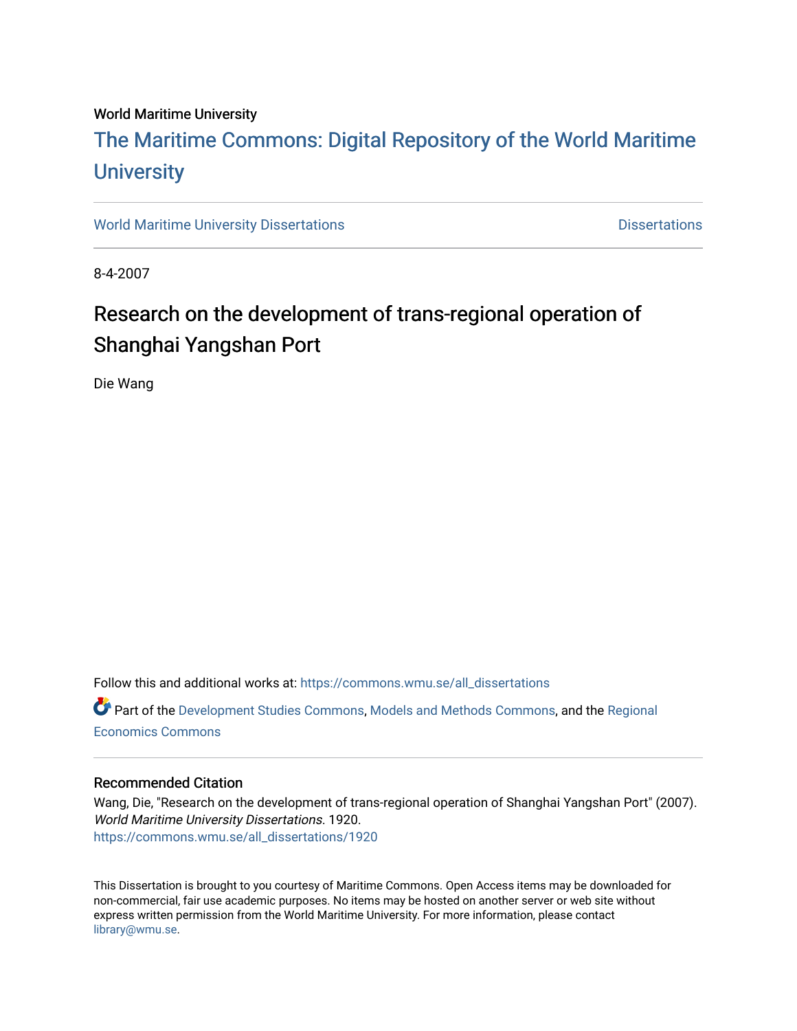World Maritime University

# The Maritime Commons: Digital Repository of the World Maritime University

World Maritime University Dissertations | Dissertations

8-4-2007

## Research on the development of trans-regional operation of Shanghai Yangshan Port

Die Wang

Follow this and additional works at: https://commons.wmu.se/all_dissertations

Part of the Development Studies Commons, Models and Methods Commons, and the Regional Economics Commons

### Recommended Citation

Wang, Die, "Research on the development of trans-regional operation of Shanghai Yangshan Port" (2007). *World Maritime University Dissertations*. 1920.
https://commons.wmu.se/all_dissertations/1920

This Dissertation is brought to you courtesy of Maritime Commons. Open Access items may be downloaded for non-commercial, fair use academic purposes. No items may be hosted on another server or web site without express written permission from the World Maritime University. For more information, please contact library@wmu.se.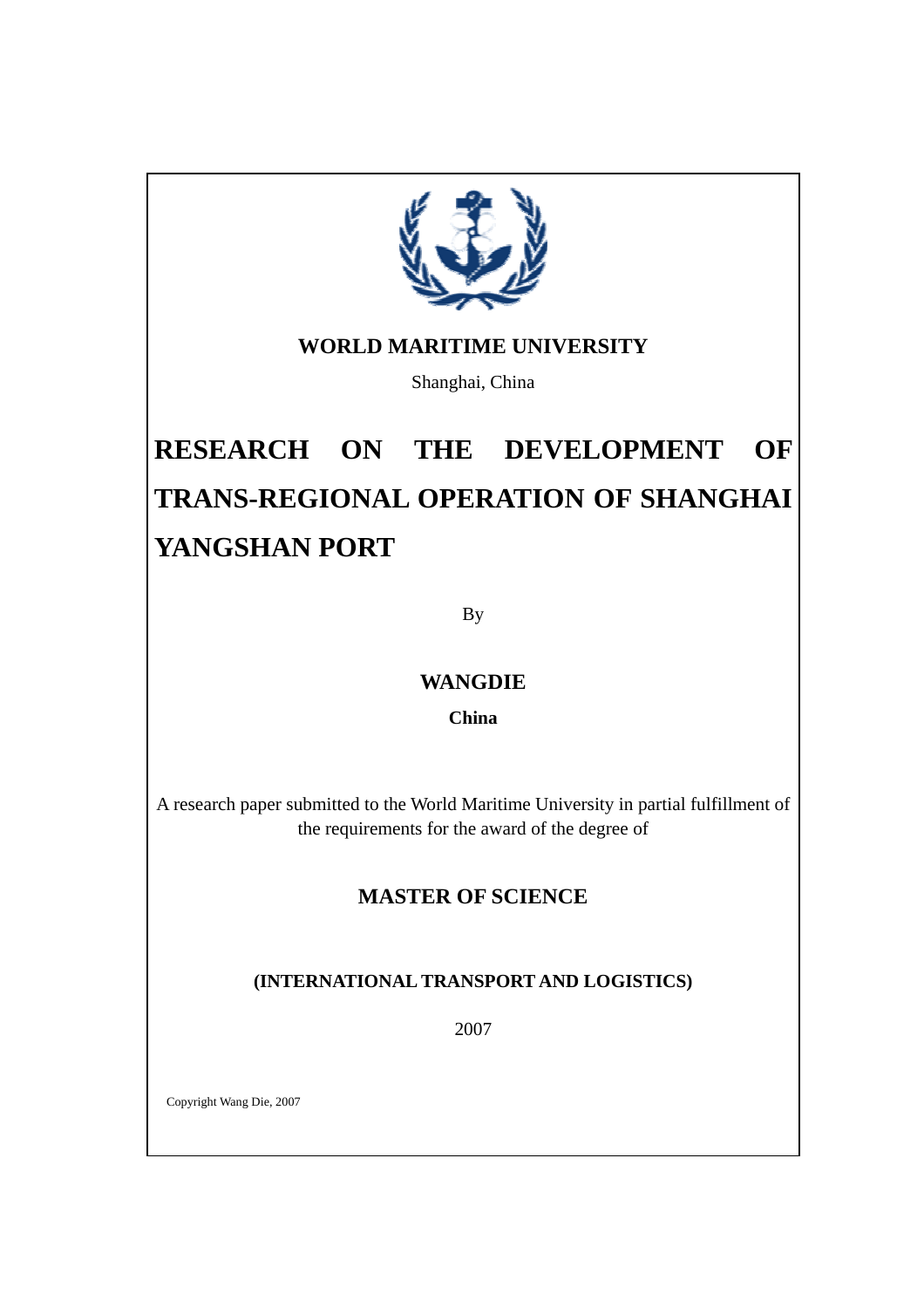**WORLD MARITIME UNIVERSITY**

Shanghai, China

# RESEARCH ON THE DEVELOPMENT OF TRANS-REGIONAL OPERATION OF SHANGHAI YANGSHAN PORT

By

**WANGDIE**

**China**

A research paper submitted to the World Maritime University in partial fulfillment of the requirements for the award of the degree of

## MASTER OF SCIENCE

**(INTERNATIONAL TRANSPORT AND LOGISTICS)**

2007

Copyright Wang Die, 2007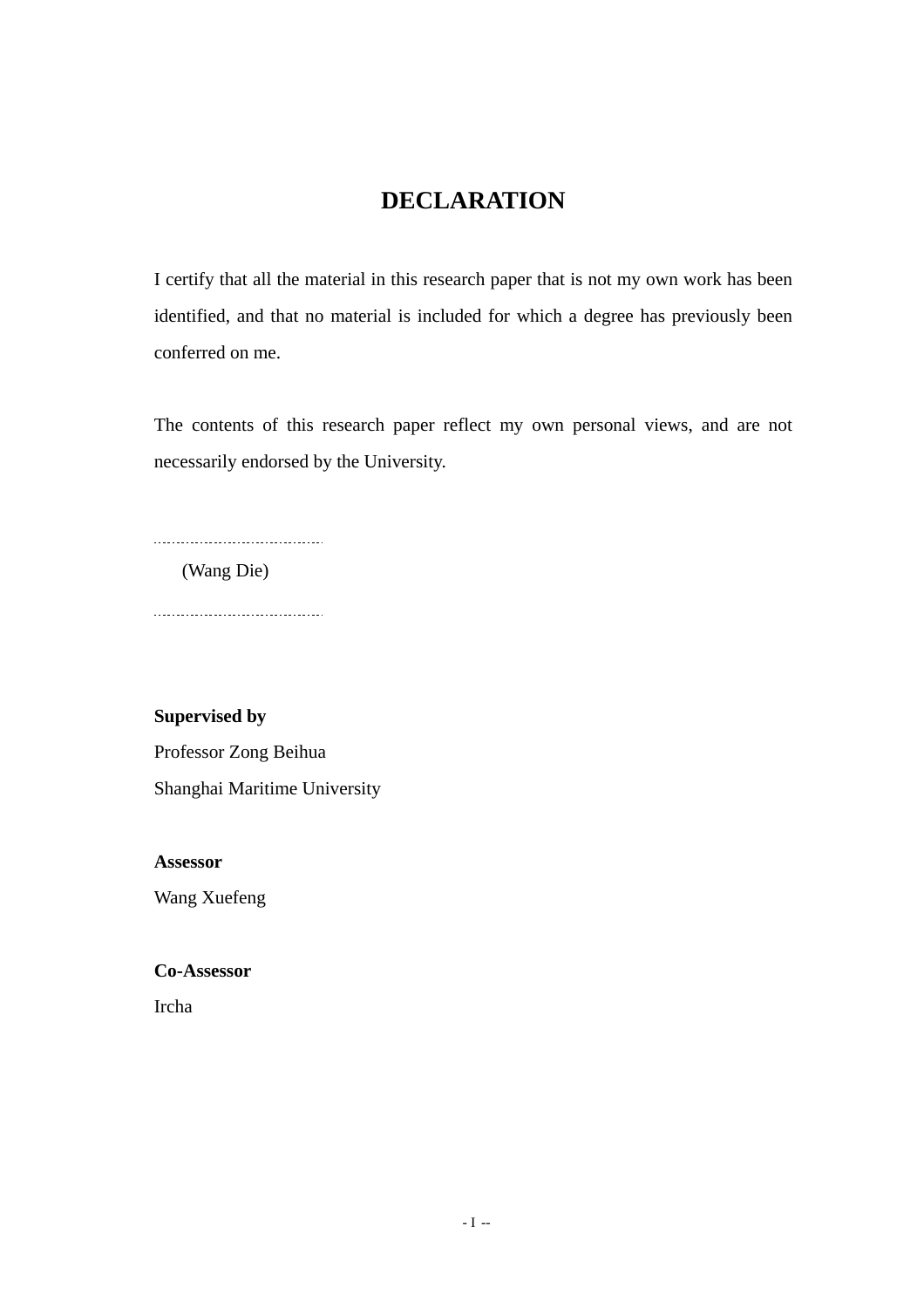# DECLARATION

I certify that all the material in this research paper that is not my own work has been identified, and that no material is included for which a degree has previously been conferred on me.

The contents of this research paper reflect my own personal views, and are not necessarily endorsed by the University.

(Wang Die)

**Supervised by**

Professor Zong Beihua

Shanghai Maritime University

**Assessor**

Wang Xuefeng

**Co-Assessor**

Ircha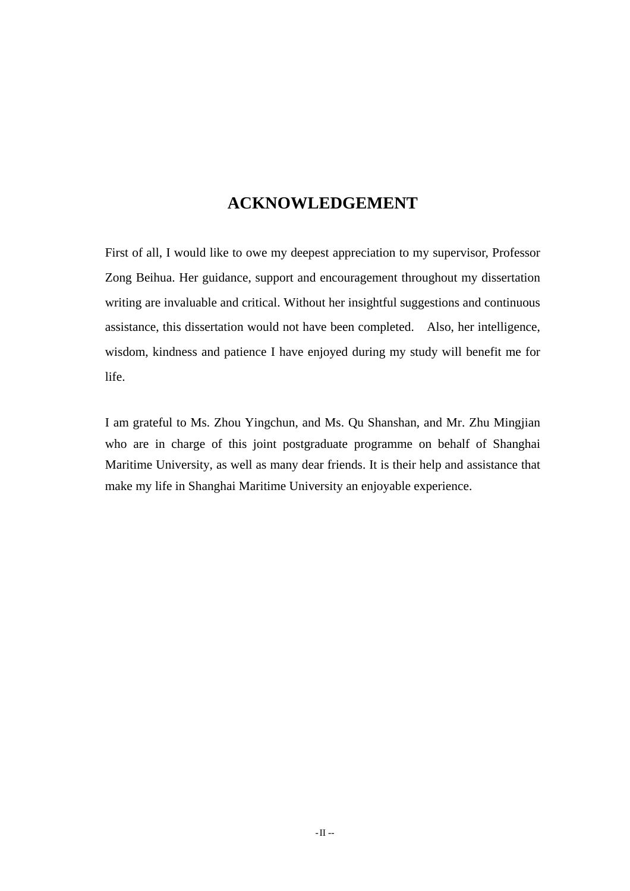# ACKNOWLEDGEMENT

First of all, I would like to owe my deepest appreciation to my supervisor, Professor Zong Beihua. Her guidance, support and encouragement throughout my dissertation writing are invaluable and critical. Without her insightful suggestions and continuous assistance, this dissertation would not have been completed. Also, her intelligence, wisdom, kindness and patience I have enjoyed during my study will benefit me for life.

I am grateful to Ms. Zhou Yingchun, and Ms. Qu Shanshan, and Mr. Zhu Mingjian who are in charge of this joint postgraduate programme on behalf of Shanghai Maritime University, as well as many dear friends. It is their help and assistance that make my life in Shanghai Maritime University an enjoyable experience.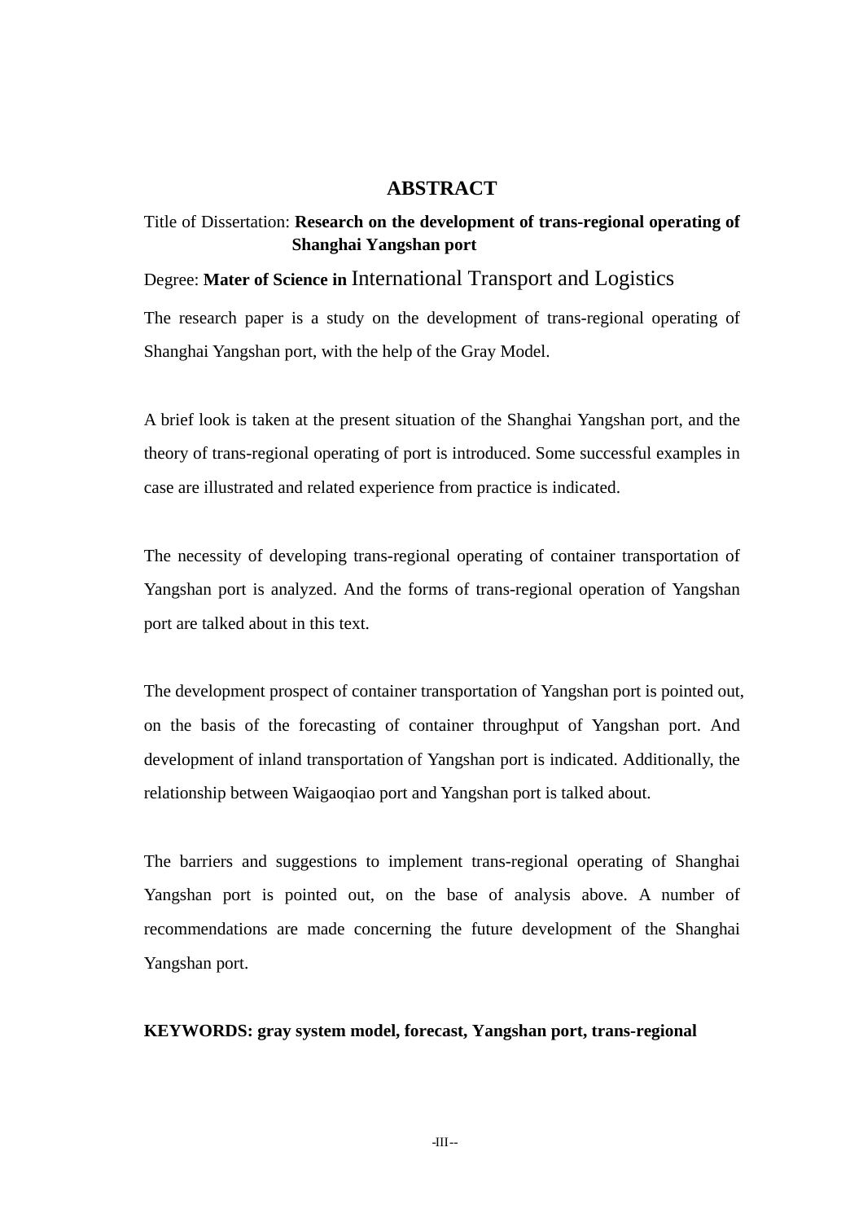# ABSTRACT

Title of Dissertation: **Research on the development of trans-regional operating of Shanghai Yangshan port**

Degree: **Mater of Science in** International Transport and Logistics

The research paper is a study on the development of trans-regional operating of Shanghai Yangshan port, with the help of the Gray Model.

A brief look is taken at the present situation of the Shanghai Yangshan port, and the theory of trans-regional operating of port is introduced. Some successful examples in case are illustrated and related experience from practice is indicated.

The necessity of developing trans-regional operating of container transportation of Yangshan port is analyzed. And the forms of trans-regional operation of Yangshan port are talked about in this text.

The development prospect of container transportation of Yangshan port is pointed out, on the basis of the forecasting of container throughput of Yangshan port. And development of inland transportation of Yangshan port is indicated. Additionally, the relationship between Waigaoqiao port and Yangshan port is talked about.

The barriers and suggestions to implement trans-regional operating of Shanghai Yangshan port is pointed out, on the base of analysis above. A number of recommendations are made concerning the future development of the Shanghai Yangshan port.

**KEYWORDS: gray system model, forecast, Yangshan port, trans-regional**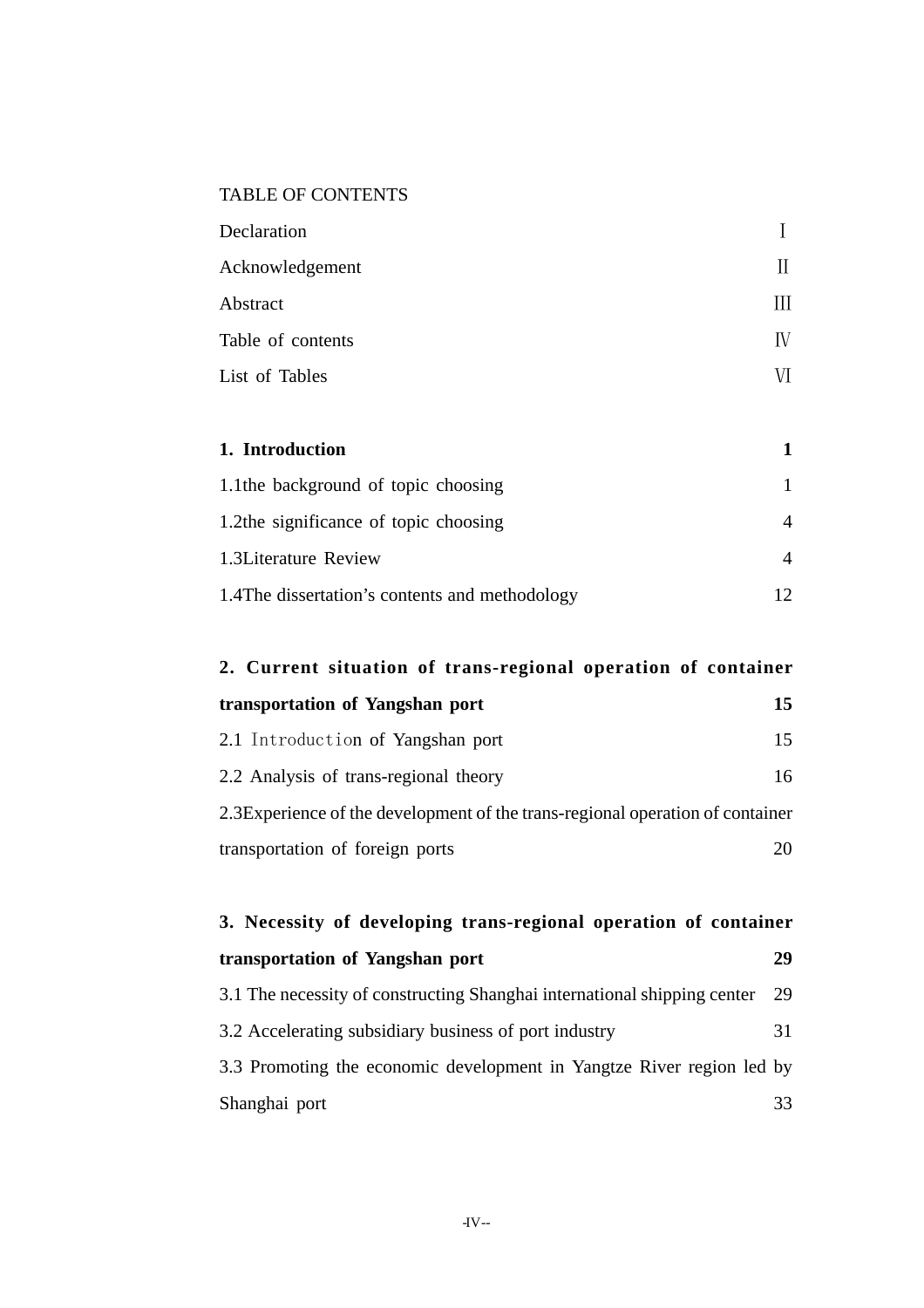TABLE OF CONTENTS

| | |
|---|---|
| Declaration | Ⅰ |
| Acknowledgement | Ⅱ |
| Abstract | Ⅲ |
| Table of contents | Ⅳ |
| List of Tables | Ⅵ |
| **1. Introduction** | **1** |
| 1.1the background of topic choosing | 1 |
| 1.2the significance of topic choosing | 4 |
| 1.3Literature Review | 4 |
| 1.4The dissertation's contents and methodology | 12 |
| **2. Current situation of trans-regional operation of container transportation of Yangshan port** | **15** |
| 2.1 Introduction of Yangshan port | 15 |
| 2.2 Analysis of trans-regional theory | 16 |
| 2.3Experience of the development of the trans-regional operation of container transportation of foreign ports | 20 |
| **3. Necessity of developing trans-regional operation of container transportation of Yangshan port** | **29** |
| 3.1 The necessity of constructing Shanghai international shipping center | 29 |
| 3.2 Accelerating subsidiary business of port industry | 31 |
| 3.3 Promoting the economic development in Yangtze River region led by Shanghai port | 33 |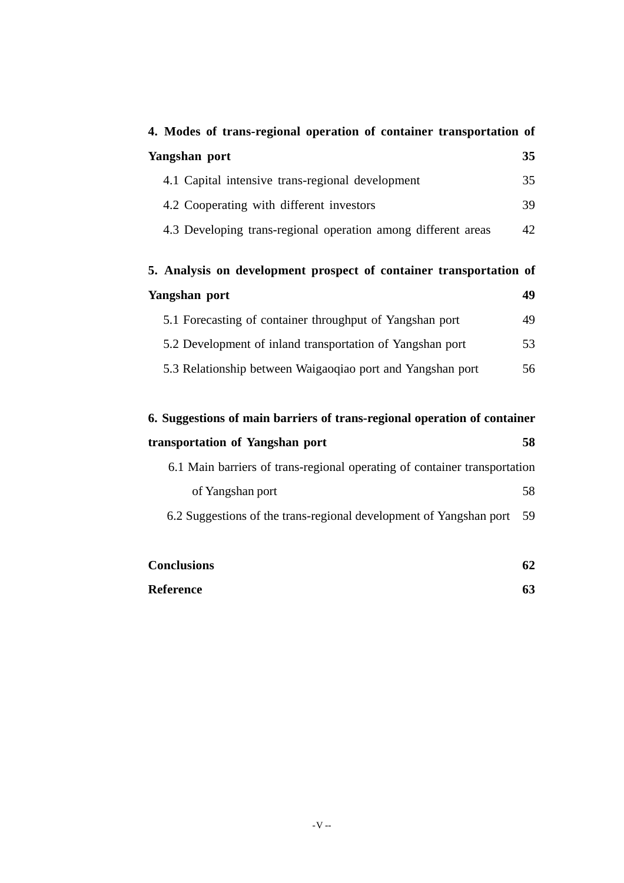**4. Modes of trans-regional operation of container transportation of Yangshan port** **35**

4.1 Capital intensive trans-regional development 35

4.2 Cooperating with different investors 39

4.3 Developing trans-regional operation among different areas 42

**5. Analysis on development prospect of container transportation of Yangshan port** **49**

5.1 Forecasting of container throughput of Yangshan port 49

5.2 Development of inland transportation of Yangshan port 53

5.3 Relationship between Waigaoqiao port and Yangshan port 56

**6. Suggestions of main barriers of trans-regional operation of container transportation of Yangshan port** **58**

6.1 Main barriers of trans-regional operating of container transportation of Yangshan port 58

6.2 Suggestions of the trans-regional development of Yangshan port 59

**Conclusions** **62**

**Reference** **63**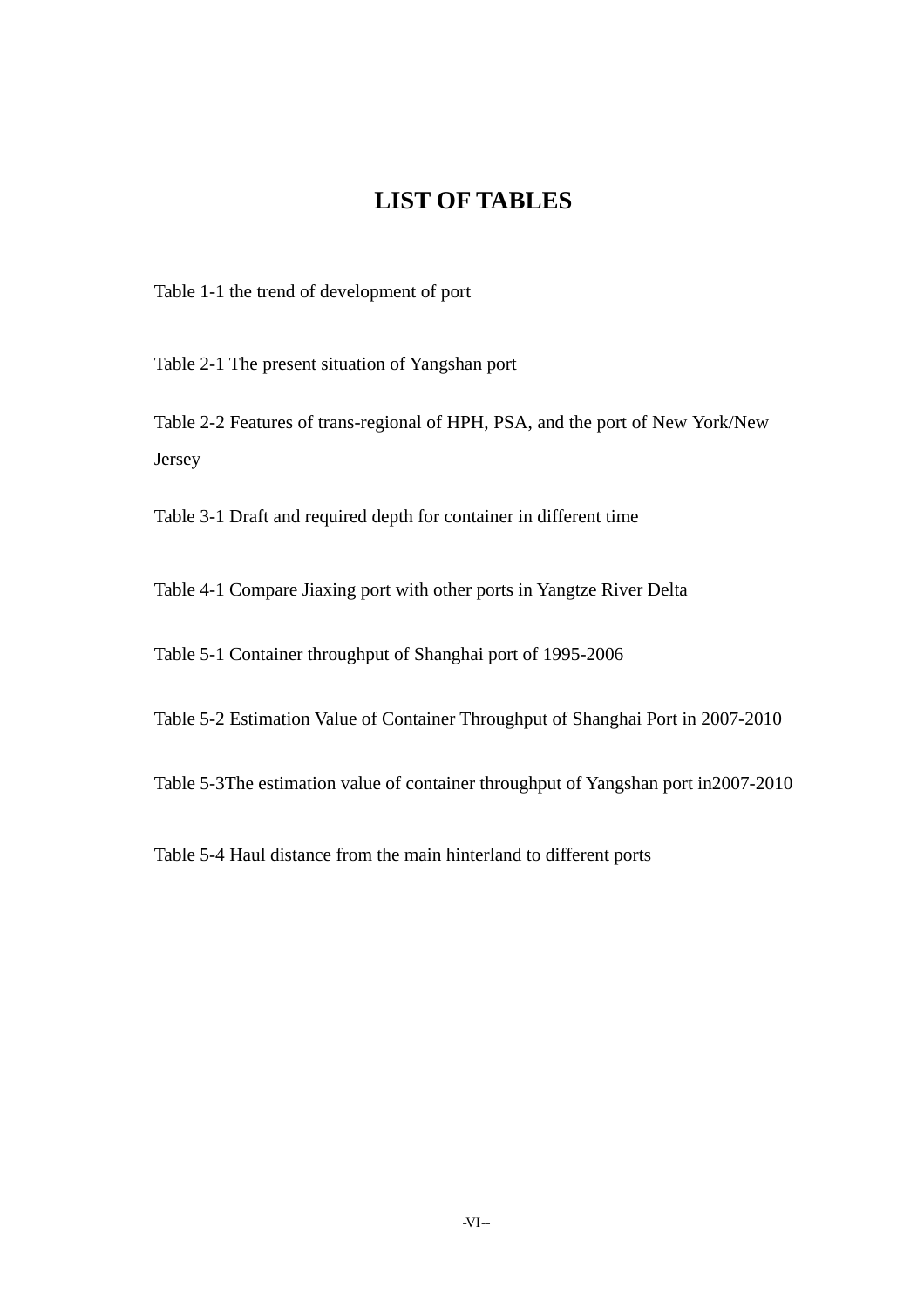# LIST OF TABLES

Table 1-1 the trend of development of port

Table 2-1 The present situation of Yangshan port

Table 2-2 Features of trans-regional of HPH, PSA, and the port of New York/New Jersey

Table 3-1 Draft and required depth for container in different time

Table 4-1 Compare Jiaxing port with other ports in Yangtze River Delta

Table 5-1 Container throughput of Shanghai port of 1995-2006

Table 5-2 Estimation Value of Container Throughput of Shanghai Port in 2007-2010

Table 5-3The estimation value of container throughput of Yangshan port in2007-2010

Table 5-4 Haul distance from the main hinterland to different ports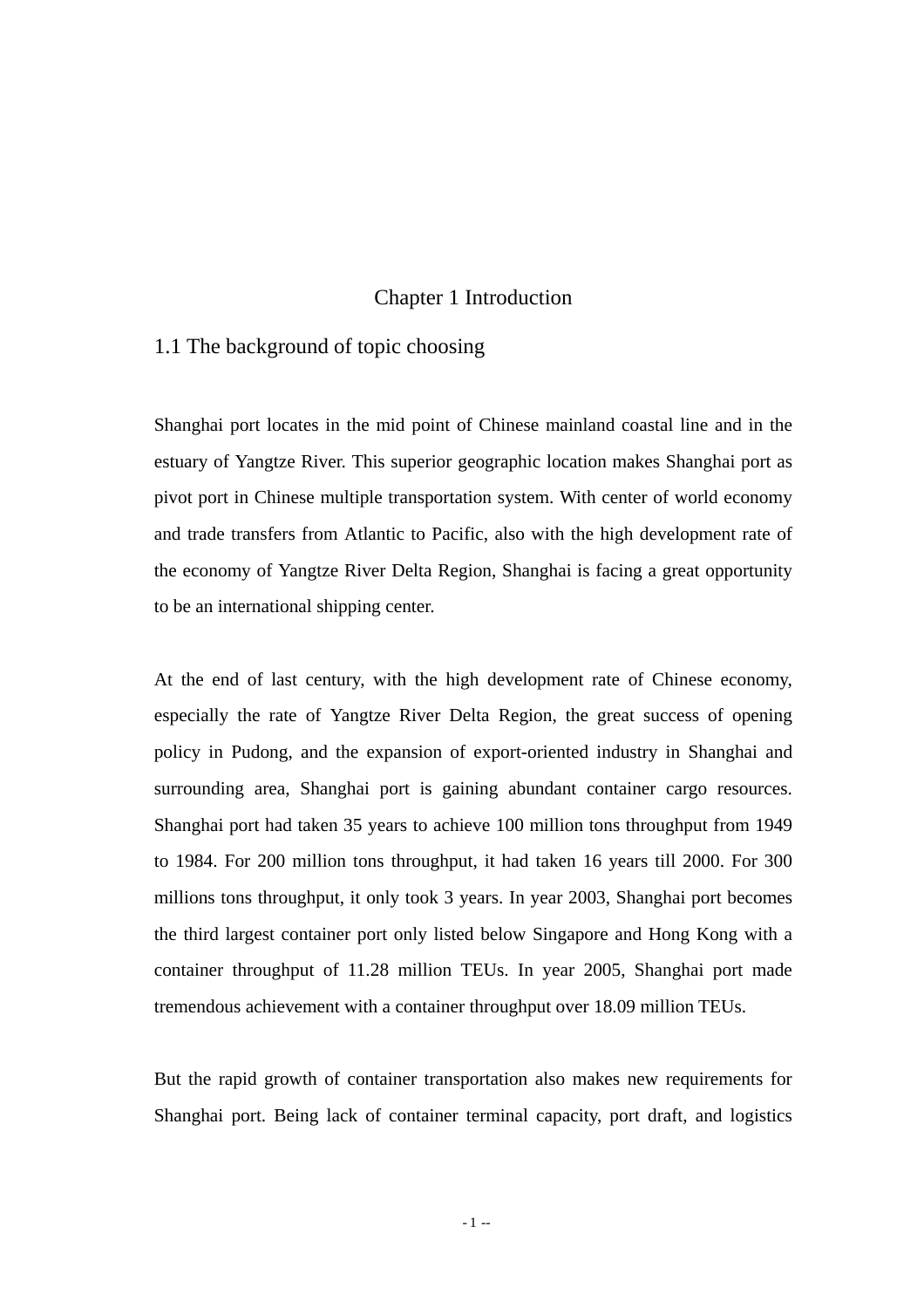# Chapter 1 Introduction

## 1.1 The background of topic choosing

Shanghai port locates in the mid point of Chinese mainland coastal line and in the estuary of Yangtze River. This superior geographic location makes Shanghai port as pivot port in Chinese multiple transportation system. With center of world economy and trade transfers from Atlantic to Pacific, also with the high development rate of the economy of Yangtze River Delta Region, Shanghai is facing a great opportunity to be an international shipping center.

At the end of last century, with the high development rate of Chinese economy, especially the rate of Yangtze River Delta Region, the great success of opening policy in Pudong, and the expansion of export-oriented industry in Shanghai and surrounding area, Shanghai port is gaining abundant container cargo resources. Shanghai port had taken 35 years to achieve 100 million tons throughput from 1949 to 1984. For 200 million tons throughput, it had taken 16 years till 2000. For 300 millions tons throughput, it only took 3 years. In year 2003, Shanghai port becomes the third largest container port only listed below Singapore and Hong Kong with a container throughput of 11.28 million TEUs. In year 2005, Shanghai port made tremendous achievement with a container throughput over 18.09 million TEUs.

But the rapid growth of container transportation also makes new requirements for Shanghai port. Being lack of container terminal capacity, port draft, and logistics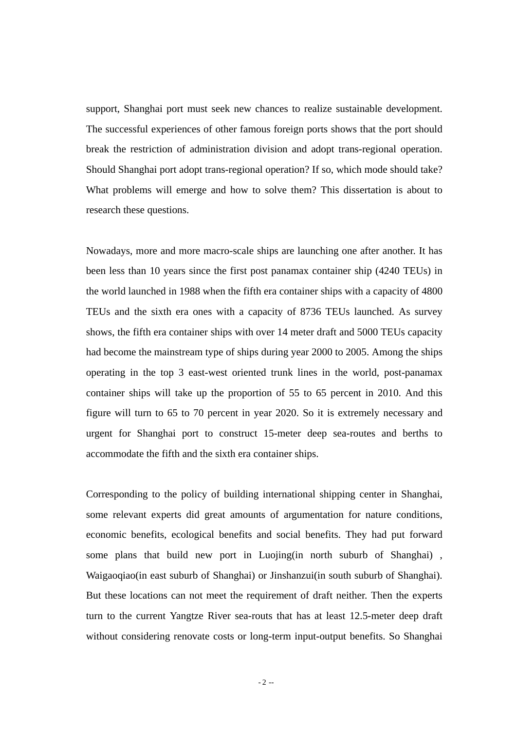support, Shanghai port must seek new chances to realize sustainable development. The successful experiences of other famous foreign ports shows that the port should break the restriction of administration division and adopt trans-regional operation. Should Shanghai port adopt trans-regional operation? If so, which mode should take? What problems will emerge and how to solve them? This dissertation is about to research these questions.

Nowadays, more and more macro-scale ships are launching one after another. It has been less than 10 years since the first post panamax container ship (4240 TEUs) in the world launched in 1988 when the fifth era container ships with a capacity of 4800 TEUs and the sixth era ones with a capacity of 8736 TEUs launched. As survey shows, the fifth era container ships with over 14 meter draft and 5000 TEUs capacity had become the mainstream type of ships during year 2000 to 2005. Among the ships operating in the top 3 east-west oriented trunk lines in the world, post-panamax container ships will take up the proportion of 55 to 65 percent in 2010. And this figure will turn to 65 to 70 percent in year 2020. So it is extremely necessary and urgent for Shanghai port to construct 15-meter deep sea-routes and berths to accommodate the fifth and the sixth era container ships.

Corresponding to the policy of building international shipping center in Shanghai, some relevant experts did great amounts of argumentation for nature conditions, economic benefits, ecological benefits and social benefits. They had put forward some plans that build new port in Luojing(in north suburb of Shanghai) , Waigaoqiao(in east suburb of Shanghai) or Jinshanzui(in south suburb of Shanghai). But these locations can not meet the requirement of draft neither. Then the experts turn to the current Yangtze River sea-routs that has at least 12.5-meter deep draft without considering renovate costs or long-term input-output benefits. So Shanghai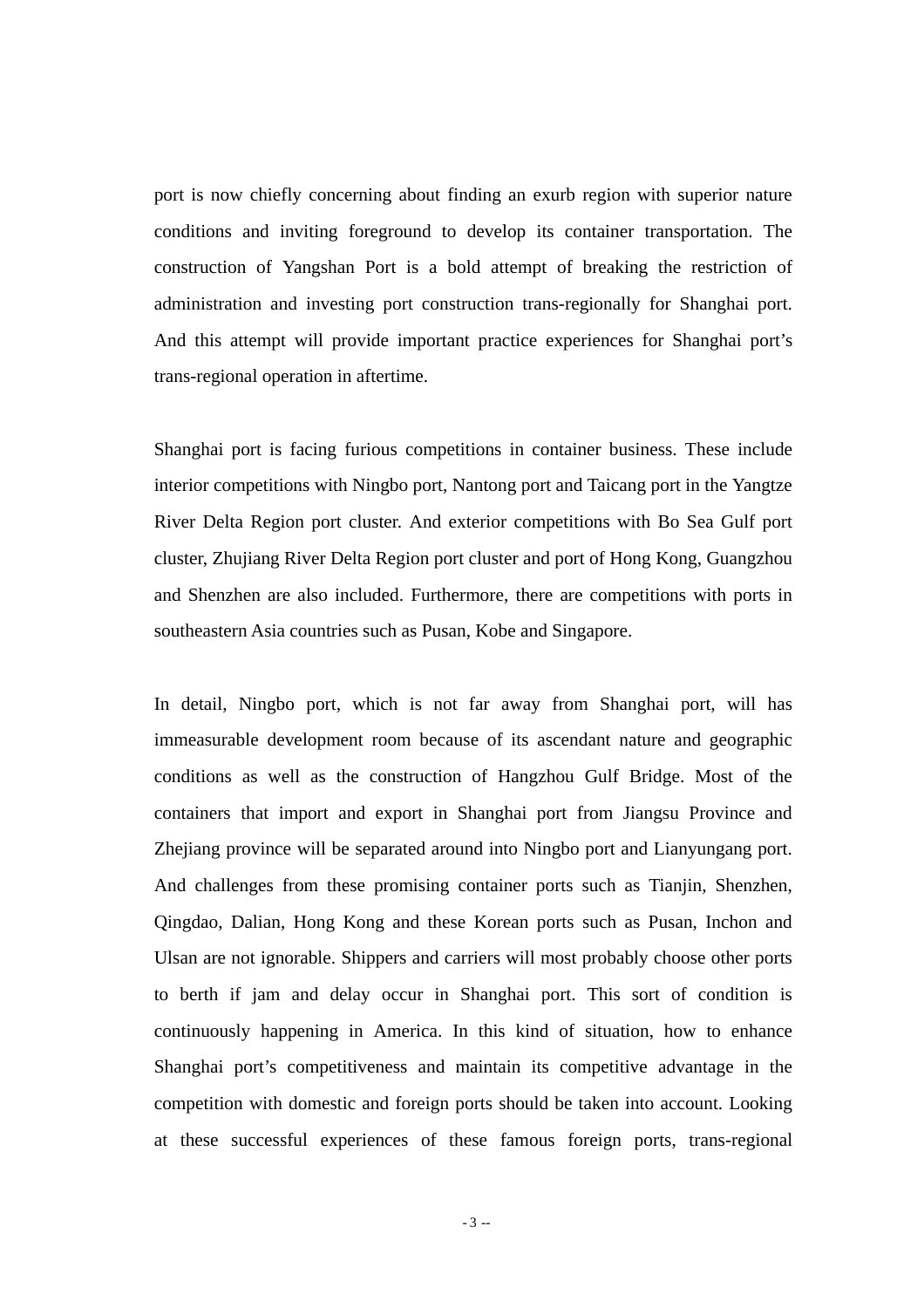port is now chiefly concerning about finding an exurb region with superior nature conditions and inviting foreground to develop its container transportation. The construction of Yangshan Port is a bold attempt of breaking the restriction of administration and investing port construction trans-regionally for Shanghai port. And this attempt will provide important practice experiences for Shanghai port's trans-regional operation in aftertime.

Shanghai port is facing furious competitions in container business. These include interior competitions with Ningbo port, Nantong port and Taicang port in the Yangtze River Delta Region port cluster. And exterior competitions with Bo Sea Gulf port cluster, Zhujiang River Delta Region port cluster and port of Hong Kong, Guangzhou and Shenzhen are also included. Furthermore, there are competitions with ports in southeastern Asia countries such as Pusan, Kobe and Singapore.

In detail, Ningbo port, which is not far away from Shanghai port, will has immeasurable development room because of its ascendant nature and geographic conditions as well as the construction of Hangzhou Gulf Bridge. Most of the containers that import and export in Shanghai port from Jiangsu Province and Zhejiang province will be separated around into Ningbo port and Lianyungang port. And challenges from these promising container ports such as Tianjin, Shenzhen, Qingdao, Dalian, Hong Kong and these Korean ports such as Pusan, Inchon and Ulsan are not ignorable. Shippers and carriers will most probably choose other ports to berth if jam and delay occur in Shanghai port. This sort of condition is continuously happening in America. In this kind of situation, how to enhance Shanghai port's competitiveness and maintain its competitive advantage in the competition with domestic and foreign ports should be taken into account. Looking at these successful experiences of these famous foreign ports, trans-regional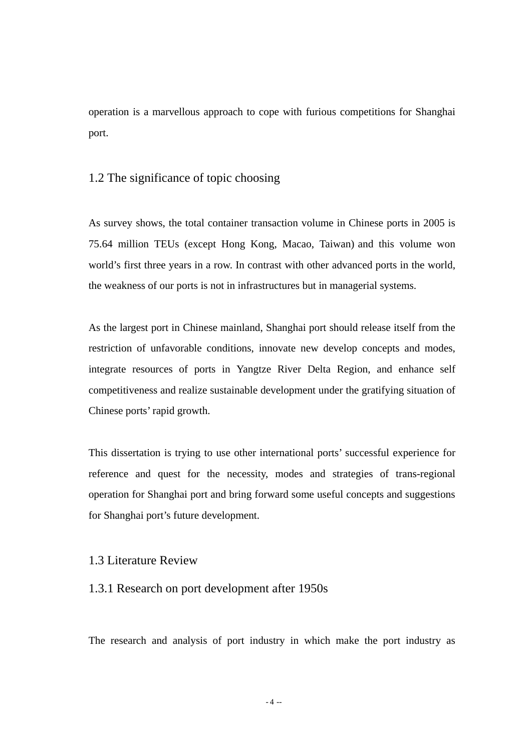operation is a marvellous approach to cope with furious competitions for Shanghai port.

## 1.2 The significance of topic choosing

As survey shows, the total container transaction volume in Chinese ports in 2005 is 75.64 million TEUs (except Hong Kong, Macao, Taiwan) and this volume won world's first three years in a row. In contrast with other advanced ports in the world, the weakness of our ports is not in infrastructures but in managerial systems.

As the largest port in Chinese mainland, Shanghai port should release itself from the restriction of unfavorable conditions, innovate new develop concepts and modes, integrate resources of ports in Yangtze River Delta Region, and enhance self competitiveness and realize sustainable development under the gratifying situation of Chinese ports' rapid growth.

This dissertation is trying to use other international ports' successful experience for reference and quest for the necessity, modes and strategies of trans-regional operation for Shanghai port and bring forward some useful concepts and suggestions for Shanghai port's future development.

## 1.3 Literature Review

### 1.3.1 Research on port development after 1950s

The research and analysis of port industry in which make the port industry as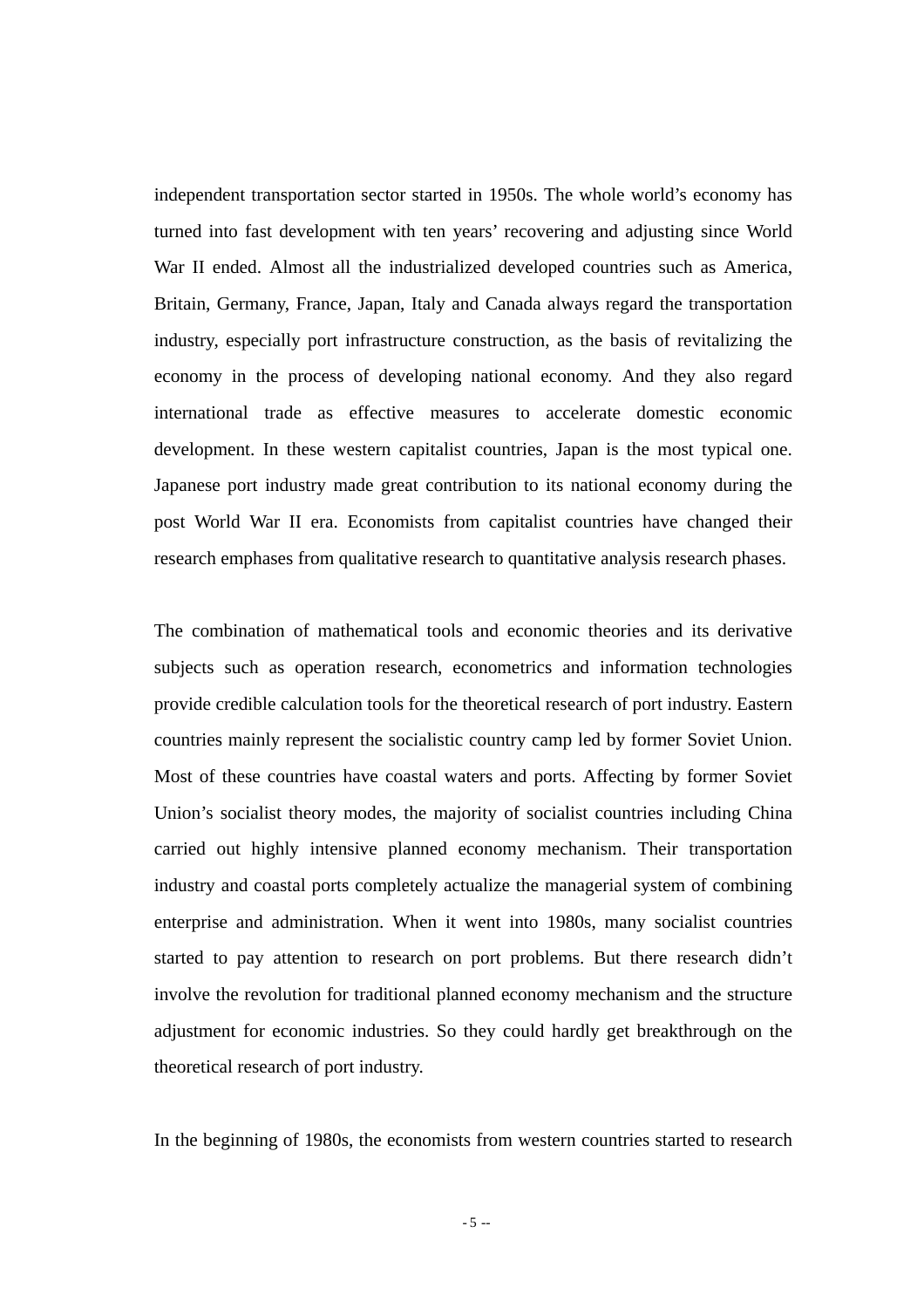independent transportation sector started in 1950s. The whole world's economy has turned into fast development with ten years' recovering and adjusting since World War II ended. Almost all the industrialized developed countries such as America, Britain, Germany, France, Japan, Italy and Canada always regard the transportation industry, especially port infrastructure construction, as the basis of revitalizing the economy in the process of developing national economy. And they also regard international trade as effective measures to accelerate domestic economic development. In these western capitalist countries, Japan is the most typical one. Japanese port industry made great contribution to its national economy during the post World War II era. Economists from capitalist countries have changed their research emphases from qualitative research to quantitative analysis research phases.

The combination of mathematical tools and economic theories and its derivative subjects such as operation research, econometrics and information technologies provide credible calculation tools for the theoretical research of port industry. Eastern countries mainly represent the socialistic country camp led by former Soviet Union. Most of these countries have coastal waters and ports. Affecting by former Soviet Union's socialist theory modes, the majority of socialist countries including China carried out highly intensive planned economy mechanism. Their transportation industry and coastal ports completely actualize the managerial system of combining enterprise and administration. When it went into 1980s, many socialist countries started to pay attention to research on port problems. But there research didn't involve the revolution for traditional planned economy mechanism and the structure adjustment for economic industries. So they could hardly get breakthrough on the theoretical research of port industry.

In the beginning of 1980s, the economists from western countries started to research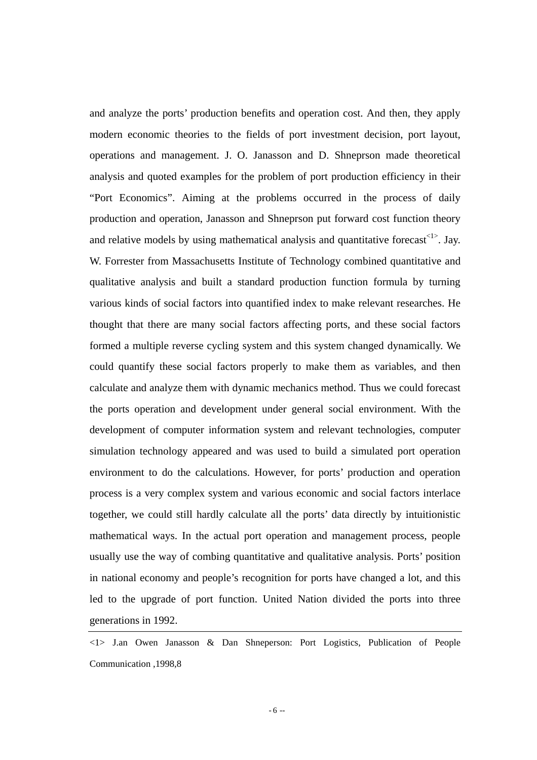and analyze the ports' production benefits and operation cost. And then, they apply modern economic theories to the fields of port investment decision, port layout, operations and management. J. O. Janasson and D. Shneprson made theoretical analysis and quoted examples for the problem of port production efficiency in their "Port Economics". Aiming at the problems occurred in the process of daily production and operation, Janasson and Shneprson put forward cost function theory and relative models by using mathematical analysis and quantitative forecast[1]. Jay. W. Forrester from Massachusetts Institute of Technology combined quantitative and qualitative analysis and built a standard production function formula by turning various kinds of social factors into quantified index to make relevant researches. He thought that there are many social factors affecting ports, and these social factors formed a multiple reverse cycling system and this system changed dynamically. We could quantify these social factors properly to make them as variables, and then calculate and analyze them with dynamic mechanics method. Thus we could forecast the ports operation and development under general social environment. With the development of computer information system and relevant technologies, computer simulation technology appeared and was used to build a simulated port operation environment to do the calculations. However, for ports' production and operation process is a very complex system and various economic and social factors interlace together, we could still hardly calculate all the ports' data directly by intuitionistic mathematical ways. In the actual port operation and management process, people usually use the way of combing quantitative and qualitative analysis. Ports' position in national economy and people's recognition for ports have changed a lot, and this led to the upgrade of port function. United Nation divided the ports into three generations in 1992.

---

<1> J.an Owen Janasson & Dan Shneperson: Port Logistics, Publication of People Communication ,1998,8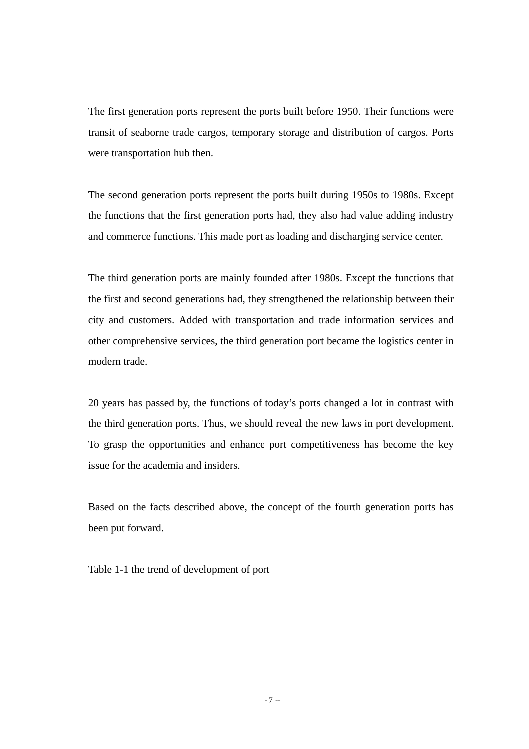The first generation ports represent the ports built before 1950. Their functions were transit of seaborne trade cargos, temporary storage and distribution of cargos. Ports were transportation hub then.

The second generation ports represent the ports built during 1950s to 1980s. Except the functions that the first generation ports had, they also had value adding industry and commerce functions. This made port as loading and discharging service center.

The third generation ports are mainly founded after 1980s. Except the functions that the first and second generations had, they strengthened the relationship between their city and customers. Added with transportation and trade information services and other comprehensive services, the third generation port became the logistics center in modern trade.

20 years has passed by, the functions of today's ports changed a lot in contrast with the third generation ports. Thus, we should reveal the new laws in port development. To grasp the opportunities and enhance port competitiveness has become the key issue for the academia and insiders.

Based on the facts described above, the concept of the fourth generation ports has been put forward.

Table 1-1 the trend of development of port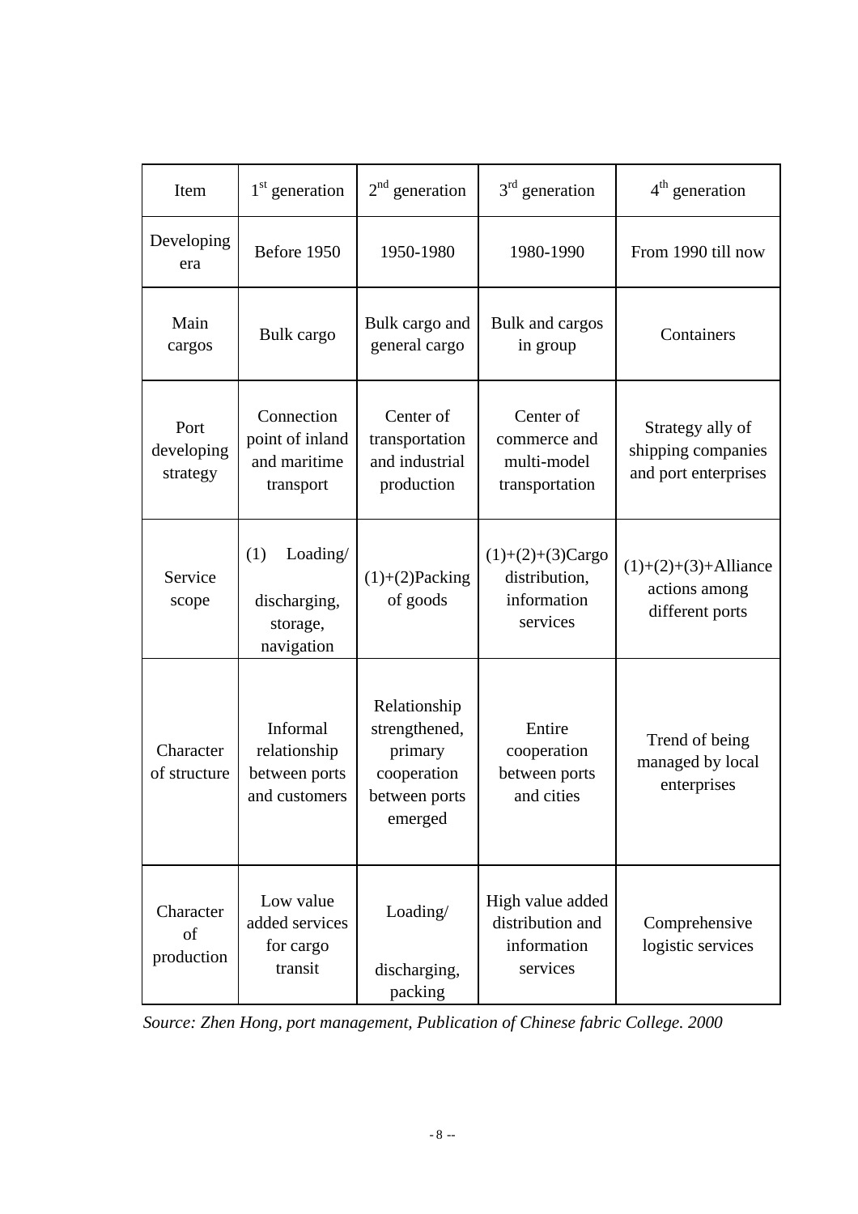| Item | 1st generation | 2nd generation | 3rd generation | 4th generation |
|---|---|---|---|---|
| Developing era | Before 1950 | 1950-1980 | 1980-1990 | From 1990 till now |
| Main cargos | Bulk cargo | Bulk cargo and general cargo | Bulk and cargos in group | Containers |
| Port developing strategy | Connection point of inland and maritime transport | Center of transportation and industrial production | Center of commerce and multi-model transportation | Strategy ally of shipping companies and port enterprises |
| Service scope | (1) Loading/ discharging, storage, navigation | (1)+(2)Packing of goods | (1)+(2)+(3)Cargo distribution, information services | (1)+(2)+(3)+Alliance actions among different ports |
| Character of structure | Informal relationship between ports and customers | Relationship strengthened, primary cooperation between ports emerged | Entire cooperation between ports and cities | Trend of being managed by local enterprises |
| Character of production | Low value added services for cargo transit | Loading/ discharging, packing | High value added distribution and information services | Comprehensive logistic services |

*Source: Zhen Hong, port management, Publication of Chinese fabric College. 2000*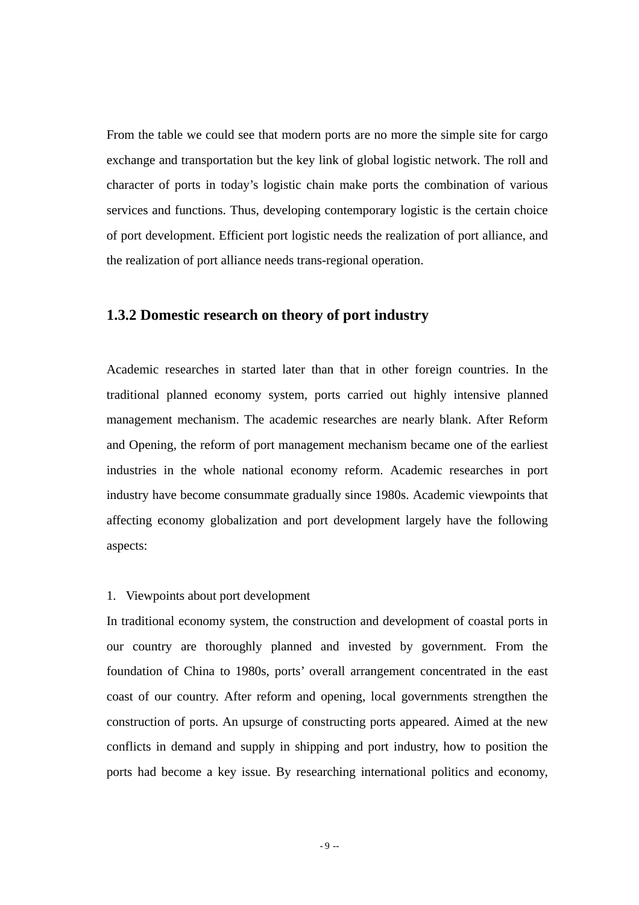From the table we could see that modern ports are no more the simple site for cargo exchange and transportation but the key link of global logistic network. The roll and character of ports in today's logistic chain make ports the combination of various services and functions. Thus, developing contemporary logistic is the certain choice of port development. Efficient port logistic needs the realization of port alliance, and the realization of port alliance needs trans-regional operation.

### 1.3.2 Domestic research on theory of port industry

Academic researches in started later than that in other foreign countries. In the traditional planned economy system, ports carried out highly intensive planned management mechanism. The academic researches are nearly blank. After Reform and Opening, the reform of port management mechanism became one of the earliest industries in the whole national economy reform. Academic researches in port industry have become consummate gradually since 1980s. Academic viewpoints that affecting economy globalization and port development largely have the following aspects:

1. Viewpoints about port development

In traditional economy system, the construction and development of coastal ports in our country are thoroughly planned and invested by government. From the foundation of China to 1980s, ports' overall arrangement concentrated in the east coast of our country. After reform and opening, local governments strengthen the construction of ports. An upsurge of constructing ports appeared. Aimed at the new conflicts in demand and supply in shipping and port industry, how to position the ports had become a key issue. By researching international politics and economy,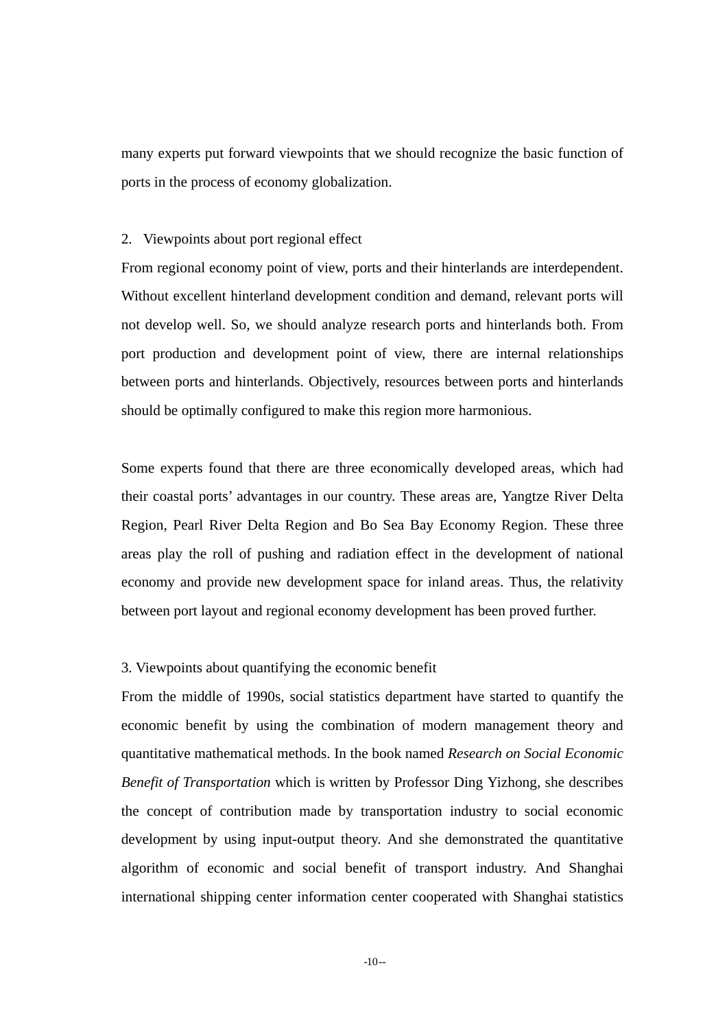many experts put forward viewpoints that we should recognize the basic function of ports in the process of economy globalization.

2. Viewpoints about port regional effect

From regional economy point of view, ports and their hinterlands are interdependent. Without excellent hinterland development condition and demand, relevant ports will not develop well. So, we should analyze research ports and hinterlands both. From port production and development point of view, there are internal relationships between ports and hinterlands. Objectively, resources between ports and hinterlands should be optimally configured to make this region more harmonious.

Some experts found that there are three economically developed areas, which had their coastal ports' advantages in our country. These areas are, Yangtze River Delta Region, Pearl River Delta Region and Bo Sea Bay Economy Region. These three areas play the roll of pushing and radiation effect in the development of national economy and provide new development space for inland areas. Thus, the relativity between port layout and regional economy development has been proved further.

3. Viewpoints about quantifying the economic benefit

From the middle of 1990s, social statistics department have started to quantify the economic benefit by using the combination of modern management theory and quantitative mathematical methods. In the book named *Research on Social Economic Benefit of Transportation* which is written by Professor Ding Yizhong, she describes the concept of contribution made by transportation industry to social economic development by using input-output theory. And she demonstrated the quantitative algorithm of economic and social benefit of transport industry. And Shanghai international shipping center information center cooperated with Shanghai statistics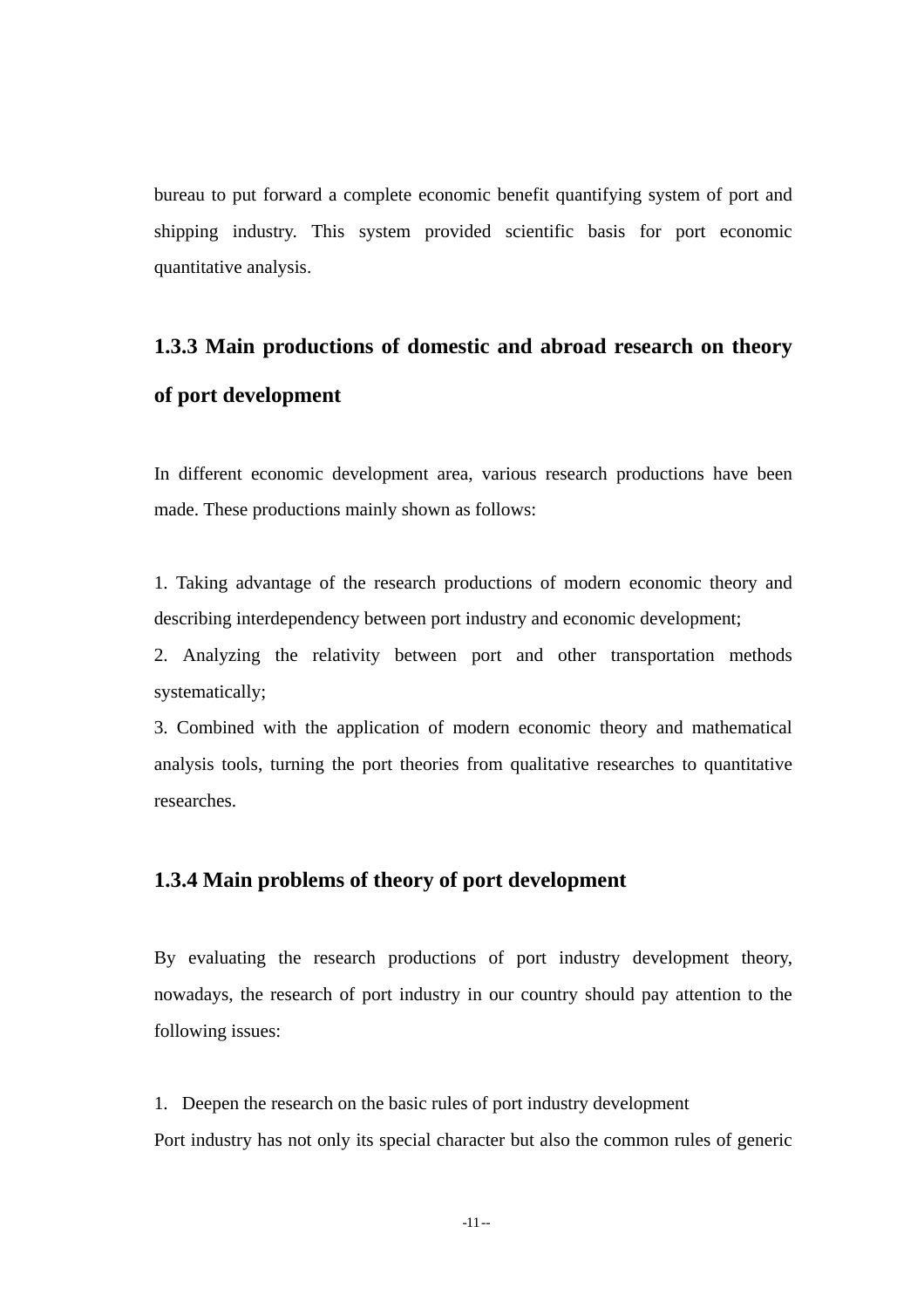bureau to put forward a complete economic benefit quantifying system of port and shipping industry. This system provided scientific basis for port economic quantitative analysis.

### 1.3.3 Main productions of domestic and abroad research on theory of port development

In different economic development area, various research productions have been made. These productions mainly shown as follows:

1. Taking advantage of the research productions of modern economic theory and describing interdependency between port industry and economic development;
2. Analyzing the relativity between port and other transportation methods systematically;
3. Combined with the application of modern economic theory and mathematical analysis tools, turning the port theories from qualitative researches to quantitative researches.

### 1.3.4 Main problems of theory of port development

By evaluating the research productions of port industry development theory, nowadays, the research of port industry in our country should pay attention to the following issues:

1. Deepen the research on the basic rules of port industry development

Port industry has not only its special character but also the common rules of generic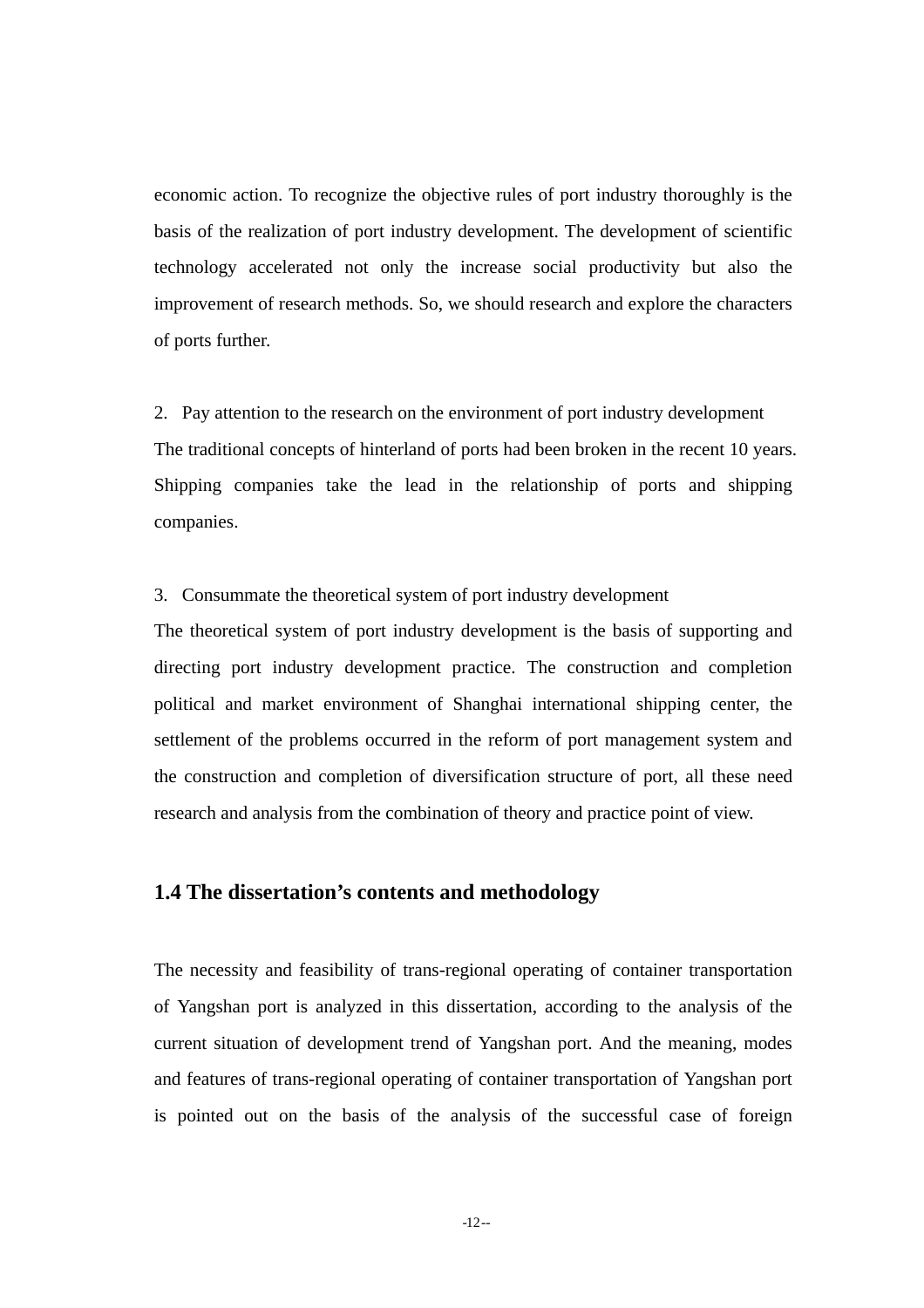economic action. To recognize the objective rules of port industry thoroughly is the basis of the realization of port industry development. The development of scientific technology accelerated not only the increase social productivity but also the improvement of research methods. So, we should research and explore the characters of ports further.

2. Pay attention to the research on the environment of port industry development

The traditional concepts of hinterland of ports had been broken in the recent 10 years. Shipping companies take the lead in the relationship of ports and shipping companies.

3. Consummate the theoretical system of port industry development

The theoretical system of port industry development is the basis of supporting and directing port industry development practice. The construction and completion political and market environment of Shanghai international shipping center, the settlement of the problems occurred in the reform of port management system and the construction and completion of diversification structure of port, all these need research and analysis from the combination of theory and practice point of view.

## 1.4 The dissertation's contents and methodology

The necessity and feasibility of trans-regional operating of container transportation of Yangshan port is analyzed in this dissertation, according to the analysis of the current situation of development trend of Yangshan port. And the meaning, modes and features of trans-regional operating of container transportation of Yangshan port is pointed out on the basis of the analysis of the successful case of foreign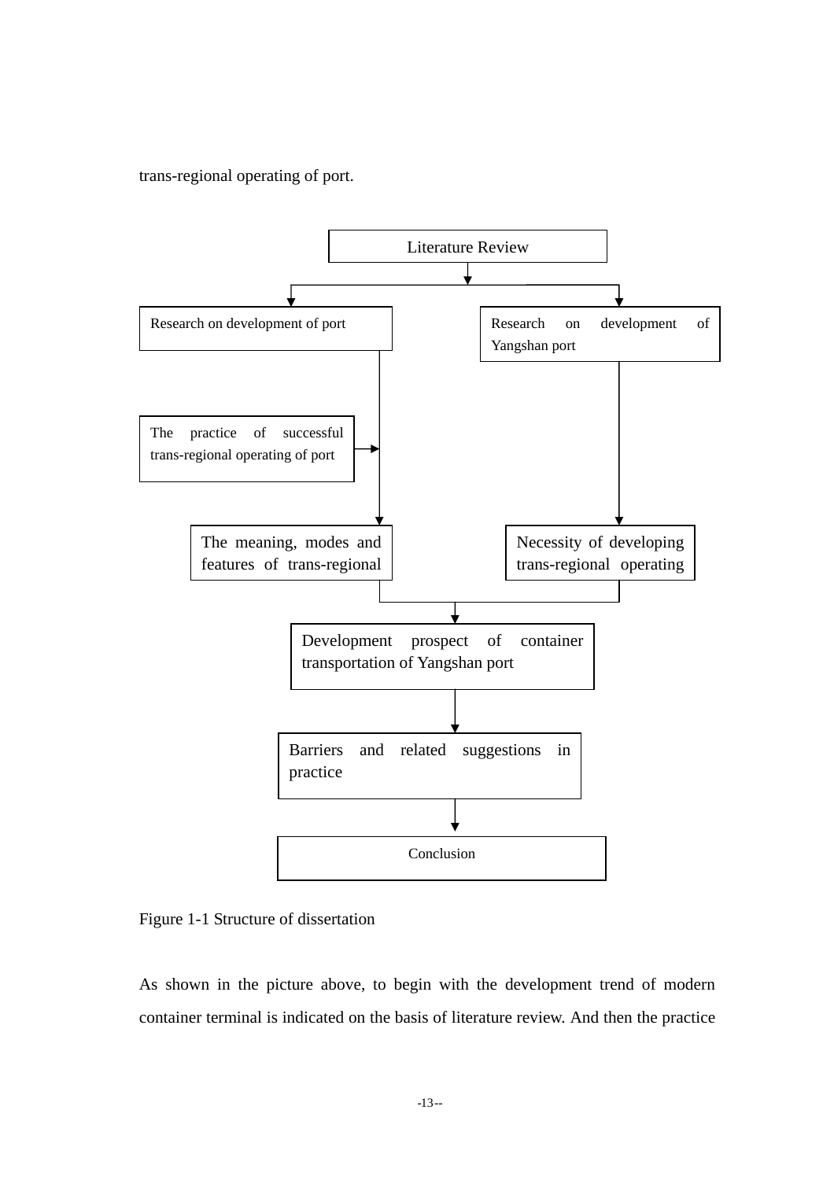trans-regional operating of port.

Literature Review

Research on development of port

Research on development of Yangshan port

The practice of successful trans-regional operating of port

The meaning, modes and features of trans-regional

Necessity of developing trans-regional operating

Development prospect of container transportation of Yangshan port

Barriers and related suggestions in practice

Conclusion

Figure 1-1 Structure of dissertation

As shown in the picture above, to begin with the development trend of modern container terminal is indicated on the basis of literature review. And then the practice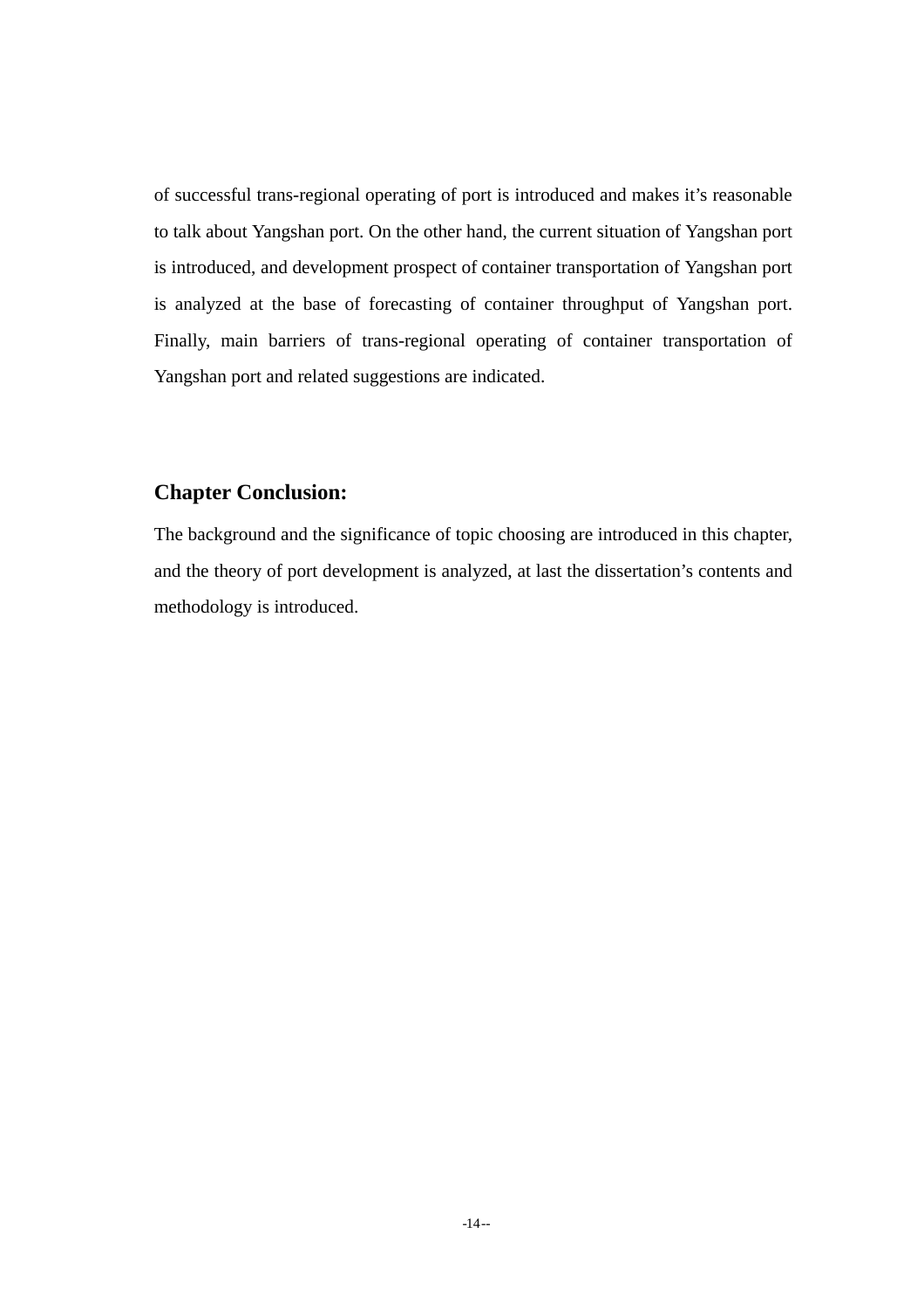of successful trans-regional operating of port is introduced and makes it's reasonable to talk about Yangshan port. On the other hand, the current situation of Yangshan port is introduced, and development prospect of container transportation of Yangshan port is analyzed at the base of forecasting of container throughput of Yangshan port. Finally, main barriers of trans-regional operating of container transportation of Yangshan port and related suggestions are indicated.

### Chapter Conclusion:

The background and the significance of topic choosing are introduced in this chapter, and the theory of port development is analyzed, at last the dissertation's contents and methodology is introduced.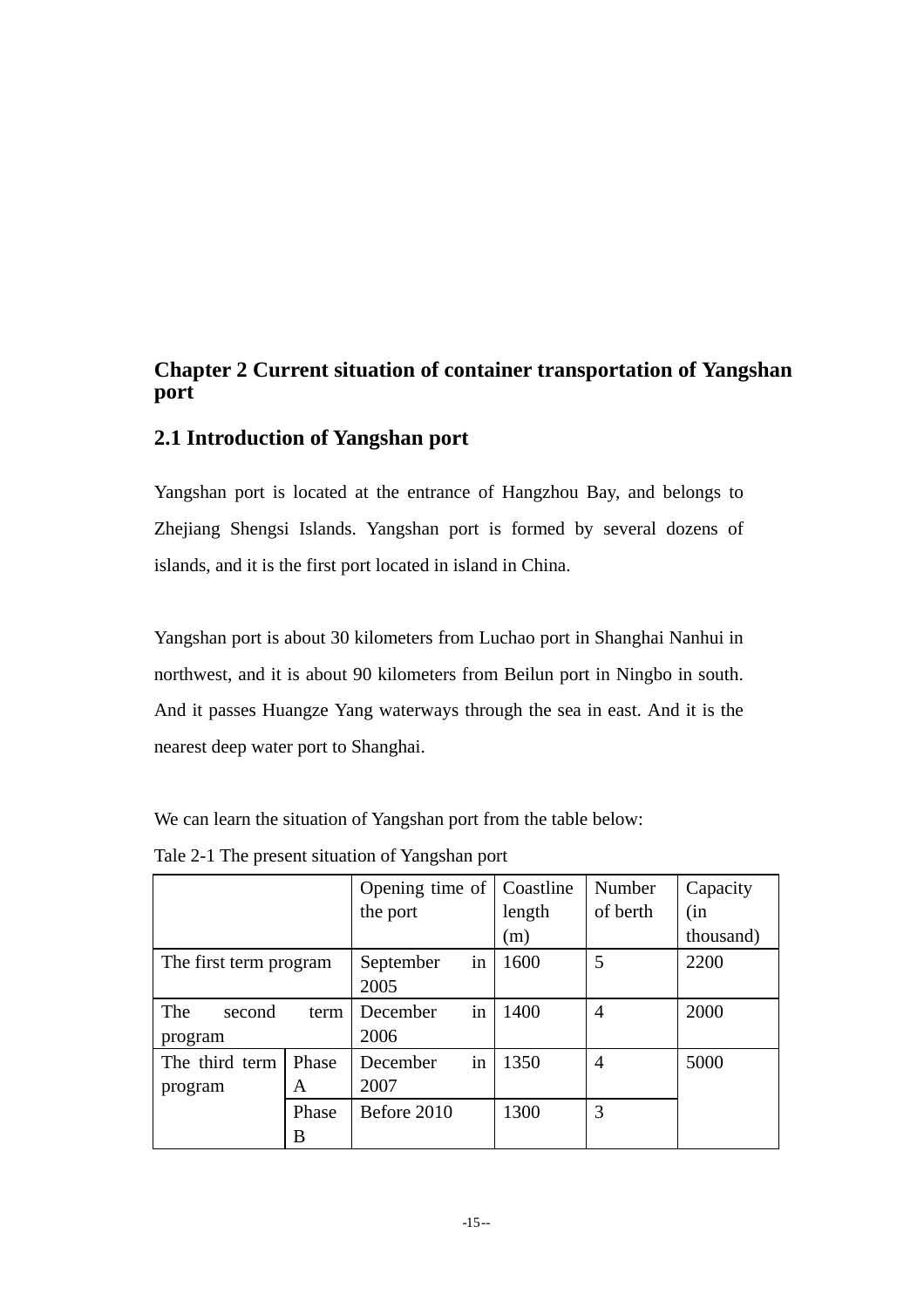# Chapter 2 Current situation of container transportation of Yangshan port

## 2.1 Introduction of Yangshan port

Yangshan port is located at the entrance of Hangzhou Bay, and belongs to Zhejiang Shengsi Islands. Yangshan port is formed by several dozens of islands, and it is the first port located in island in China.

Yangshan port is about 30 kilometers from Luchao port in Shanghai Nanhui in northwest, and it is about 90 kilometers from Beilun port in Ningbo in south. And it passes Huangze Yang waterways through the sea in east. And it is the nearest deep water port to Shanghai.

We can learn the situation of Yangshan port from the table below:

Tale 2-1 The present situation of Yangshan port

| | | Opening time of the port | Coastline length (m) | Number of berth | Capacity (in thousand) |
|---|---|---|---|---|---|
| The first term program | | September in 2005 | 1600 | 5 | 2200 |
| The second term program | | December in 2006 | 1400 | 4 | 2000 |
| The third term program | Phase A | December in 2007 | 1350 | 4 | 5000 |
| | Phase B | Before 2010 | 1300 | 3 | |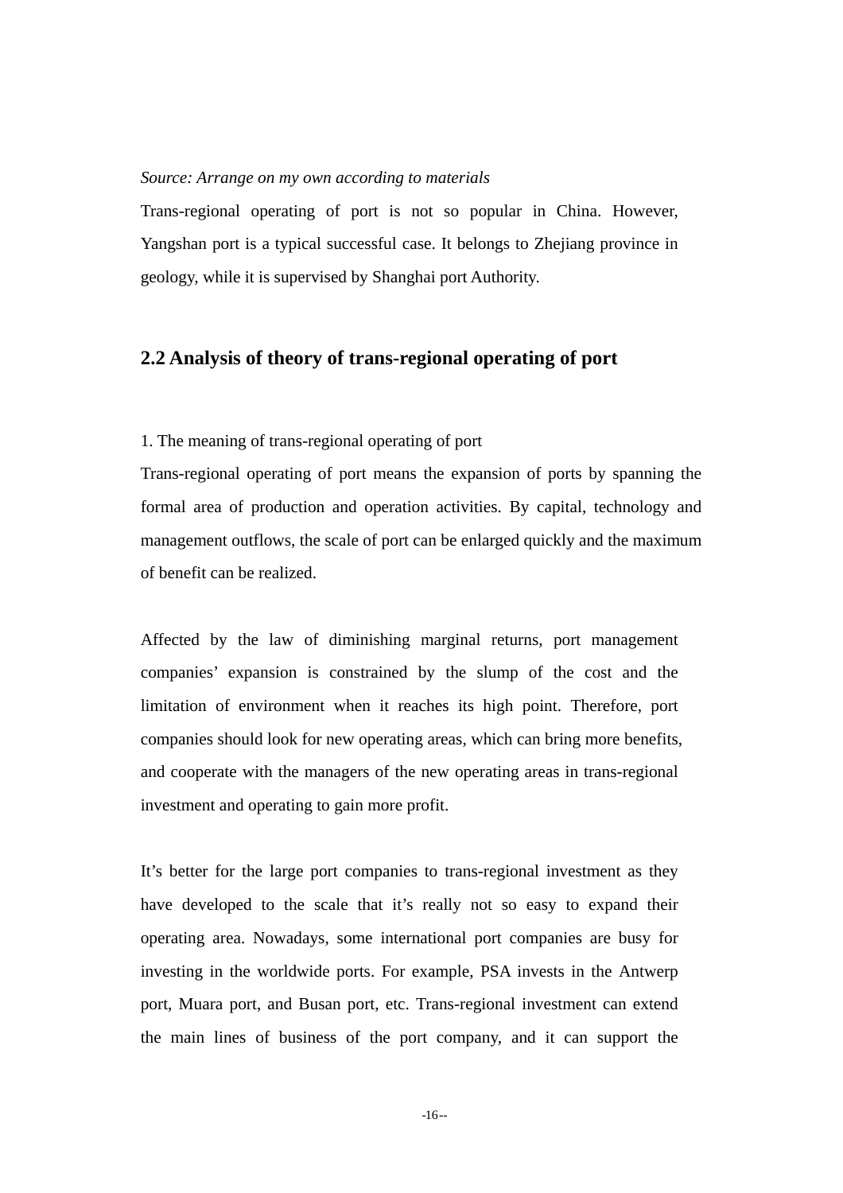*Source: Arrange on my own according to materials*

Trans-regional operating of port is not so popular in China. However, Yangshan port is a typical successful case. It belongs to Zhejiang province in geology, while it is supervised by Shanghai port Authority.

## 2.2 Analysis of theory of trans-regional operating of port

1. The meaning of trans-regional operating of port

Trans-regional operating of port means the expansion of ports by spanning the formal area of production and operation activities. By capital, technology and management outflows, the scale of port can be enlarged quickly and the maximum of benefit can be realized.

Affected by the law of diminishing marginal returns, port management companies' expansion is constrained by the slump of the cost and the limitation of environment when it reaches its high point. Therefore, port companies should look for new operating areas, which can bring more benefits, and cooperate with the managers of the new operating areas in trans-regional investment and operating to gain more profit.

It's better for the large port companies to trans-regional investment as they have developed to the scale that it's really not so easy to expand their operating area. Nowadays, some international port companies are busy for investing in the worldwide ports. For example, PSA invests in the Antwerp port, Muara port, and Busan port, etc. Trans-regional investment can extend the main lines of business of the port company, and it can support the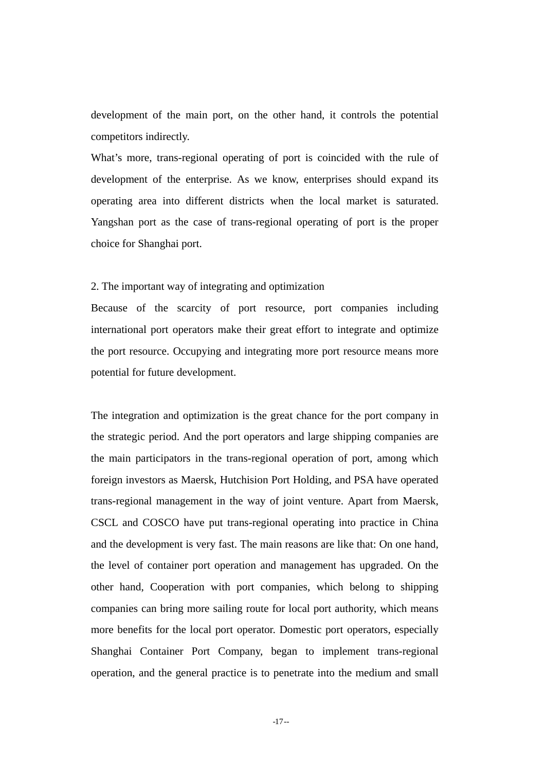development of the main port, on the other hand, it controls the potential competitors indirectly.

What's more, trans-regional operating of port is coincided with the rule of development of the enterprise. As we know, enterprises should expand its operating area into different districts when the local market is saturated. Yangshan port as the case of trans-regional operating of port is the proper choice for Shanghai port.

2. The important way of integrating and optimization

Because of the scarcity of port resource, port companies including international port operators make their great effort to integrate and optimize the port resource. Occupying and integrating more port resource means more potential for future development.

The integration and optimization is the great chance for the port company in the strategic period. And the port operators and large shipping companies are the main participators in the trans-regional operation of port, among which foreign investors as Maersk, Hutchision Port Holding, and PSA have operated trans-regional management in the way of joint venture. Apart from Maersk, CSCL and COSCO have put trans-regional operating into practice in China and the development is very fast. The main reasons are like that: On one hand, the level of container port operation and management has upgraded. On the other hand, Cooperation with port companies, which belong to shipping companies can bring more sailing route for local port authority, which means more benefits for the local port operator. Domestic port operators, especially Shanghai Container Port Company, began to implement trans-regional operation, and the general practice is to penetrate into the medium and small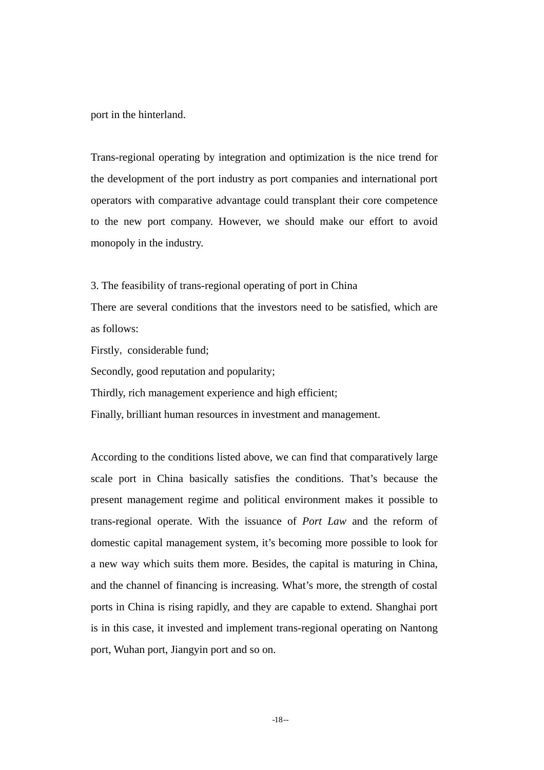port in the hinterland.

Trans-regional operating by integration and optimization is the nice trend for the development of the port industry as port companies and international port operators with comparative advantage could transplant their core competence to the new port company. However, we should make our effort to avoid monopoly in the industry.

3. The feasibility of trans-regional operating of port in China

There are several conditions that the investors need to be satisfied, which are as follows:

Firstly, considerable fund;

Secondly, good reputation and popularity;

Thirdly, rich management experience and high efficient;

Finally, brilliant human resources in investment and management.

According to the conditions listed above, we can find that comparatively large scale port in China basically satisfies the conditions. That's because the present management regime and political environment makes it possible to trans-regional operate. With the issuance of *Port Law* and the reform of domestic capital management system, it's becoming more possible to look for a new way which suits them more. Besides, the capital is maturing in China, and the channel of financing is increasing. What's more, the strength of costal ports in China is rising rapidly, and they are capable to extend. Shanghai port is in this case, it invested and implement trans-regional operating on Nantong port, Wuhan port, Jiangyin port and so on.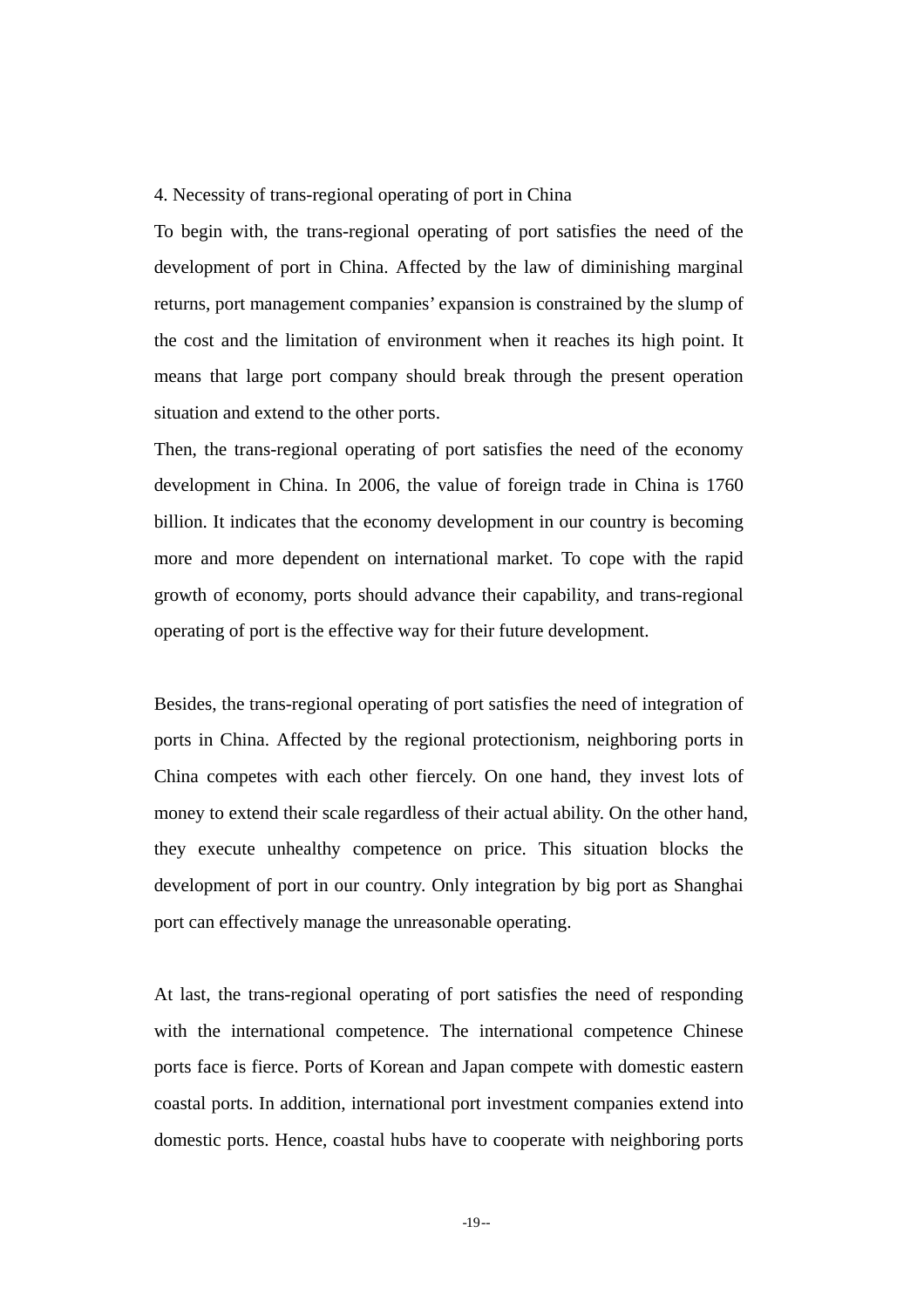4. Necessity of trans-regional operating of port in China

To begin with, the trans-regional operating of port satisfies the need of the development of port in China. Affected by the law of diminishing marginal returns, port management companies' expansion is constrained by the slump of the cost and the limitation of environment when it reaches its high point. It means that large port company should break through the present operation situation and extend to the other ports.

Then, the trans-regional operating of port satisfies the need of the economy development in China. In 2006, the value of foreign trade in China is 1760 billion. It indicates that the economy development in our country is becoming more and more dependent on international market. To cope with the rapid growth of economy, ports should advance their capability, and trans-regional operating of port is the effective way for their future development.

Besides, the trans-regional operating of port satisfies the need of integration of ports in China. Affected by the regional protectionism, neighboring ports in China competes with each other fiercely. On one hand, they invest lots of money to extend their scale regardless of their actual ability. On the other hand, they execute unhealthy competence on price. This situation blocks the development of port in our country. Only integration by big port as Shanghai port can effectively manage the unreasonable operating.

At last, the trans-regional operating of port satisfies the need of responding with the international competence. The international competence Chinese ports face is fierce. Ports of Korean and Japan compete with domestic eastern coastal ports. In addition, international port investment companies extend into domestic ports. Hence, coastal hubs have to cooperate with neighboring ports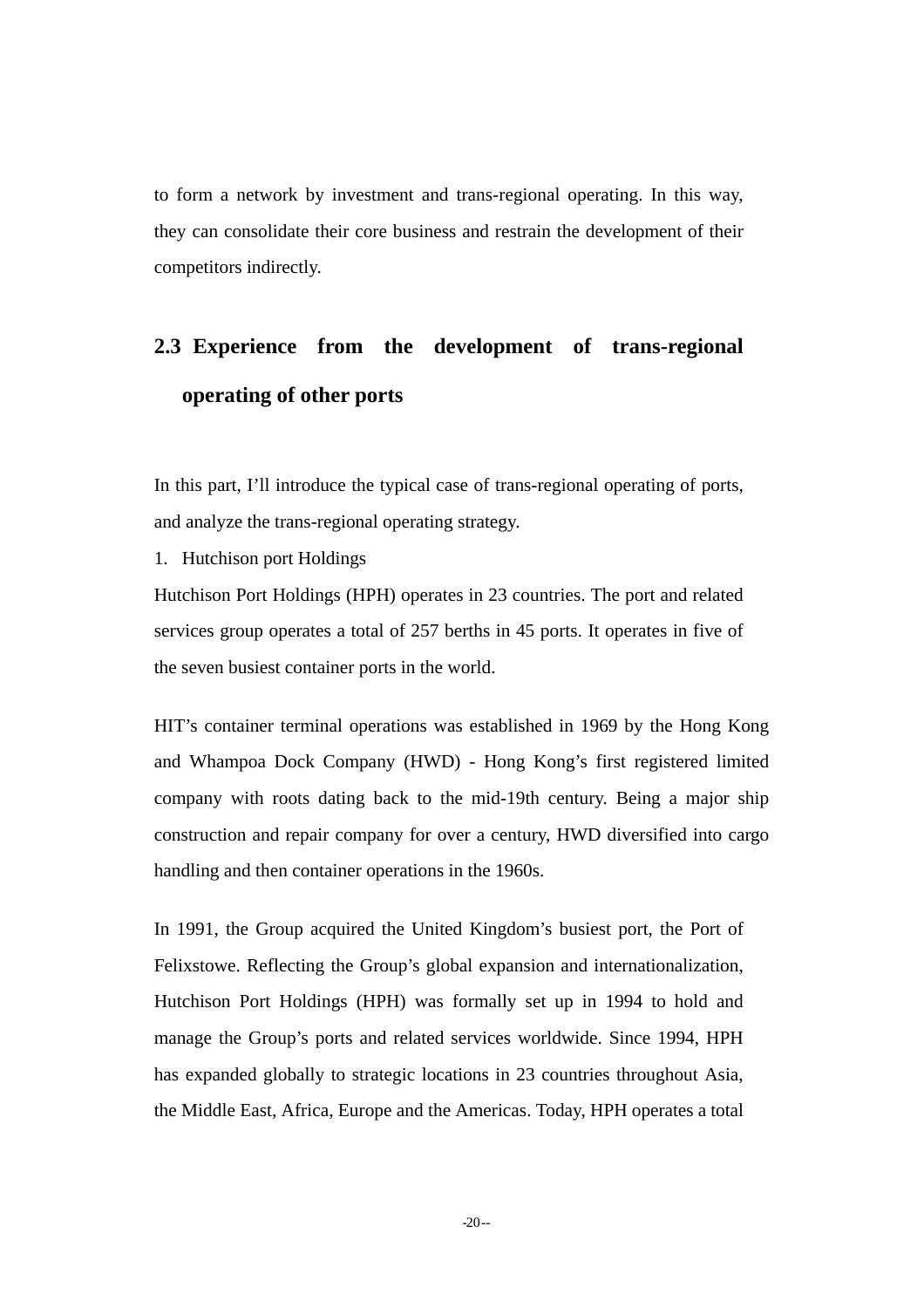to form a network by investment and trans-regional operating. In this way, they can consolidate their core business and restrain the development of their competitors indirectly.

## 2.3 Experience from the development of trans-regional operating of other ports

In this part, I'll introduce the typical case of trans-regional operating of ports, and analyze the trans-regional operating strategy.

1. Hutchison port Holdings

Hutchison Port Holdings (HPH) operates in 23 countries. The port and related services group operates a total of 257 berths in 45 ports. It operates in five of the seven busiest container ports in the world.

HIT's container terminal operations was established in 1969 by the Hong Kong and Whampoa Dock Company (HWD) - Hong Kong's first registered limited company with roots dating back to the mid-19th century. Being a major ship construction and repair company for over a century, HWD diversified into cargo handling and then container operations in the 1960s.

In 1991, the Group acquired the United Kingdom's busiest port, the Port of Felixstowe. Reflecting the Group's global expansion and internationalization, Hutchison Port Holdings (HPH) was formally set up in 1994 to hold and manage the Group's ports and related services worldwide. Since 1994, HPH has expanded globally to strategic locations in 23 countries throughout Asia, the Middle East, Africa, Europe and the Americas. Today, HPH operates a total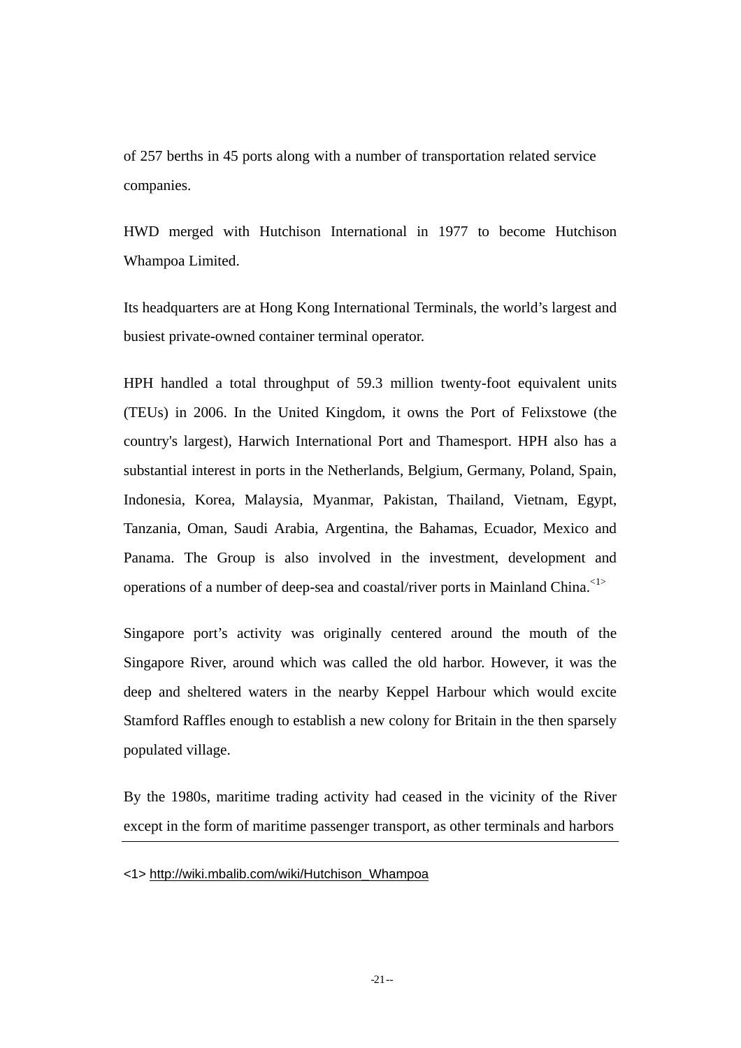of 257 berths in 45 ports along with a number of transportation related service companies.

HWD merged with Hutchison International in 1977 to become Hutchison Whampoa Limited.

Its headquarters are at Hong Kong International Terminals, the world's largest and busiest private-owned container terminal operator.

HPH handled a total throughput of 59.3 million twenty-foot equivalent units (TEUs) in 2006. In the United Kingdom, it owns the Port of Felixstowe (the country's largest), Harwich International Port and Thamesport. HPH also has a substantial interest in ports in the Netherlands, Belgium, Germany, Poland, Spain, Indonesia, Korea, Malaysia, Myanmar, Pakistan, Thailand, Vietnam, Egypt, Tanzania, Oman, Saudi Arabia, Argentina, the Bahamas, Ecuador, Mexico and Panama. The Group is also involved in the investment, development and operations of a number of deep-sea and coastal/river ports in Mainland China.[<1>]

Singapore port's activity was originally centered around the mouth of the Singapore River, around which was called the old harbor. However, it was the deep and sheltered waters in the nearby Keppel Harbour which would excite Stamford Raffles enough to establish a new colony for Britain in the then sparsely populated village.

By the 1980s, maritime trading activity had ceased in the vicinity of the River except in the form of maritime passenger transport, as other terminals and harbors

---

<1> http://wiki.mbalib.com/wiki/Hutchison_Whampoa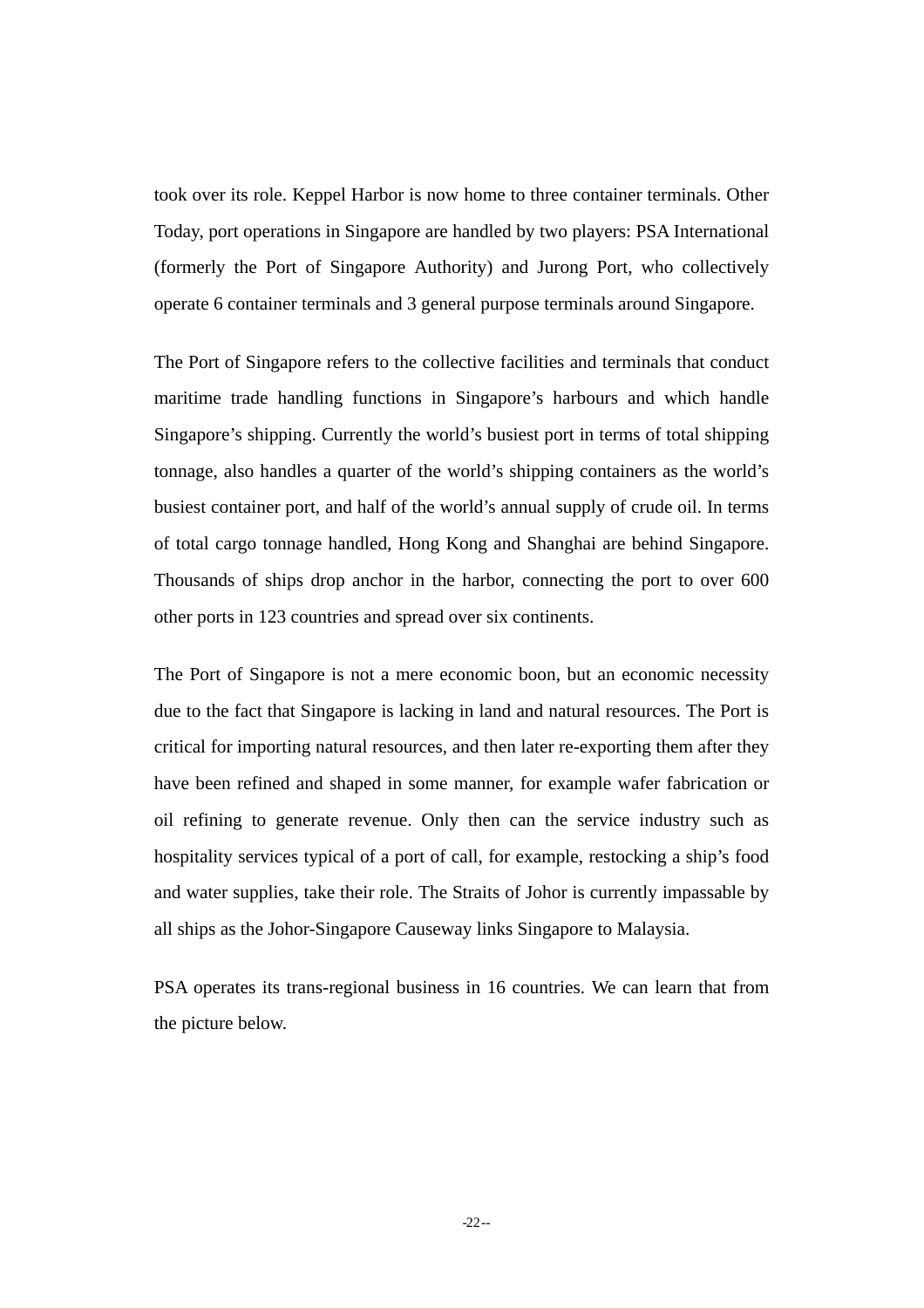took over its role. Keppel Harbor is now home to three container terminals. Other Today, port operations in Singapore are handled by two players: PSA International (formerly the Port of Singapore Authority) and Jurong Port, who collectively operate 6 container terminals and 3 general purpose terminals around Singapore.

The Port of Singapore refers to the collective facilities and terminals that conduct maritime trade handling functions in Singapore's harbours and which handle Singapore's shipping. Currently the world's busiest port in terms of total shipping tonnage, also handles a quarter of the world's shipping containers as the world's busiest container port, and half of the world's annual supply of crude oil. In terms of total cargo tonnage handled, Hong Kong and Shanghai are behind Singapore. Thousands of ships drop anchor in the harbor, connecting the port to over 600 other ports in 123 countries and spread over six continents.

The Port of Singapore is not a mere economic boon, but an economic necessity due to the fact that Singapore is lacking in land and natural resources. The Port is critical for importing natural resources, and then later re-exporting them after they have been refined and shaped in some manner, for example wafer fabrication or oil refining to generate revenue. Only then can the service industry such as hospitality services typical of a port of call, for example, restocking a ship's food and water supplies, take their role. The Straits of Johor is currently impassable by all ships as the Johor-Singapore Causeway links Singapore to Malaysia.

PSA operates its trans-regional business in 16 countries. We can learn that from the picture below.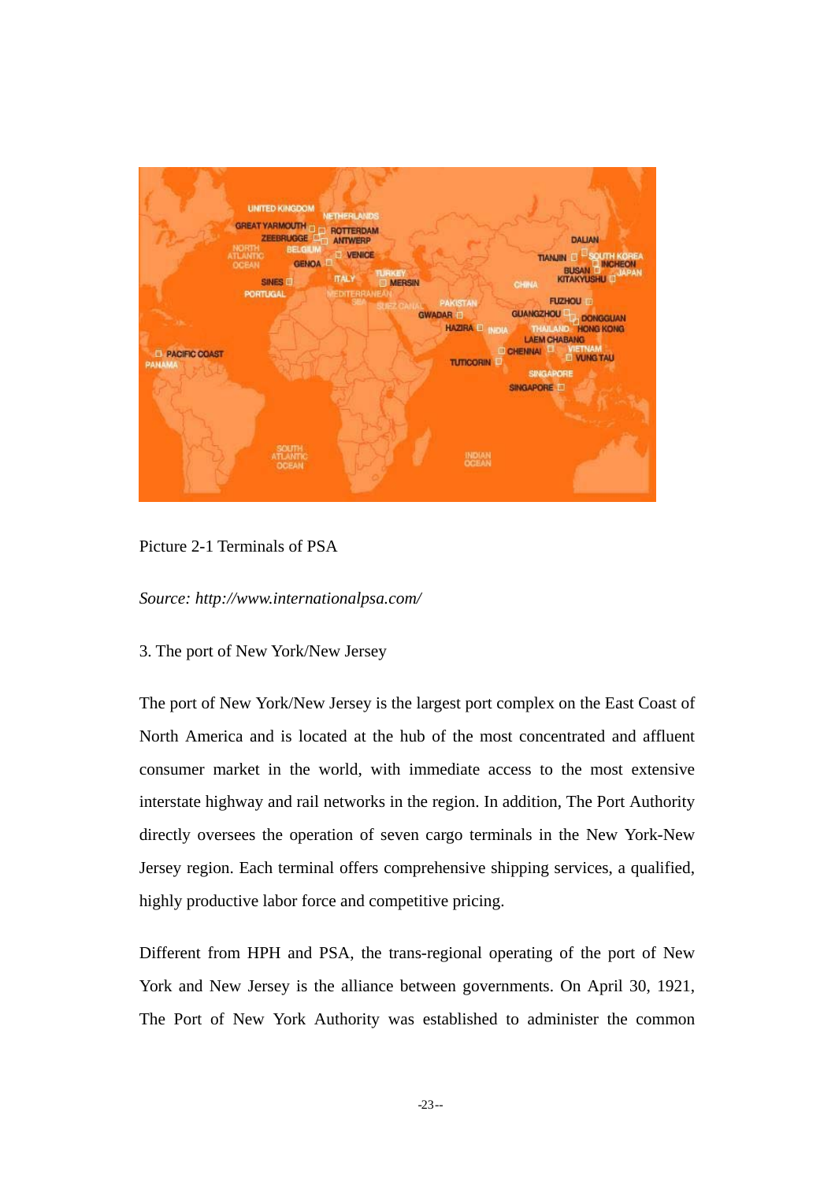Picture 2-1 Terminals of PSA

*Source: http://www.internationalpsa.com/*

3. The port of New York/New Jersey

The port of New York/New Jersey is the largest port complex on the East Coast of North America and is located at the hub of the most concentrated and affluent consumer market in the world, with immediate access to the most extensive interstate highway and rail networks in the region. In addition, The Port Authority directly oversees the operation of seven cargo terminals in the New York-New Jersey region. Each terminal offers comprehensive shipping services, a qualified, highly productive labor force and competitive pricing.

Different from HPH and PSA, the trans-regional operating of the port of New York and New Jersey is the alliance between governments. On April 30, 1921, The Port of New York Authority was established to administer the common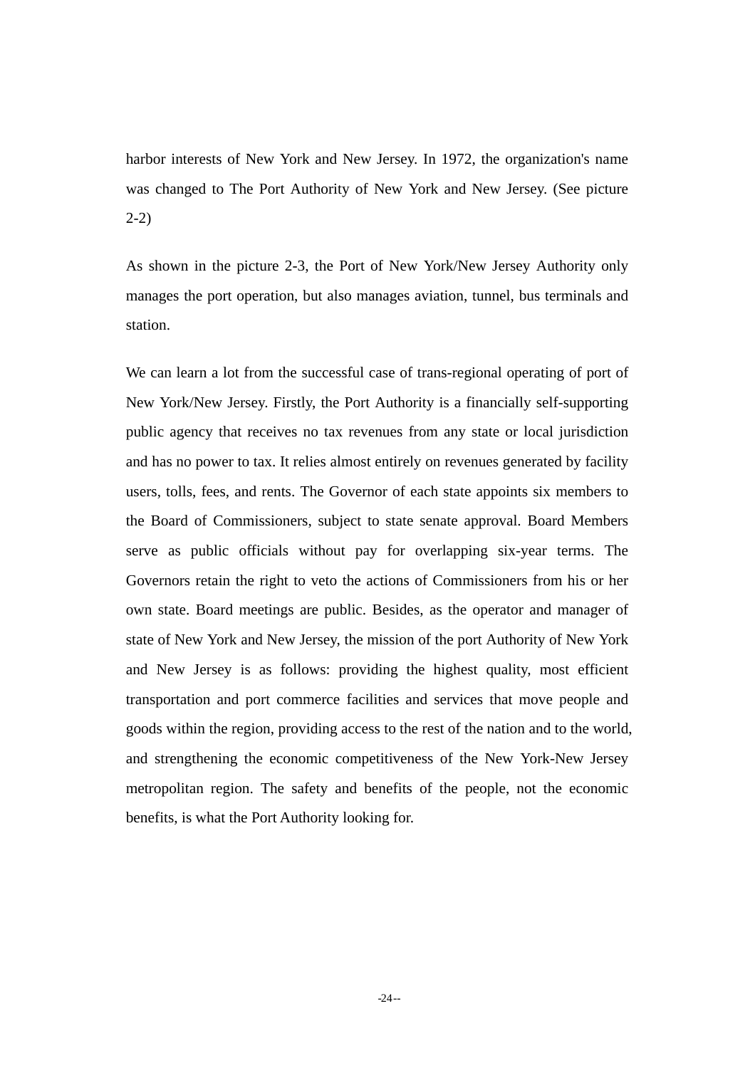harbor interests of New York and New Jersey. In 1972, the organization's name was changed to The Port Authority of New York and New Jersey. (See picture 2-2)

As shown in the picture 2-3, the Port of New York/New Jersey Authority only manages the port operation, but also manages aviation, tunnel, bus terminals and station.

We can learn a lot from the successful case of trans-regional operating of port of New York/New Jersey. Firstly, the Port Authority is a financially self-supporting public agency that receives no tax revenues from any state or local jurisdiction and has no power to tax. It relies almost entirely on revenues generated by facility users, tolls, fees, and rents. The Governor of each state appoints six members to the Board of Commissioners, subject to state senate approval. Board Members serve as public officials without pay for overlapping six-year terms. The Governors retain the right to veto the actions of Commissioners from his or her own state. Board meetings are public. Besides, as the operator and manager of state of New York and New Jersey, the mission of the port Authority of New York and New Jersey is as follows: providing the highest quality, most efficient transportation and port commerce facilities and services that move people and goods within the region, providing access to the rest of the nation and to the world, and strengthening the economic competitiveness of the New York-New Jersey metropolitan region. The safety and benefits of the people, not the economic benefits, is what the Port Authority looking for.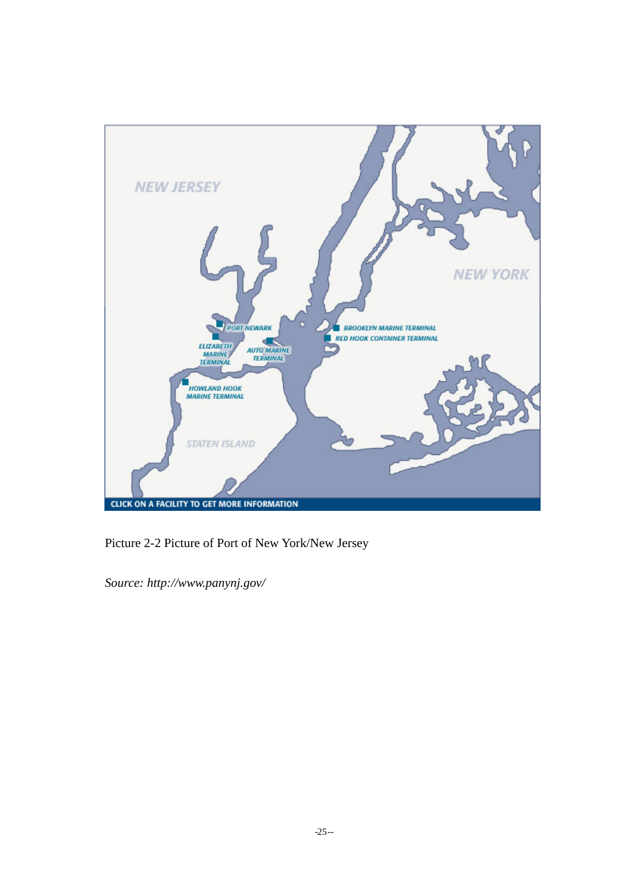Picture 2-2 Picture of Port of New York/New Jersey

*Source: http://www.panynj.gov/*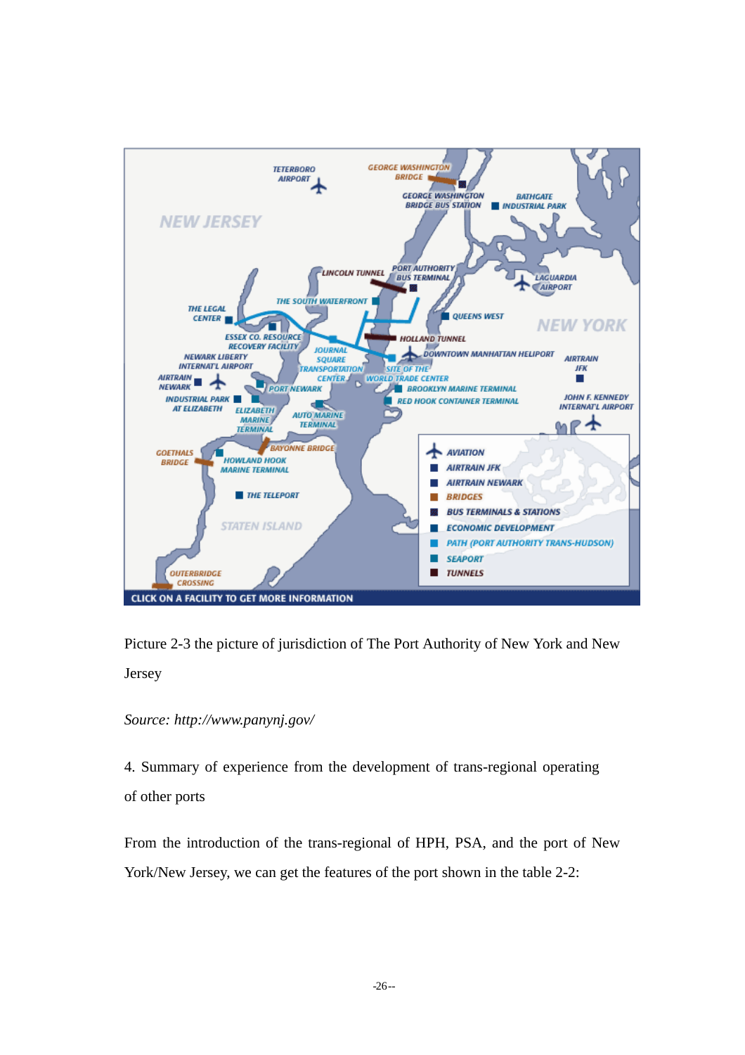Picture 2-3 the picture of jurisdiction of The Port Authority of New York and New Jersey

*Source: http://www.panynj.gov/*

4. Summary of experience from the development of trans-regional operating of other ports

From the introduction of the trans-regional of HPH, PSA, and the port of New York/New Jersey, we can get the features of the port shown in the table 2-2: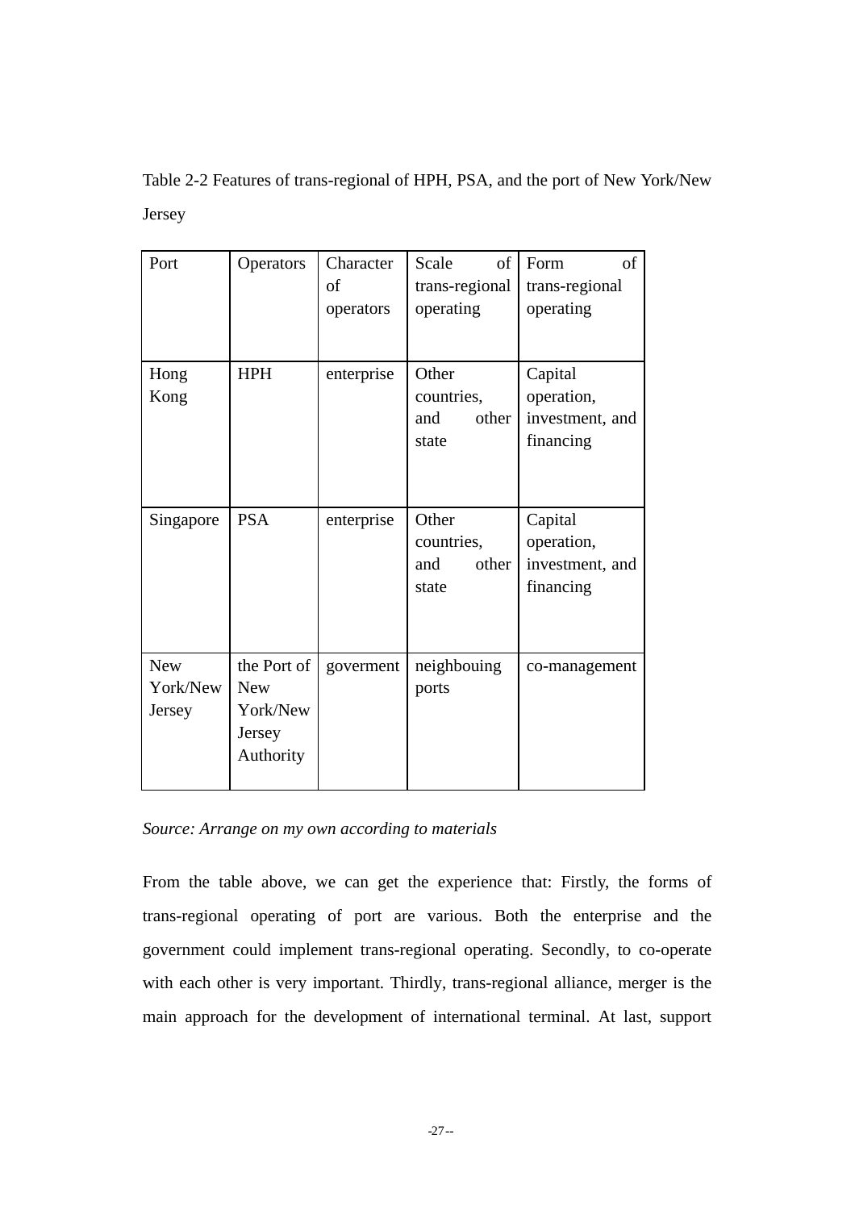Table 2-2 Features of trans-regional of HPH, PSA, and the port of New York/New Jersey

| Port | Operators | Character of operators | Scale of trans-regional operating | Form of trans-regional operating |
|---|---|---|---|---|
| Hong Kong | HPH | enterprise | Other countries, and other state | Capital operation, investment, and financing |
| Singapore | PSA | enterprise | Other countries, and other state | Capital operation, investment, and financing |
| New York/New Jersey | the Port of New York/New Jersey Authority | goverment | neighbouing ports | co-management |

*Source: Arrange on my own according to materials*

From the table above, we can get the experience that: Firstly, the forms of trans-regional operating of port are various. Both the enterprise and the government could implement trans-regional operating. Secondly, to co-operate with each other is very important. Thirdly, trans-regional alliance, merger is the main approach for the development of international terminal. At last, support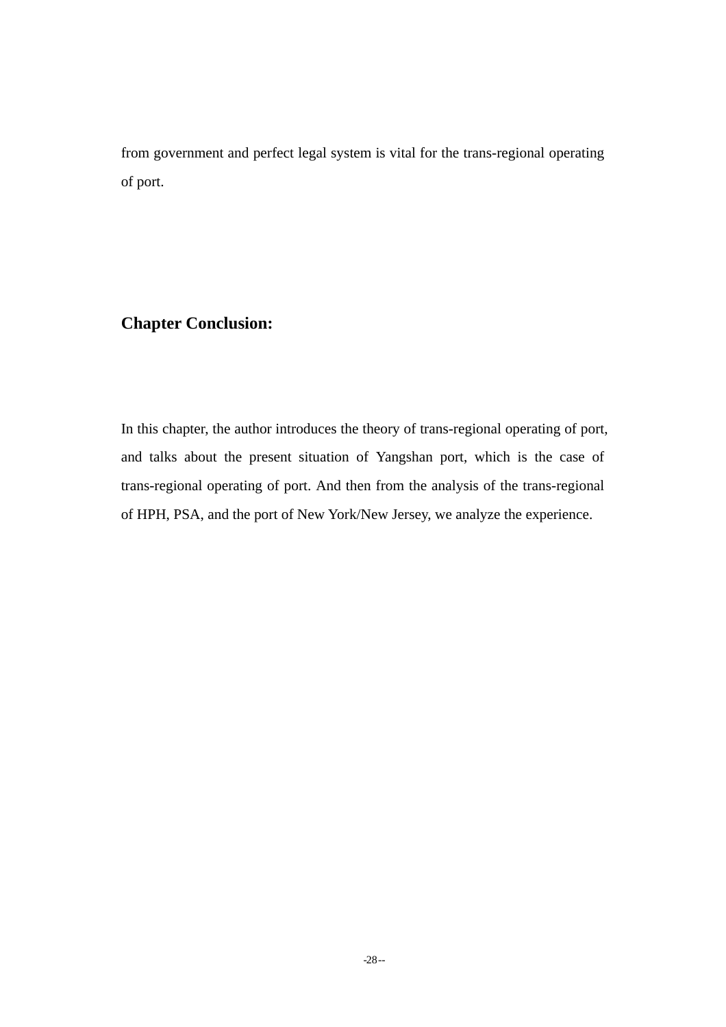from government and perfect legal system is vital for the trans-regional operating of port.

## Chapter Conclusion:

In this chapter, the author introduces the theory of trans-regional operating of port, and talks about the present situation of Yangshan port, which is the case of trans-regional operating of port. And then from the analysis of the trans-regional of HPH, PSA, and the port of New York/New Jersey, we analyze the experience.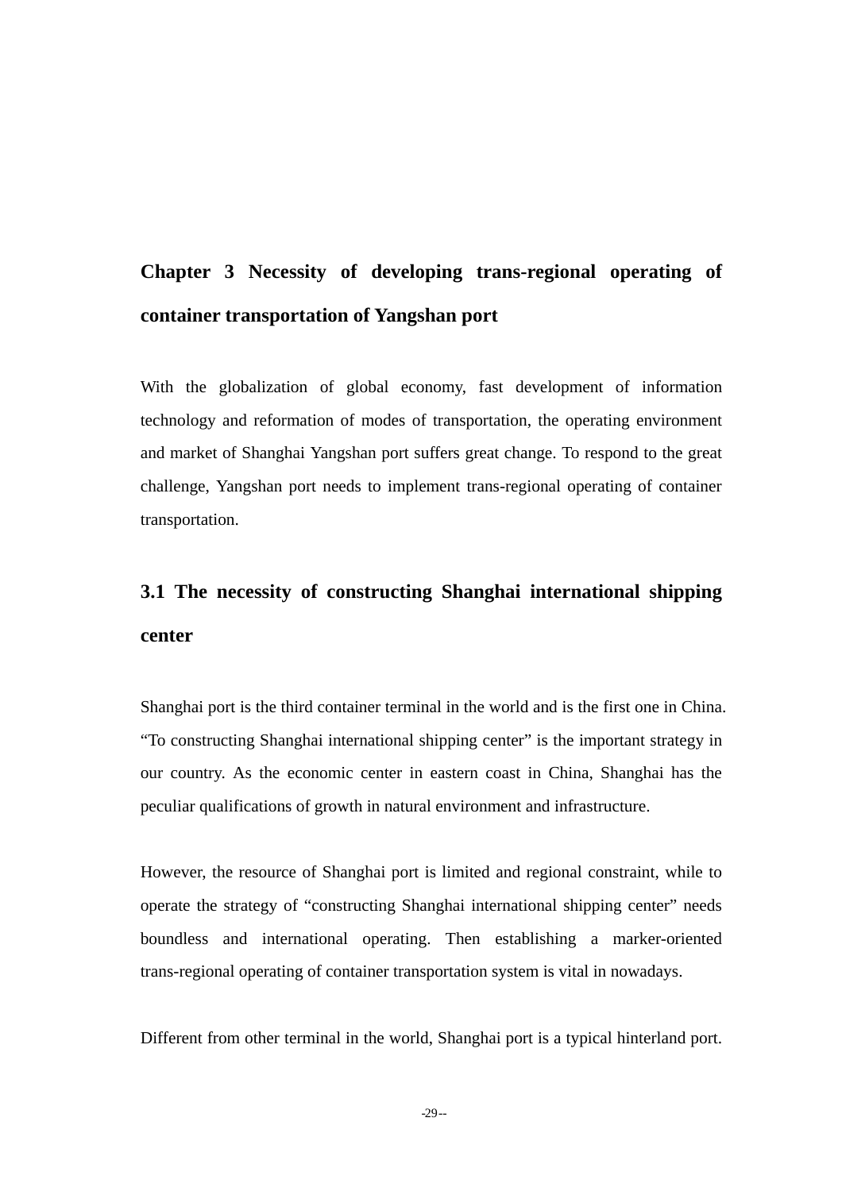# Chapter 3 Necessity of developing trans-regional operating of container transportation of Yangshan port

With the globalization of global economy, fast development of information technology and reformation of modes of transportation, the operating environment and market of Shanghai Yangshan port suffers great change. To respond to the great challenge, Yangshan port needs to implement trans-regional operating of container transportation.

## 3.1 The necessity of constructing Shanghai international shipping center

Shanghai port is the third container terminal in the world and is the first one in China. "To constructing Shanghai international shipping center" is the important strategy in our country. As the economic center in eastern coast in China, Shanghai has the peculiar qualifications of growth in natural environment and infrastructure.

However, the resource of Shanghai port is limited and regional constraint, while to operate the strategy of "constructing Shanghai international shipping center" needs boundless and international operating. Then establishing a marker-oriented trans-regional operating of container transportation system is vital in nowadays.

Different from other terminal in the world, Shanghai port is a typical hinterland port.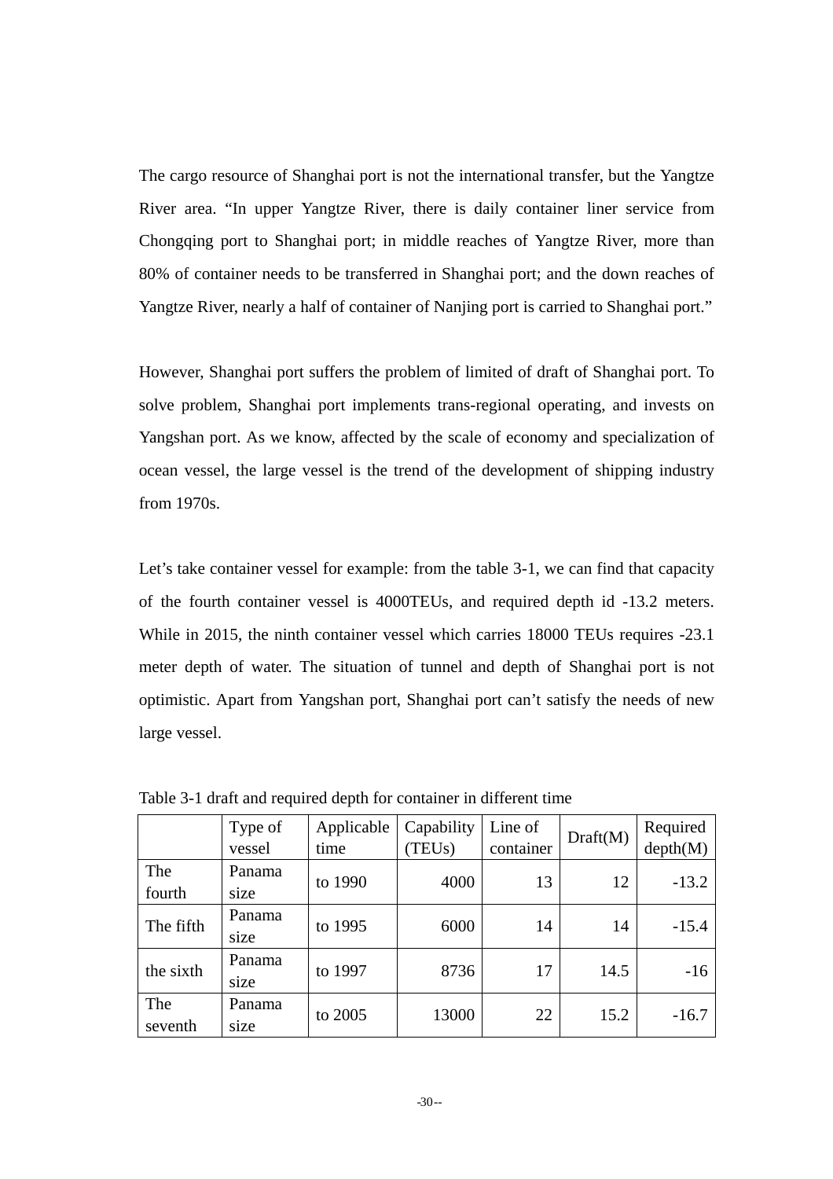The cargo resource of Shanghai port is not the international transfer, but the Yangtze River area. "In upper Yangtze River, there is daily container liner service from Chongqing port to Shanghai port; in middle reaches of Yangtze River, more than 80% of container needs to be transferred in Shanghai port; and the down reaches of Yangtze River, nearly a half of container of Nanjing port is carried to Shanghai port."

However, Shanghai port suffers the problem of limited of draft of Shanghai port. To solve problem, Shanghai port implements trans-regional operating, and invests on Yangshan port. As we know, affected by the scale of economy and specialization of ocean vessel, the large vessel is the trend of the development of shipping industry from 1970s.

Let's take container vessel for example: from the table 3-1, we can find that capacity of the fourth container vessel is 4000TEUs, and required depth id -13.2 meters. While in 2015, the ninth container vessel which carries 18000 TEUs requires -23.1 meter depth of water. The situation of tunnel and depth of Shanghai port is not optimistic. Apart from Yangshan port, Shanghai port can't satisfy the needs of new large vessel.

Table 3-1 draft and required depth for container in different time

| | Type of vessel | Applicable time | Capability (TEUs) | Line of container | Draft(M) | Required depth(M) |
|---|---|---|---|---|---|---|
| The fourth | Panama size | to 1990 | 4000 | 13 | 12 | -13.2 |
| The fifth | Panama size | to 1995 | 6000 | 14 | 14 | -15.4 |
| the sixth | Panama size | to 1997 | 8736 | 17 | 14.5 | -16 |
| The seventh | Panama size | to 2005 | 13000 | 22 | 15.2 | -16.7 |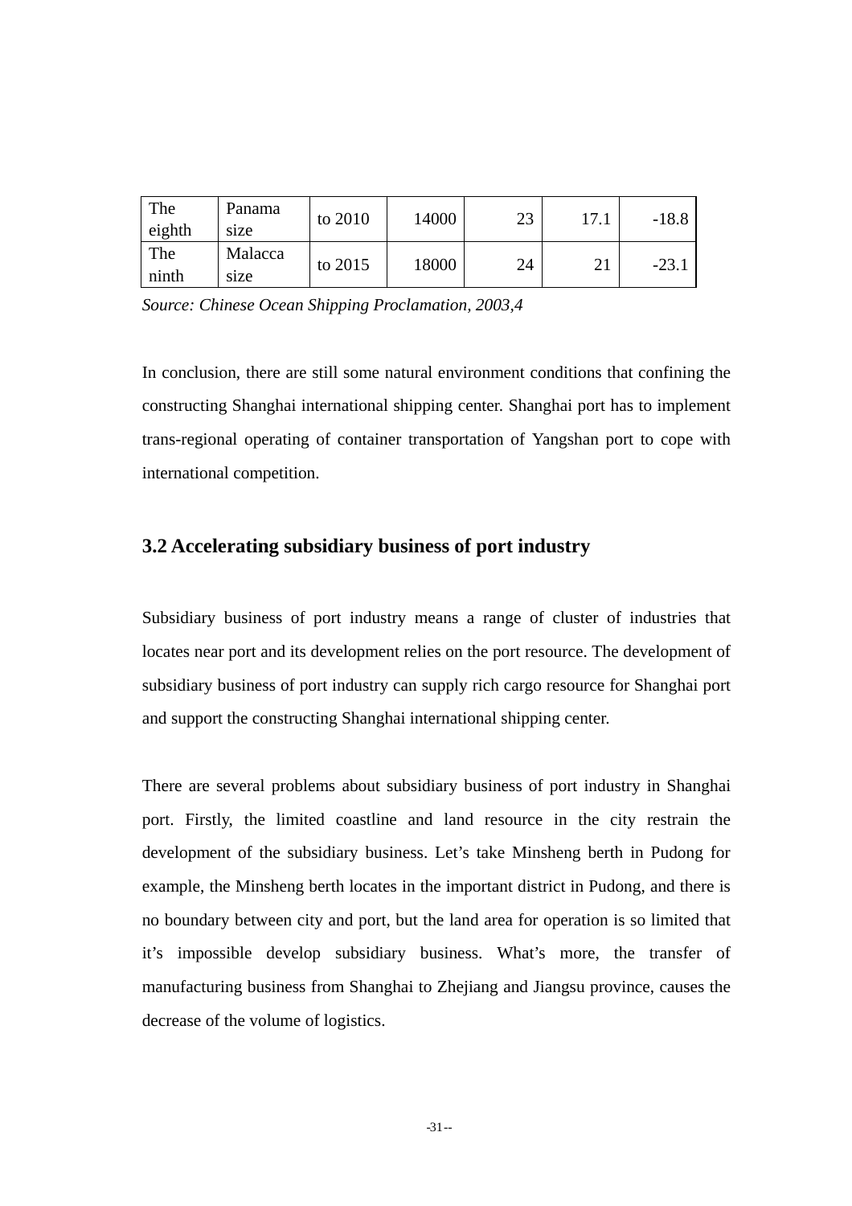| The eighth | Panama size | to 2010 | 14000 | 23 | 17.1 | -18.8 |
| --- | --- | --- | --- | --- | --- | --- |
| The ninth | Malacca size | to 2015 | 18000 | 24 | 21 | -23.1 |

*Source: Chinese Ocean Shipping Proclamation, 2003,4*

In conclusion, there are still some natural environment conditions that confining the constructing Shanghai international shipping center. Shanghai port has to implement trans-regional operating of container transportation of Yangshan port to cope with international competition.

## 3.2 Accelerating subsidiary business of port industry

Subsidiary business of port industry means a range of cluster of industries that locates near port and its development relies on the port resource. The development of subsidiary business of port industry can supply rich cargo resource for Shanghai port and support the constructing Shanghai international shipping center.

There are several problems about subsidiary business of port industry in Shanghai port. Firstly, the limited coastline and land resource in the city restrain the development of the subsidiary business. Let's take Minsheng berth in Pudong for example, the Minsheng berth locates in the important district in Pudong, and there is no boundary between city and port, but the land area for operation is so limited that it's impossible develop subsidiary business. What's more, the transfer of manufacturing business from Shanghai to Zhejiang and Jiangsu province, causes the decrease of the volume of logistics.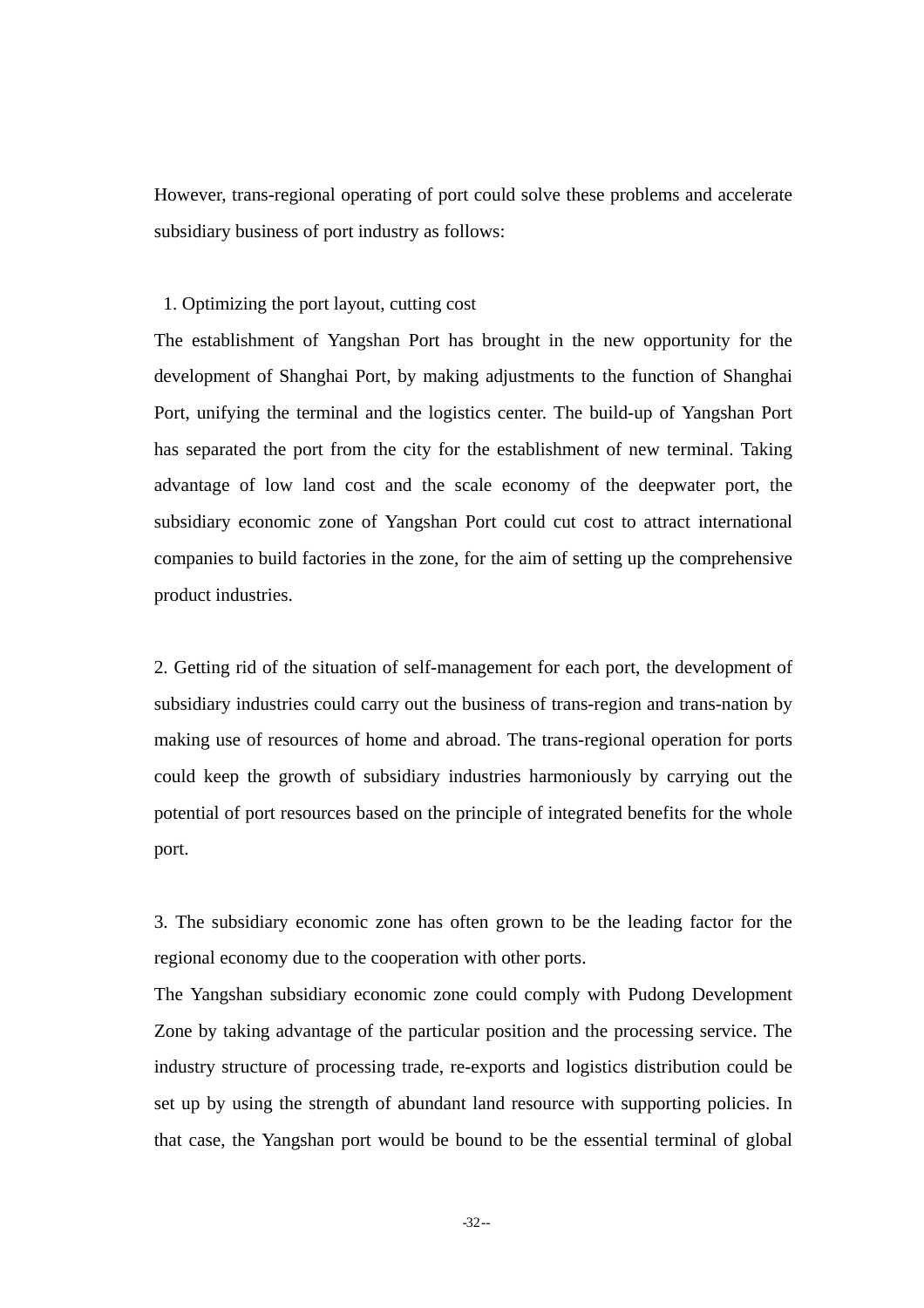However, trans-regional operating of port could solve these problems and accelerate subsidiary business of port industry as follows:

1. Optimizing the port layout, cutting cost

The establishment of Yangshan Port has brought in the new opportunity for the development of Shanghai Port, by making adjustments to the function of Shanghai Port, unifying the terminal and the logistics center. The build-up of Yangshan Port has separated the port from the city for the establishment of new terminal. Taking advantage of low land cost and the scale economy of the deepwater port, the subsidiary economic zone of Yangshan Port could cut cost to attract international companies to build factories in the zone, for the aim of setting up the comprehensive product industries.

2. Getting rid of the situation of self-management for each port, the development of subsidiary industries could carry out the business of trans-region and trans-nation by making use of resources of home and abroad. The trans-regional operation for ports could keep the growth of subsidiary industries harmoniously by carrying out the potential of port resources based on the principle of integrated benefits for the whole port.

3. The subsidiary economic zone has often grown to be the leading factor for the regional economy due to the cooperation with other ports.

The Yangshan subsidiary economic zone could comply with Pudong Development Zone by taking advantage of the particular position and the processing service. The industry structure of processing trade, re-exports and logistics distribution could be set up by using the strength of abundant land resource with supporting policies. In that case, the Yangshan port would be bound to be the essential terminal of global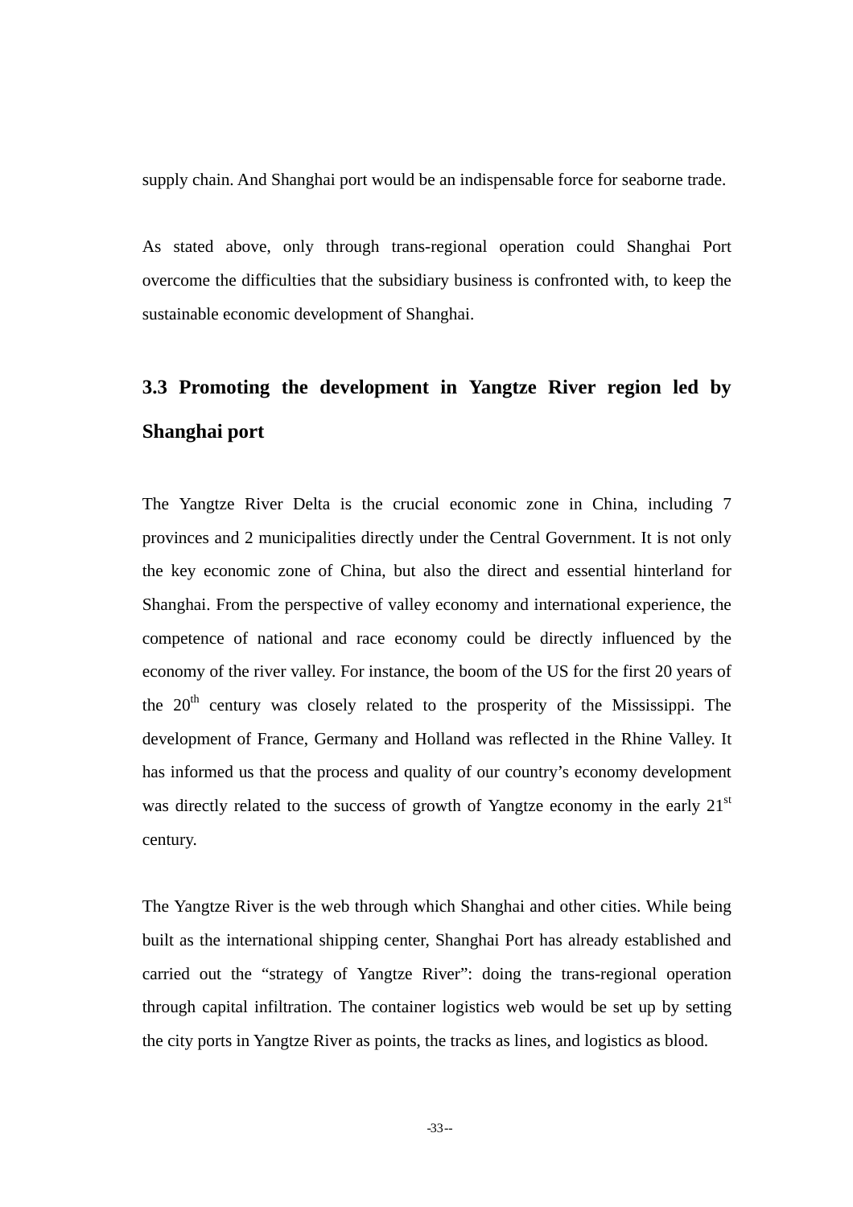supply chain. And Shanghai port would be an indispensable force for seaborne trade.

As stated above, only through trans-regional operation could Shanghai Port overcome the difficulties that the subsidiary business is confronted with, to keep the sustainable economic development of Shanghai.

## 3.3 Promoting the development in Yangtze River region led by Shanghai port

The Yangtze River Delta is the crucial economic zone in China, including 7 provinces and 2 municipalities directly under the Central Government. It is not only the key economic zone of China, but also the direct and essential hinterland for Shanghai. From the perspective of valley economy and international experience, the competence of national and race economy could be directly influenced by the economy of the river valley. For instance, the boom of the US for the first 20 years of the 20th century was closely related to the prosperity of the Mississippi. The development of France, Germany and Holland was reflected in the Rhine Valley. It has informed us that the process and quality of our country's economy development was directly related to the success of growth of Yangtze economy in the early 21st century.

The Yangtze River is the web through which Shanghai and other cities. While being built as the international shipping center, Shanghai Port has already established and carried out the "strategy of Yangtze River": doing the trans-regional operation through capital infiltration. The container logistics web would be set up by setting the city ports in Yangtze River as points, the tracks as lines, and logistics as blood.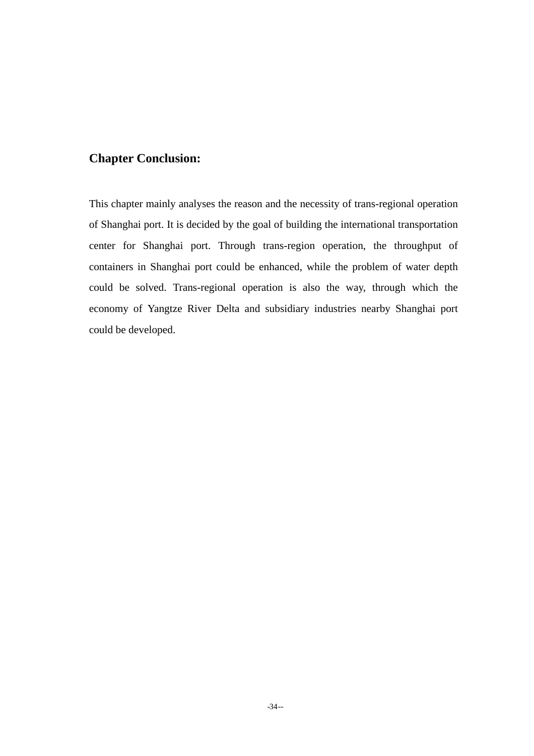**Chapter Conclusion:**

This chapter mainly analyses the reason and the necessity of trans-regional operation of Shanghai port. It is decided by the goal of building the international transportation center for Shanghai port. Through trans-region operation, the throughput of containers in Shanghai port could be enhanced, while the problem of water depth could be solved. Trans-regional operation is also the way, through which the economy of Yangtze River Delta and subsidiary industries nearby Shanghai port could be developed.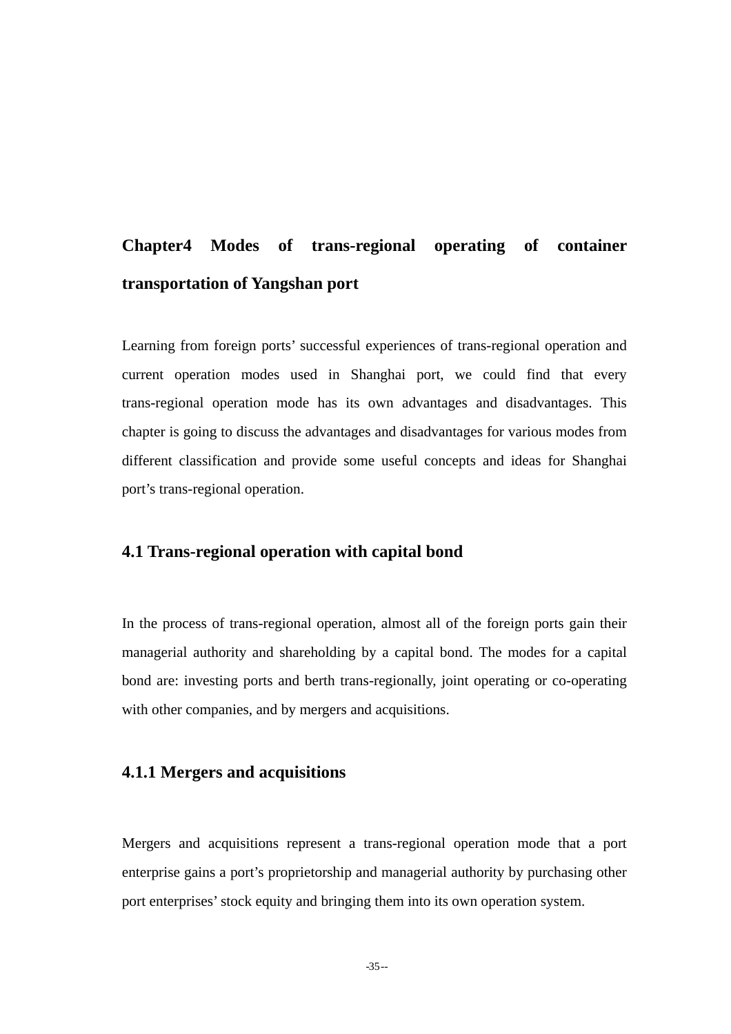# Chapter4 Modes of trans-regional operating of container transportation of Yangshan port

Learning from foreign ports' successful experiences of trans-regional operation and current operation modes used in Shanghai port, we could find that every trans-regional operation mode has its own advantages and disadvantages. This chapter is going to discuss the advantages and disadvantages for various modes from different classification and provide some useful concepts and ideas for Shanghai port's trans-regional operation.

## 4.1 Trans-regional operation with capital bond

In the process of trans-regional operation, almost all of the foreign ports gain their managerial authority and shareholding by a capital bond. The modes for a capital bond are: investing ports and berth trans-regionally, joint operating or co-operating with other companies, and by mergers and acquisitions.

### 4.1.1 Mergers and acquisitions

Mergers and acquisitions represent a trans-regional operation mode that a port enterprise gains a port's proprietorship and managerial authority by purchasing other port enterprises' stock equity and bringing them into its own operation system.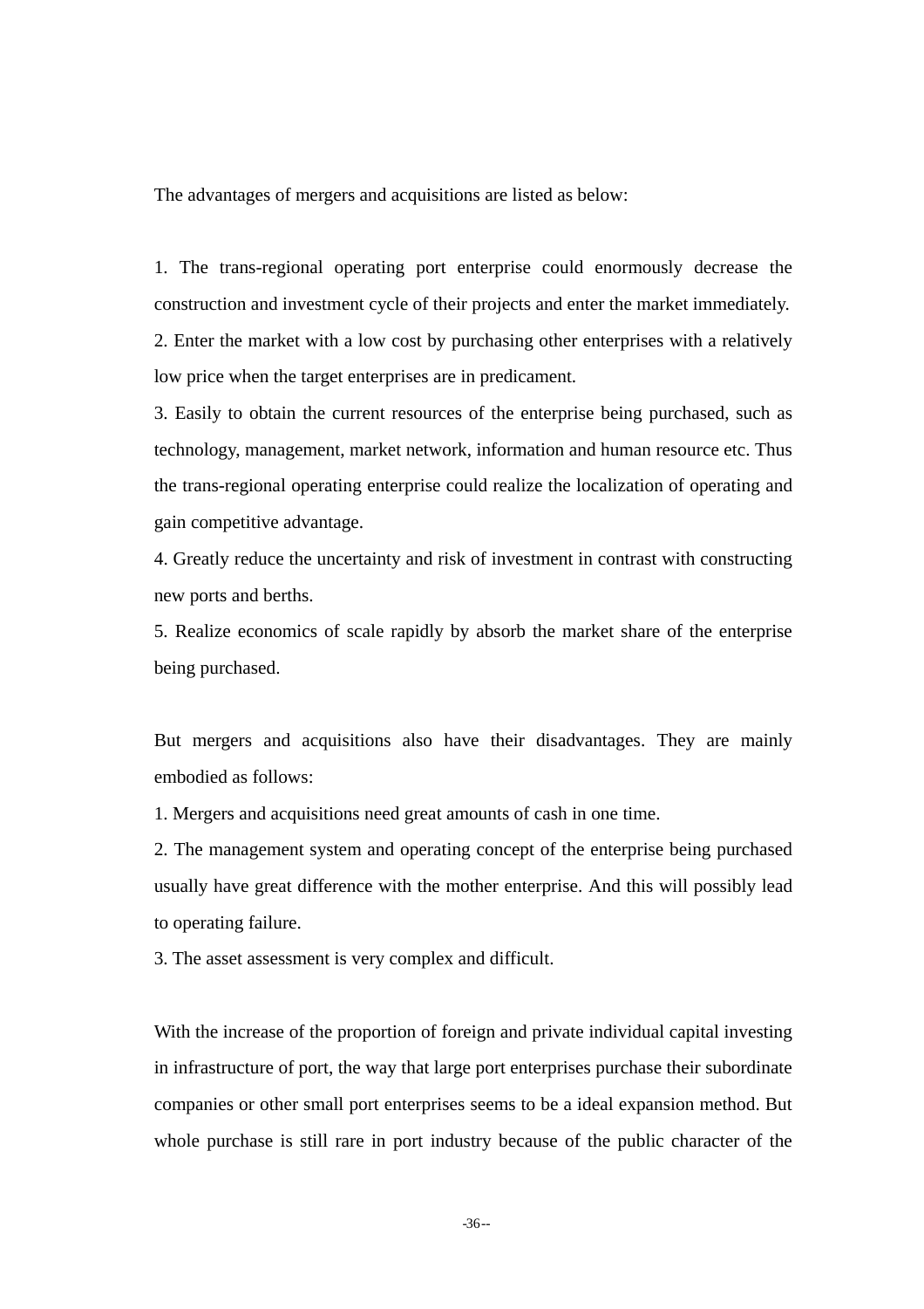The advantages of mergers and acquisitions are listed as below:

1. The trans-regional operating port enterprise could enormously decrease the construction and investment cycle of their projects and enter the market immediately.
2. Enter the market with a low cost by purchasing other enterprises with a relatively low price when the target enterprises are in predicament.
3. Easily to obtain the current resources of the enterprise being purchased, such as technology, management, market network, information and human resource etc. Thus the trans-regional operating enterprise could realize the localization of operating and gain competitive advantage.
4. Greatly reduce the uncertainty and risk of investment in contrast with constructing new ports and berths.
5. Realize economics of scale rapidly by absorb the market share of the enterprise being purchased.

But mergers and acquisitions also have their disadvantages. They are mainly embodied as follows:

1. Mergers and acquisitions need great amounts of cash in one time.
2. The management system and operating concept of the enterprise being purchased usually have great difference with the mother enterprise. And this will possibly lead to operating failure.
3. The asset assessment is very complex and difficult.

With the increase of the proportion of foreign and private individual capital investing in infrastructure of port, the way that large port enterprises purchase their subordinate companies or other small port enterprises seems to be a ideal expansion method. But whole purchase is still rare in port industry because of the public character of the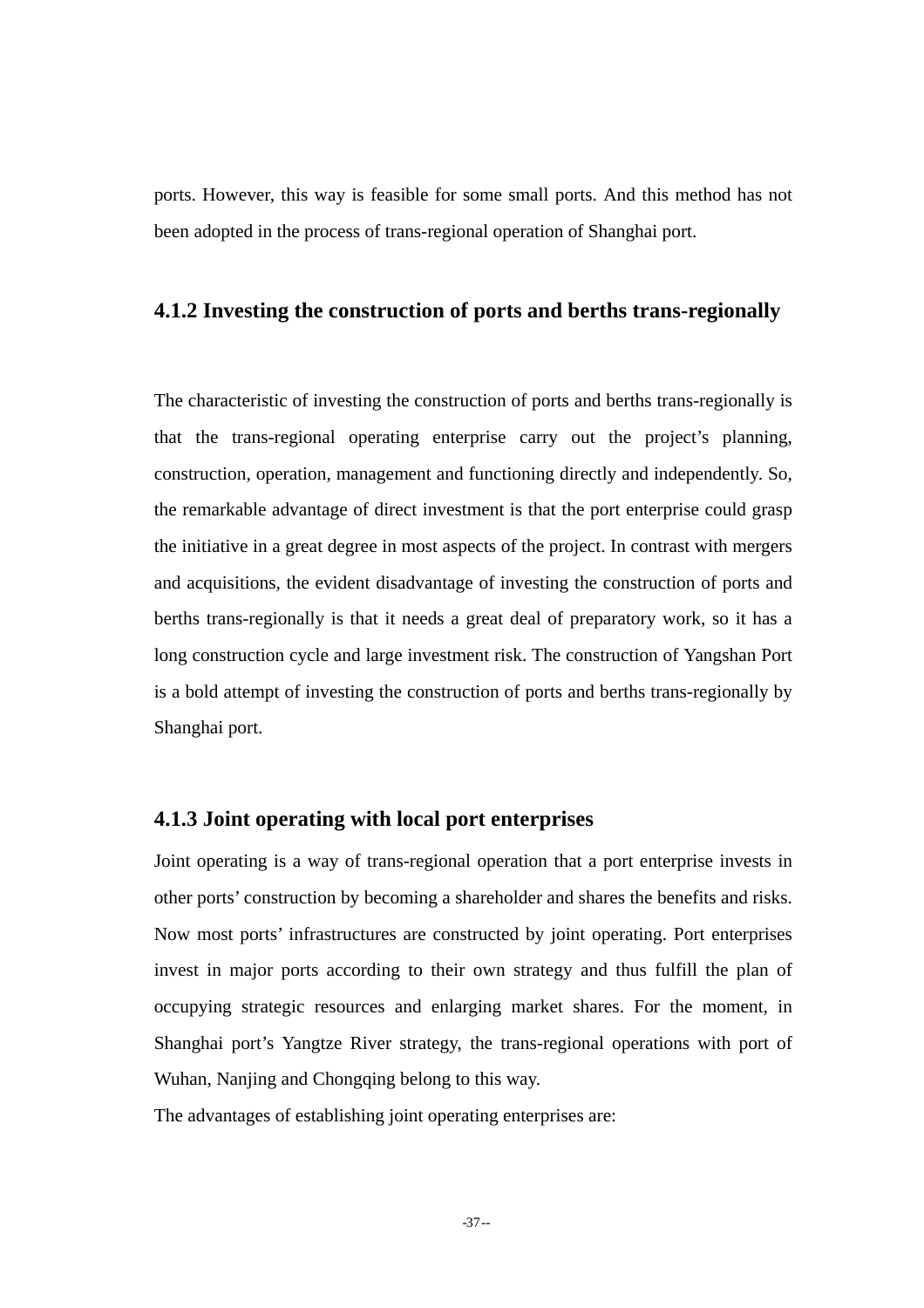ports. However, this way is feasible for some small ports. And this method has not been adopted in the process of trans-regional operation of Shanghai port.

### 4.1.2 Investing the construction of ports and berths trans-regionally

The characteristic of investing the construction of ports and berths trans-regionally is that the trans-regional operating enterprise carry out the project's planning, construction, operation, management and functioning directly and independently. So, the remarkable advantage of direct investment is that the port enterprise could grasp the initiative in a great degree in most aspects of the project. In contrast with mergers and acquisitions, the evident disadvantage of investing the construction of ports and berths trans-regionally is that it needs a great deal of preparatory work, so it has a long construction cycle and large investment risk. The construction of Yangshan Port is a bold attempt of investing the construction of ports and berths trans-regionally by Shanghai port.

### 4.1.3 Joint operating with local port enterprises

Joint operating is a way of trans-regional operation that a port enterprise invests in other ports' construction by becoming a shareholder and shares the benefits and risks. Now most ports' infrastructures are constructed by joint operating. Port enterprises invest in major ports according to their own strategy and thus fulfill the plan of occupying strategic resources and enlarging market shares. For the moment, in Shanghai port's Yangtze River strategy, the trans-regional operations with port of Wuhan, Nanjing and Chongqing belong to this way.

The advantages of establishing joint operating enterprises are: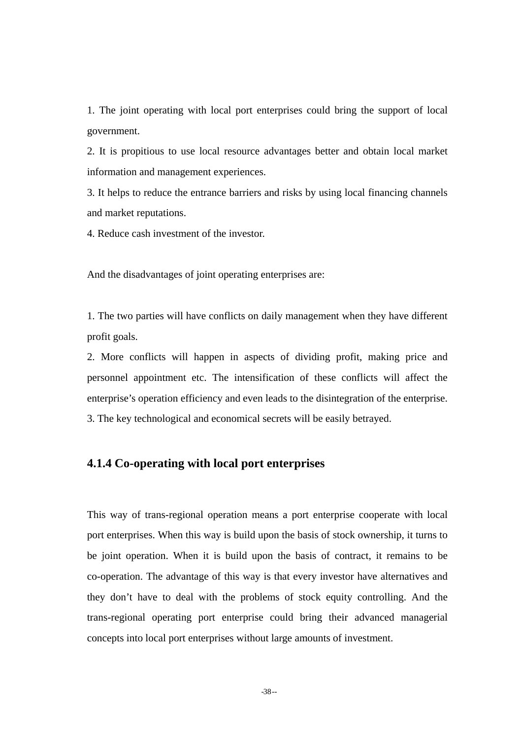1. The joint operating with local port enterprises could bring the support of local government.

2. It is propitious to use local resource advantages better and obtain local market information and management experiences.

3. It helps to reduce the entrance barriers and risks by using local financing channels and market reputations.

4. Reduce cash investment of the investor.

And the disadvantages of joint operating enterprises are:

1. The two parties will have conflicts on daily management when they have different profit goals.

2. More conflicts will happen in aspects of dividing profit, making price and personnel appointment etc. The intensification of these conflicts will affect the enterprise's operation efficiency and even leads to the disintegration of the enterprise.

3. The key technological and economical secrets will be easily betrayed.

### 4.1.4 Co-operating with local port enterprises

This way of trans-regional operation means a port enterprise cooperate with local port enterprises. When this way is build upon the basis of stock ownership, it turns to be joint operation. When it is build upon the basis of contract, it remains to be co-operation. The advantage of this way is that every investor have alternatives and they don't have to deal with the problems of stock equity controlling. And the trans-regional operating port enterprise could bring their advanced managerial concepts into local port enterprises without large amounts of investment.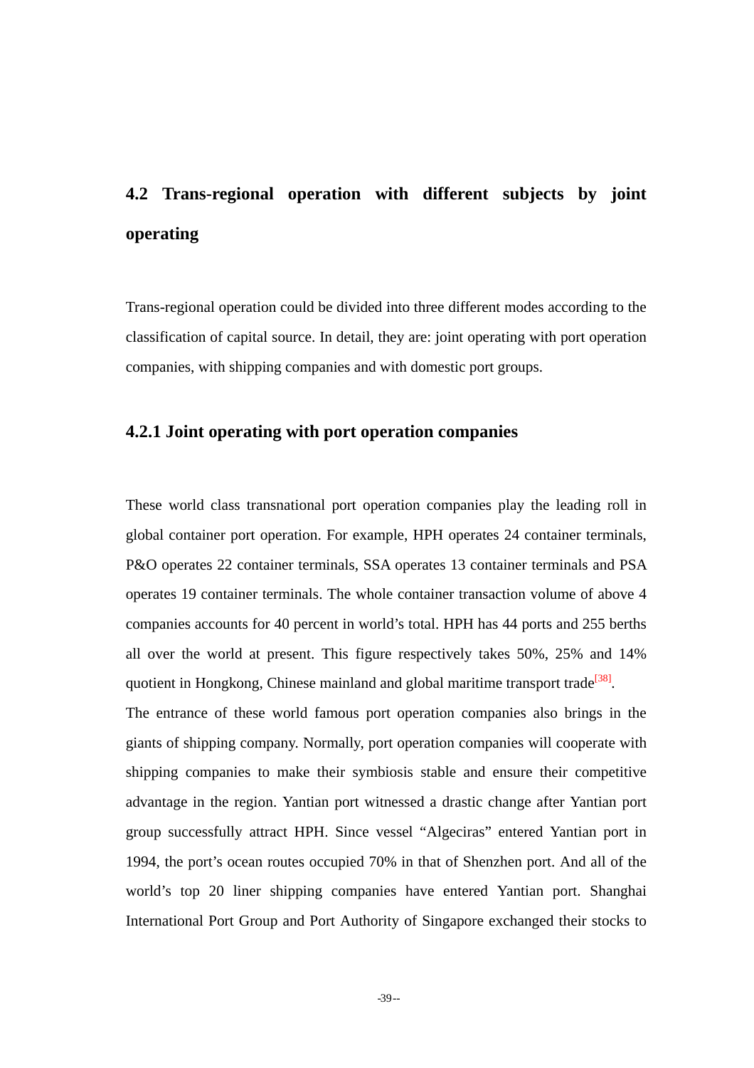## 4.2 Trans-regional operation with different subjects by joint operating

Trans-regional operation could be divided into three different modes according to the classification of capital source. In detail, they are: joint operating with port operation companies, with shipping companies and with domestic port groups.

### 4.2.1 Joint operating with port operation companies

These world class transnational port operation companies play the leading roll in global container port operation. For example, HPH operates 24 container terminals, P&O operates 22 container terminals, SSA operates 13 container terminals and PSA operates 19 container terminals. The whole container transaction volume of above 4 companies accounts for 40 percent in world's total. HPH has 44 ports and 255 berths all over the world at present. This figure respectively takes 50%, 25% and 14% quotient in Hongkong, Chinese mainland and global maritime transport trade[38].

The entrance of these world famous port operation companies also brings in the giants of shipping company. Normally, port operation companies will cooperate with shipping companies to make their symbiosis stable and ensure their competitive advantage in the region. Yantian port witnessed a drastic change after Yantian port group successfully attract HPH. Since vessel "Algeciras" entered Yantian port in 1994, the port's ocean routes occupied 70% in that of Shenzhen port. And all of the world's top 20 liner shipping companies have entered Yantian port. Shanghai International Port Group and Port Authority of Singapore exchanged their stocks to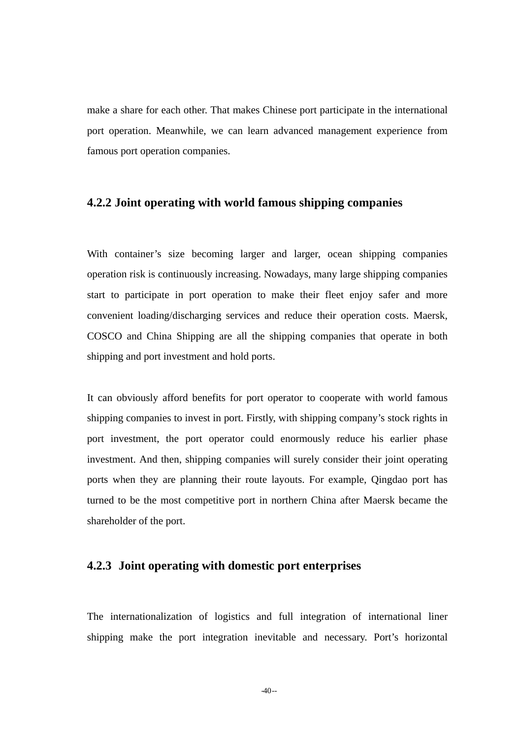make a share for each other. That makes Chinese port participate in the international port operation. Meanwhile, we can learn advanced management experience from famous port operation companies.

### 4.2.2 Joint operating with world famous shipping companies

With container's size becoming larger and larger, ocean shipping companies operation risk is continuously increasing. Nowadays, many large shipping companies start to participate in port operation to make their fleet enjoy safer and more convenient loading/discharging services and reduce their operation costs. Maersk, COSCO and China Shipping are all the shipping companies that operate in both shipping and port investment and hold ports.

It can obviously afford benefits for port operator to cooperate with world famous shipping companies to invest in port. Firstly, with shipping company's stock rights in port investment, the port operator could enormously reduce his earlier phase investment. And then, shipping companies will surely consider their joint operating ports when they are planning their route layouts. For example, Qingdao port has turned to be the most competitive port in northern China after Maersk became the shareholder of the port.

### 4.2.3 Joint operating with domestic port enterprises

The internationalization of logistics and full integration of international liner shipping make the port integration inevitable and necessary. Port's horizontal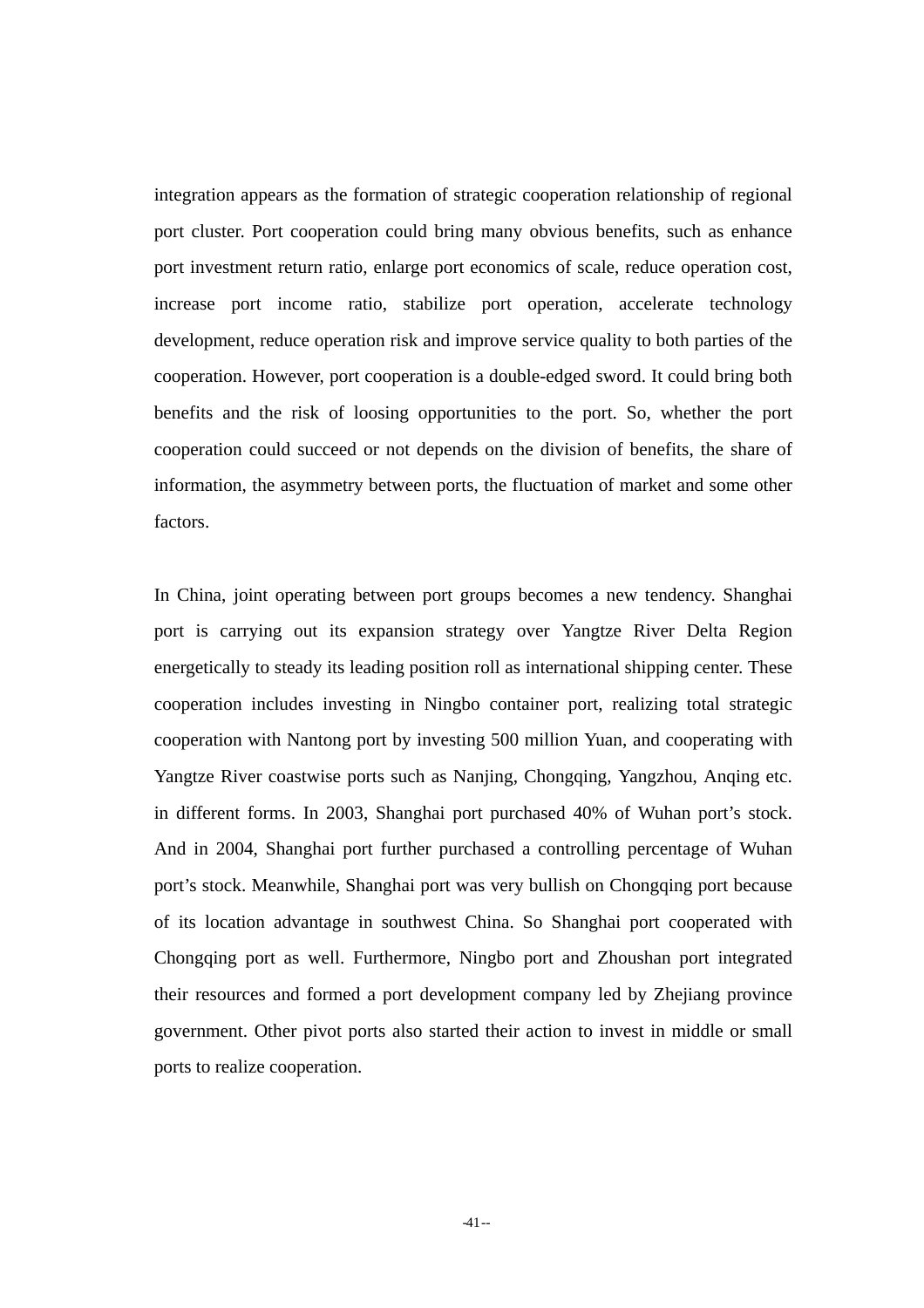integration appears as the formation of strategic cooperation relationship of regional port cluster. Port cooperation could bring many obvious benefits, such as enhance port investment return ratio, enlarge port economics of scale, reduce operation cost, increase port income ratio, stabilize port operation, accelerate technology development, reduce operation risk and improve service quality to both parties of the cooperation. However, port cooperation is a double-edged sword. It could bring both benefits and the risk of loosing opportunities to the port. So, whether the port cooperation could succeed or not depends on the division of benefits, the share of information, the asymmetry between ports, the fluctuation of market and some other factors.

In China, joint operating between port groups becomes a new tendency. Shanghai port is carrying out its expansion strategy over Yangtze River Delta Region energetically to steady its leading position roll as international shipping center. These cooperation includes investing in Ningbo container port, realizing total strategic cooperation with Nantong port by investing 500 million Yuan, and cooperating with Yangtze River coastwise ports such as Nanjing, Chongqing, Yangzhou, Anqing etc. in different forms. In 2003, Shanghai port purchased 40% of Wuhan port's stock. And in 2004, Shanghai port further purchased a controlling percentage of Wuhan port's stock. Meanwhile, Shanghai port was very bullish on Chongqing port because of its location advantage in southwest China. So Shanghai port cooperated with Chongqing port as well. Furthermore, Ningbo port and Zhoushan port integrated their resources and formed a port development company led by Zhejiang province government. Other pivot ports also started their action to invest in middle or small ports to realize cooperation.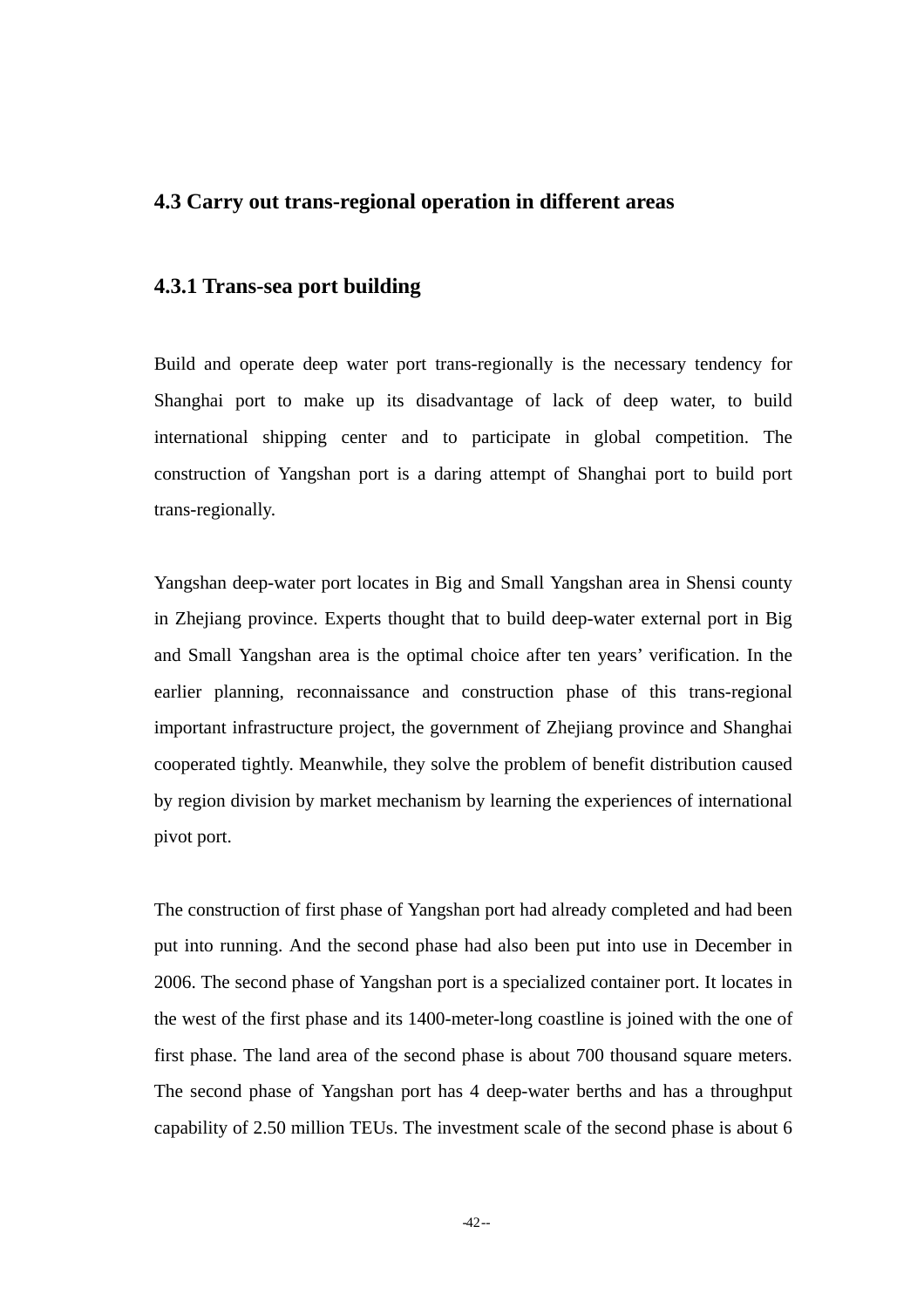## 4.3 Carry out trans-regional operation in different areas

### 4.3.1 Trans-sea port building

Build and operate deep water port trans-regionally is the necessary tendency for Shanghai port to make up its disadvantage of lack of deep water, to build international shipping center and to participate in global competition. The construction of Yangshan port is a daring attempt of Shanghai port to build port trans-regionally.

Yangshan deep-water port locates in Big and Small Yangshan area in Shensi county in Zhejiang province. Experts thought that to build deep-water external port in Big and Small Yangshan area is the optimal choice after ten years' verification. In the earlier planning, reconnaissance and construction phase of this trans-regional important infrastructure project, the government of Zhejiang province and Shanghai cooperated tightly. Meanwhile, they solve the problem of benefit distribution caused by region division by market mechanism by learning the experiences of international pivot port.

The construction of first phase of Yangshan port had already completed and had been put into running. And the second phase had also been put into use in December in 2006. The second phase of Yangshan port is a specialized container port. It locates in the west of the first phase and its 1400-meter-long coastline is joined with the one of first phase. The land area of the second phase is about 700 thousand square meters. The second phase of Yangshan port has 4 deep-water berths and has a throughput capability of 2.50 million TEUs. The investment scale of the second phase is about 6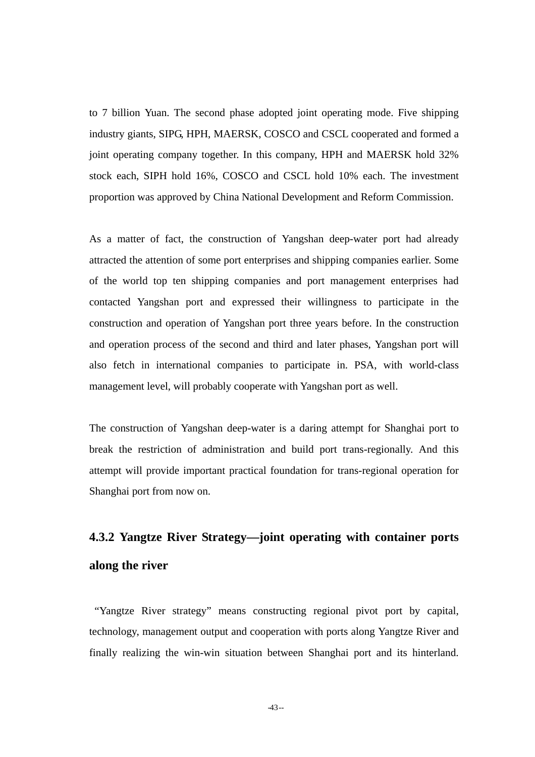to 7 billion Yuan. The second phase adopted joint operating mode. Five shipping industry giants, SIPG, HPH, MAERSK, COSCO and CSCL cooperated and formed a joint operating company together. In this company, HPH and MAERSK hold 32% stock each, SIPH hold 16%, COSCO and CSCL hold 10% each. The investment proportion was approved by China National Development and Reform Commission.

As a matter of fact, the construction of Yangshan deep-water port had already attracted the attention of some port enterprises and shipping companies earlier. Some of the world top ten shipping companies and port management enterprises had contacted Yangshan port and expressed their willingness to participate in the construction and operation of Yangshan port three years before. In the construction and operation process of the second and third and later phases, Yangshan port will also fetch in international companies to participate in. PSA, with world-class management level, will probably cooperate with Yangshan port as well.

The construction of Yangshan deep-water is a daring attempt for Shanghai port to break the restriction of administration and build port trans-regionally. And this attempt will provide important practical foundation for trans-regional operation for Shanghai port from now on.

### 4.3.2 Yangtze River Strategy—joint operating with container ports along the river

"Yangtze River strategy" means constructing regional pivot port by capital, technology, management output and cooperation with ports along Yangtze River and finally realizing the win-win situation between Shanghai port and its hinterland.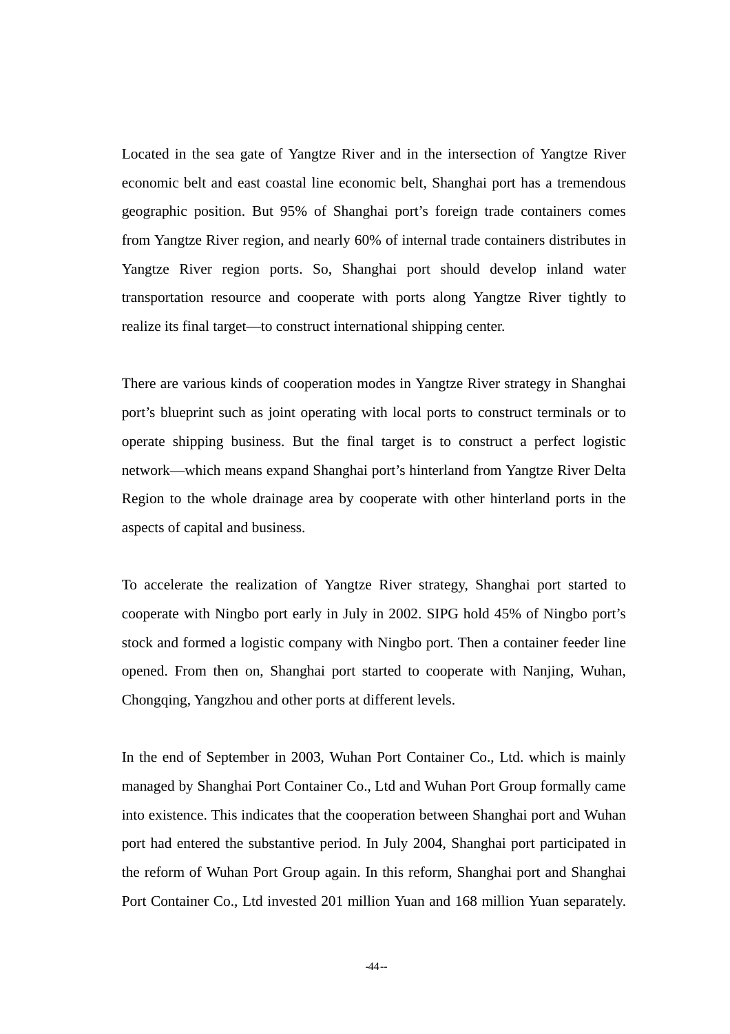Located in the sea gate of Yangtze River and in the intersection of Yangtze River economic belt and east coastal line economic belt, Shanghai port has a tremendous geographic position. But 95% of Shanghai port's foreign trade containers comes from Yangtze River region, and nearly 60% of internal trade containers distributes in Yangtze River region ports. So, Shanghai port should develop inland water transportation resource and cooperate with ports along Yangtze River tightly to realize its final target—to construct international shipping center.

There are various kinds of cooperation modes in Yangtze River strategy in Shanghai port's blueprint such as joint operating with local ports to construct terminals or to operate shipping business. But the final target is to construct a perfect logistic network—which means expand Shanghai port's hinterland from Yangtze River Delta Region to the whole drainage area by cooperate with other hinterland ports in the aspects of capital and business.

To accelerate the realization of Yangtze River strategy, Shanghai port started to cooperate with Ningbo port early in July in 2002. SIPG hold 45% of Ningbo port's stock and formed a logistic company with Ningbo port. Then a container feeder line opened. From then on, Shanghai port started to cooperate with Nanjing, Wuhan, Chongqing, Yangzhou and other ports at different levels.

In the end of September in 2003, Wuhan Port Container Co., Ltd. which is mainly managed by Shanghai Port Container Co., Ltd and Wuhan Port Group formally came into existence. This indicates that the cooperation between Shanghai port and Wuhan port had entered the substantive period. In July 2004, Shanghai port participated in the reform of Wuhan Port Group again. In this reform, Shanghai port and Shanghai Port Container Co., Ltd invested 201 million Yuan and 168 million Yuan separately.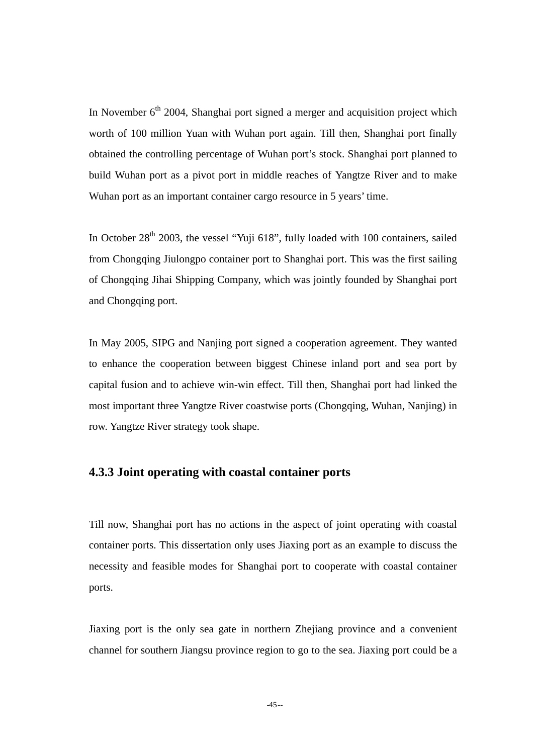In November 6th 2004, Shanghai port signed a merger and acquisition project which worth of 100 million Yuan with Wuhan port again. Till then, Shanghai port finally obtained the controlling percentage of Wuhan port's stock. Shanghai port planned to build Wuhan port as a pivot port in middle reaches of Yangtze River and to make Wuhan port as an important container cargo resource in 5 years' time.

In October 28th 2003, the vessel "Yuji 618", fully loaded with 100 containers, sailed from Chongqing Jiulongpo container port to Shanghai port. This was the first sailing of Chongqing Jihai Shipping Company, which was jointly founded by Shanghai port and Chongqing port.

In May 2005, SIPG and Nanjing port signed a cooperation agreement. They wanted to enhance the cooperation between biggest Chinese inland port and sea port by capital fusion and to achieve win-win effect. Till then, Shanghai port had linked the most important three Yangtze River coastwise ports (Chongqing, Wuhan, Nanjing) in row. Yangtze River strategy took shape.

### 4.3.3 Joint operating with coastal container ports

Till now, Shanghai port has no actions in the aspect of joint operating with coastal container ports. This dissertation only uses Jiaxing port as an example to discuss the necessity and feasible modes for Shanghai port to cooperate with coastal container ports.

Jiaxing port is the only sea gate in northern Zhejiang province and a convenient channel for southern Jiangsu province region to go to the sea. Jiaxing port could be a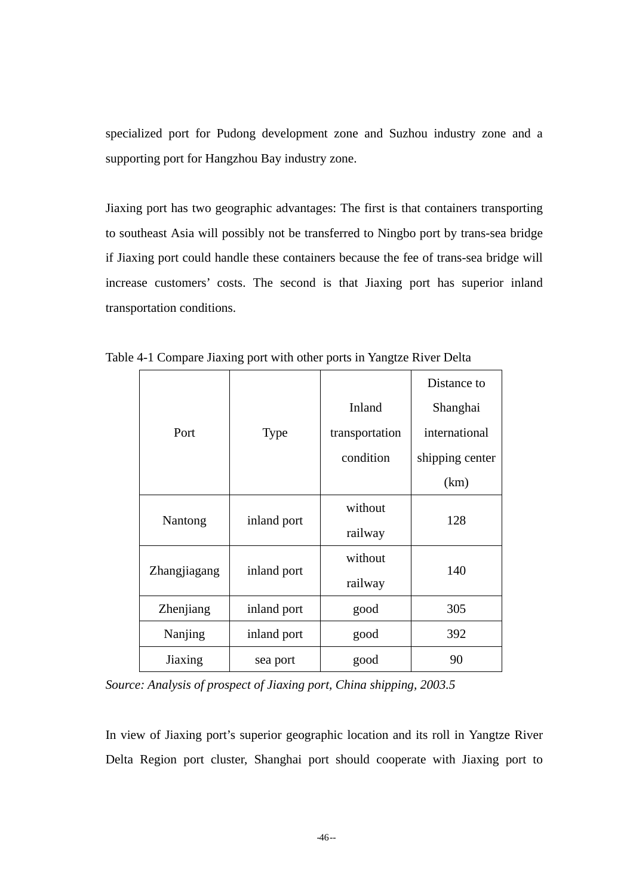specialized port for Pudong development zone and Suzhou industry zone and a supporting port for Hangzhou Bay industry zone.

Jiaxing port has two geographic advantages: The first is that containers transporting to southeast Asia will possibly not be transferred to Ningbo port by trans-sea bridge if Jiaxing port could handle these containers because the fee of trans-sea bridge will increase customers' costs. The second is that Jiaxing port has superior inland transportation conditions.

Table 4-1 Compare Jiaxing port with other ports in Yangtze River Delta

| Port | Type | Inland transportation condition | Distance to Shanghai international shipping center (km) |
|---|---|---|---|
| Nantong | inland port | without railway | 128 |
| Zhangjiagang | inland port | without railway | 140 |
| Zhenjiang | inland port | good | 305 |
| Nanjing | inland port | good | 392 |
| Jiaxing | sea port | good | 90 |

*Source: Analysis of prospect of Jiaxing port, China shipping, 2003.5*

In view of Jiaxing port's superior geographic location and its roll in Yangtze River Delta Region port cluster, Shanghai port should cooperate with Jiaxing port to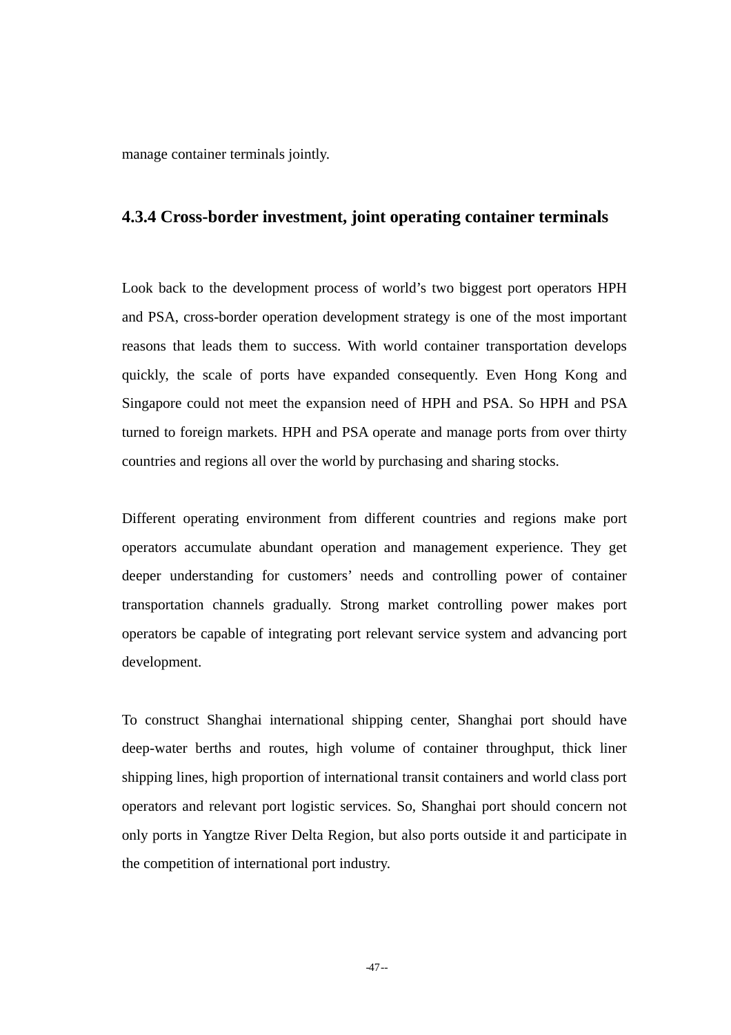manage container terminals jointly.

### 4.3.4 Cross-border investment, joint operating container terminals

Look back to the development process of world's two biggest port operators HPH and PSA, cross-border operation development strategy is one of the most important reasons that leads them to success. With world container transportation develops quickly, the scale of ports have expanded consequently. Even Hong Kong and Singapore could not meet the expansion need of HPH and PSA. So HPH and PSA turned to foreign markets. HPH and PSA operate and manage ports from over thirty countries and regions all over the world by purchasing and sharing stocks.

Different operating environment from different countries and regions make port operators accumulate abundant operation and management experience. They get deeper understanding for customers' needs and controlling power of container transportation channels gradually. Strong market controlling power makes port operators be capable of integrating port relevant service system and advancing port development.

To construct Shanghai international shipping center, Shanghai port should have deep-water berths and routes, high volume of container throughput, thick liner shipping lines, high proportion of international transit containers and world class port operators and relevant port logistic services. So, Shanghai port should concern not only ports in Yangtze River Delta Region, but also ports outside it and participate in the competition of international port industry.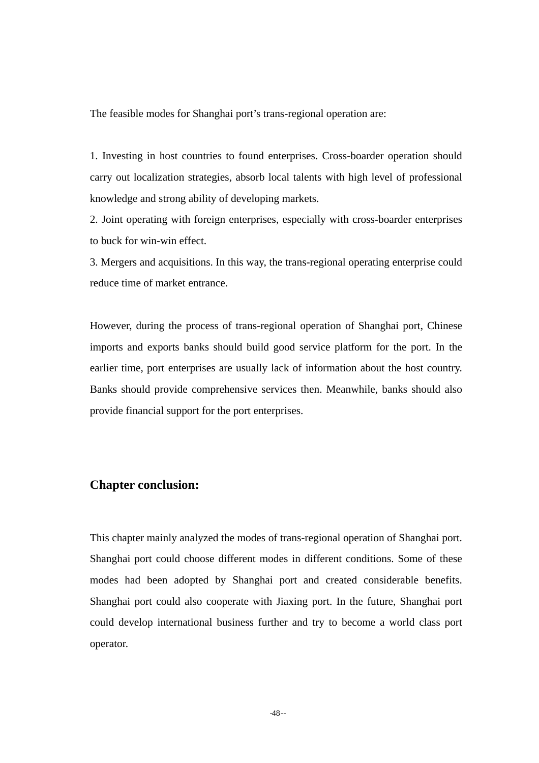The feasible modes for Shanghai port's trans-regional operation are:

1. Investing in host countries to found enterprises. Cross-boarder operation should carry out localization strategies, absorb local talents with high level of professional knowledge and strong ability of developing markets.
2. Joint operating with foreign enterprises, especially with cross-boarder enterprises to buck for win-win effect.
3. Mergers and acquisitions. In this way, the trans-regional operating enterprise could reduce time of market entrance.

However, during the process of trans-regional operation of Shanghai port, Chinese imports and exports banks should build good service platform for the port. In the earlier time, port enterprises are usually lack of information about the host country. Banks should provide comprehensive services then. Meanwhile, banks should also provide financial support for the port enterprises.

### Chapter conclusion:

This chapter mainly analyzed the modes of trans-regional operation of Shanghai port. Shanghai port could choose different modes in different conditions. Some of these modes had been adopted by Shanghai port and created considerable benefits. Shanghai port could also cooperate with Jiaxing port. In the future, Shanghai port could develop international business further and try to become a world class port operator.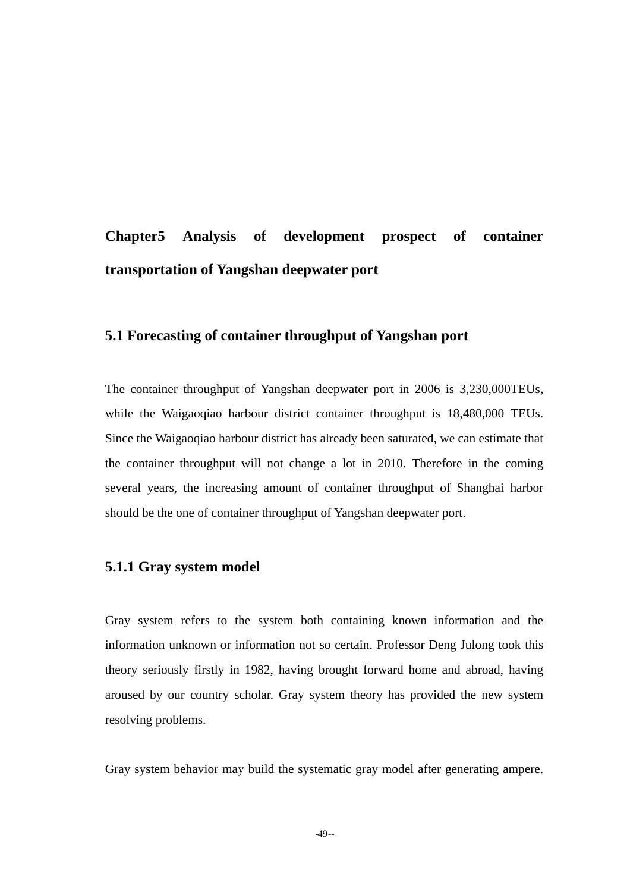# Chapter5 Analysis of development prospect of container transportation of Yangshan deepwater port

## 5.1 Forecasting of container throughput of Yangshan port

The container throughput of Yangshan deepwater port in 2006 is 3,230,000TEUs, while the Waigaoqiao harbour district container throughput is 18,480,000 TEUs. Since the Waigaoqiao harbour district has already been saturated, we can estimate that the container throughput will not change a lot in 2010. Therefore in the coming several years, the increasing amount of container throughput of Shanghai harbor should be the one of container throughput of Yangshan deepwater port.

### 5.1.1 Gray system model

Gray system refers to the system both containing known information and the information unknown or information not so certain. Professor Deng Julong took this theory seriously firstly in 1982, having brought forward home and abroad, having aroused by our country scholar. Gray system theory has provided the new system resolving problems.

Gray system behavior may build the systematic gray model after generating ampere.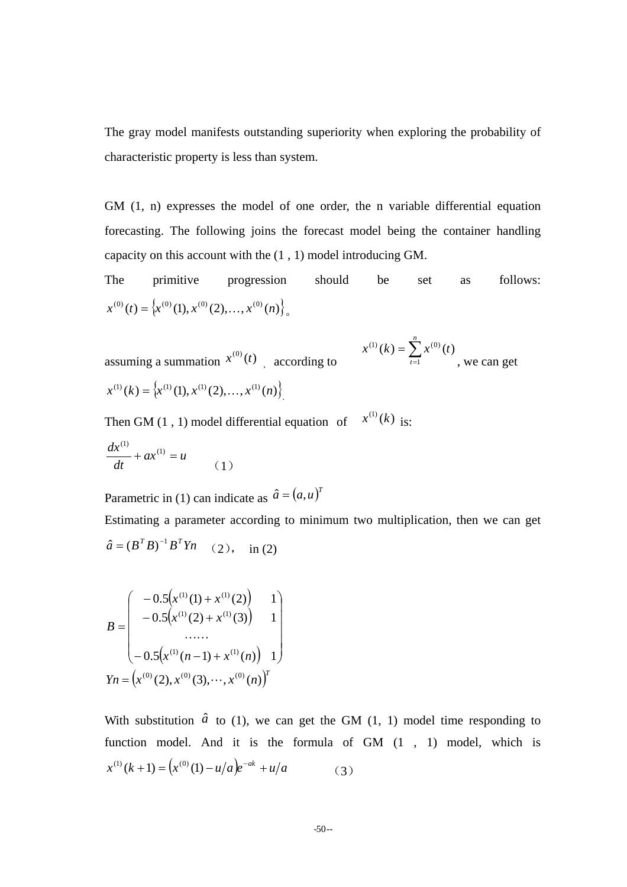The gray model manifests outstanding superiority when exploring the probability of characteristic property is less than system.

GM (1, n) expresses the model of one order, the n variable differential equation forecasting. The following joins the forecast model being the container handling capacity on this account with the (1 , 1) model introducing GM.

The primitive progression should be set as follows: $x^{(0)}(t)=\{x^{(0)}(1),x^{(0)}(2),\ldots,x^{(0)}(n)\}$。

assuming a summation $x^{(0)}(t)$ ， according to $x^{(1)}(k)=\sum_{t=1}^{n}x^{(0)}(t)$ , we can get $x^{(1)}(k)=\{x^{(1)}(1),x^{(1)}(2),\ldots,x^{(1)}(n)\}$.

Then GM (1 , 1) model differential equation of $x^{(1)}(k)$ is:

$$\frac{dx^{(1)}}{dt}+ax^{(1)}=u \qquad (1)$$

Parametric in (1) can indicate as $\hat{a}=(a,u)^{T}$

Estimating a parameter according to minimum two multiplication, then we can get $\hat{a}=(B^{T}B)^{-1}B^{T}Yn$ （2）, in (2)

$$B=\begin{pmatrix} -0.5\left(x^{(1)}(1)+x^{(1)}(2)\right) & 1 \\ -0.5\left(x^{(1)}(2)+x^{(1)}(3)\right) & 1 \\ \cdots\cdots & \\ -0.5\left(x^{(1)}(n-1)+x^{(1)}(n)\right) & 1 \end{pmatrix}$$

$$Yn=\left(x^{(0)}(2),x^{(0)}(3),\cdots,x^{(0)}(n)\right)^{T}$$

With substitution $\hat{a}$ to (1), we can get the GM (1, 1) model time responding to function model. And it is the formula of GM (1 , 1) model, which is

$$x^{(1)}(k+1)=\left(x^{(0)}(1)-u/a\right)e^{-ak}+u/a \qquad (3)$$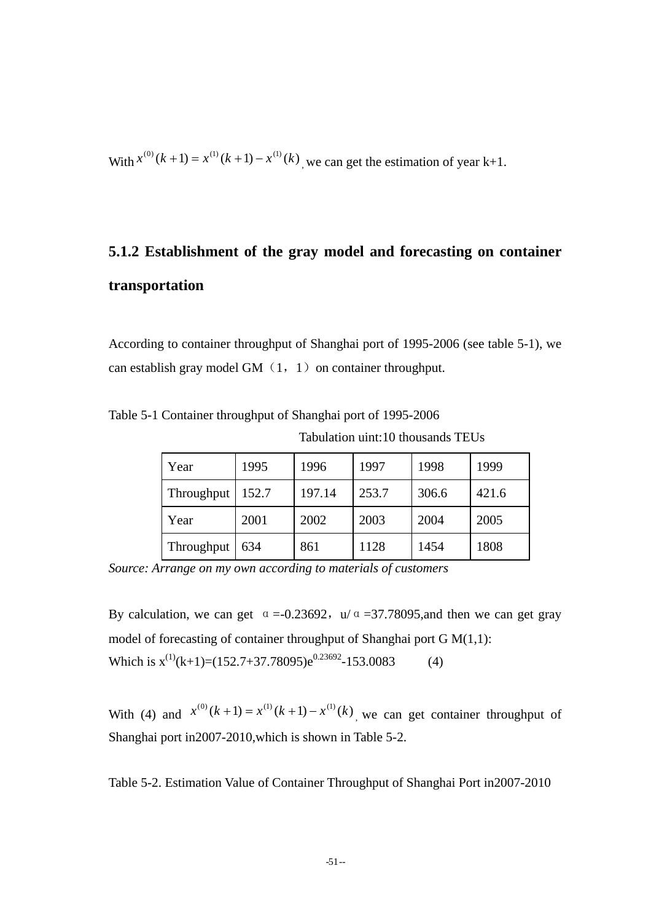With $x^{(0)}(k+1) = x^{(1)}(k+1) - x^{(1)}(k)$, we can get the estimation of year k+1.

### 5.1.2 Establishment of the gray model and forecasting on container transportation

According to container throughput of Shanghai port of 1995-2006 (see table 5-1), we can establish gray model GM（1，1）on container throughput.

Table 5-1 Container throughput of Shanghai port of 1995-2006

Tabulation uint:10 thousands TEUs

| Year | 1995 | 1996 | 1997 | 1998 | 1999 |
|---|---|---|---|---|---|
| Throughput | 152.7 | 197.14 | 253.7 | 306.6 | 421.6 |
| Year | 2001 | 2002 | 2003 | 2004 | 2005 |
| Throughput | 634 | 861 | 1128 | 1454 | 1808 |

*Source: Arrange on my own according to materials of customers*

By calculation, we can get $\alpha$=-0.23692，u/$\alpha$=37.78095,and then we can get gray model of forecasting of container throughput of Shanghai port G M(1,1):

Which is $x^{(1)}(k+1)=(152.7+37.78095)e^{0.23692}-153.0083$ (4)

With (4) and $x^{(0)}(k+1) = x^{(1)}(k+1) - x^{(1)}(k)$, we can get container throughput of Shanghai port in2007-2010,which is shown in Table 5-2.

Table 5-2. Estimation Value of Container Throughput of Shanghai Port in2007-2010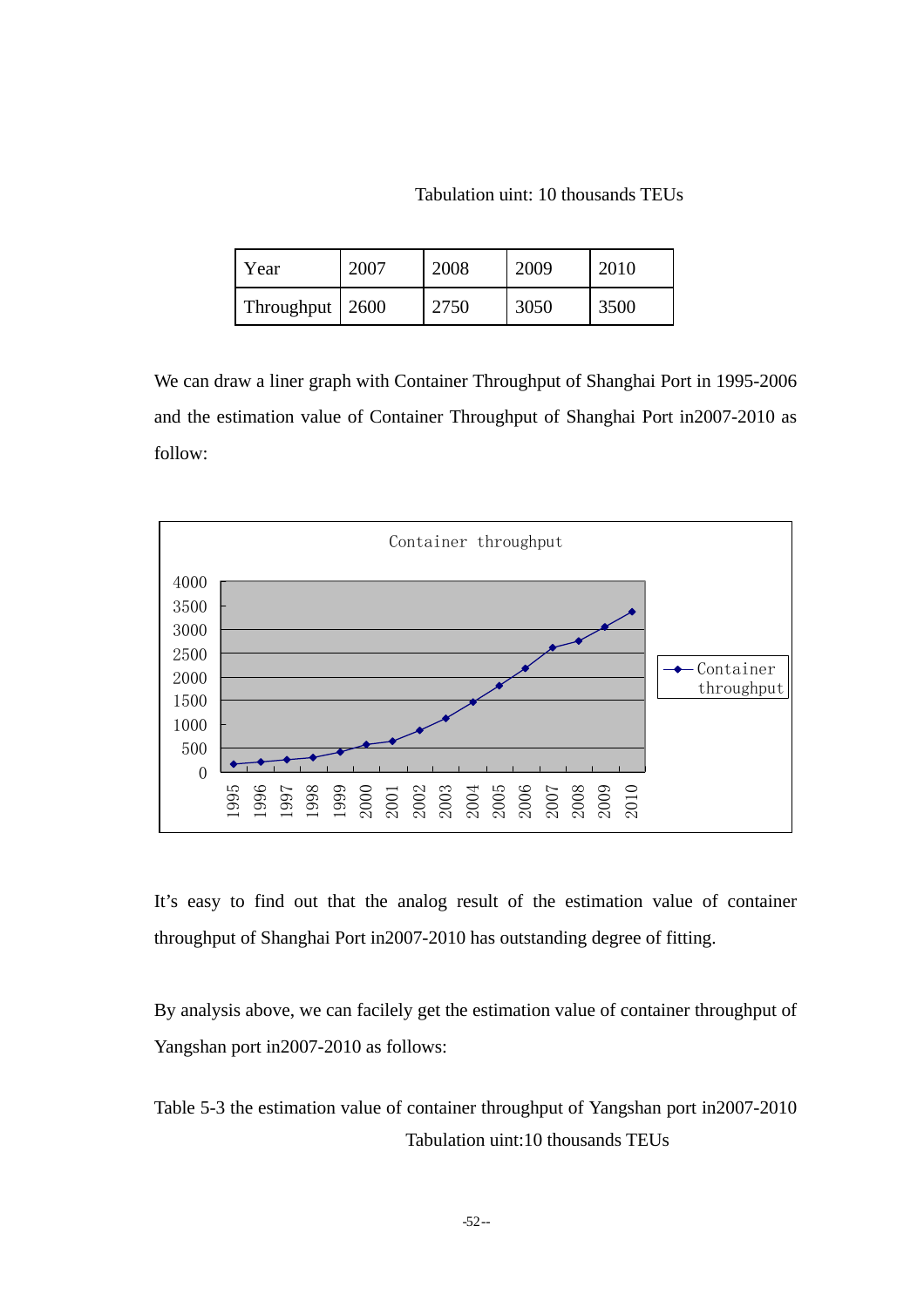Tabulation uint: 10 thousands TEUs

| Year | 2007 | 2008 | 2009 | 2010 |
|---|---|---|---|---|
| Throughput | 2600 | 2750 | 3050 | 3500 |

We can draw a liner graph with Container Throughput of Shanghai Port in 1995-2006 and the estimation value of Container Throughput of Shanghai Port in2007-2010 as follow:

It's easy to find out that the analog result of the estimation value of container throughput of Shanghai Port in2007-2010 has outstanding degree of fitting.

By analysis above, we can facilely get the estimation value of container throughput of Yangshan port in2007-2010 as follows:

Table 5-3 the estimation value of container throughput of Yangshan port in2007-2010

Tabulation uint:10 thousands TEUs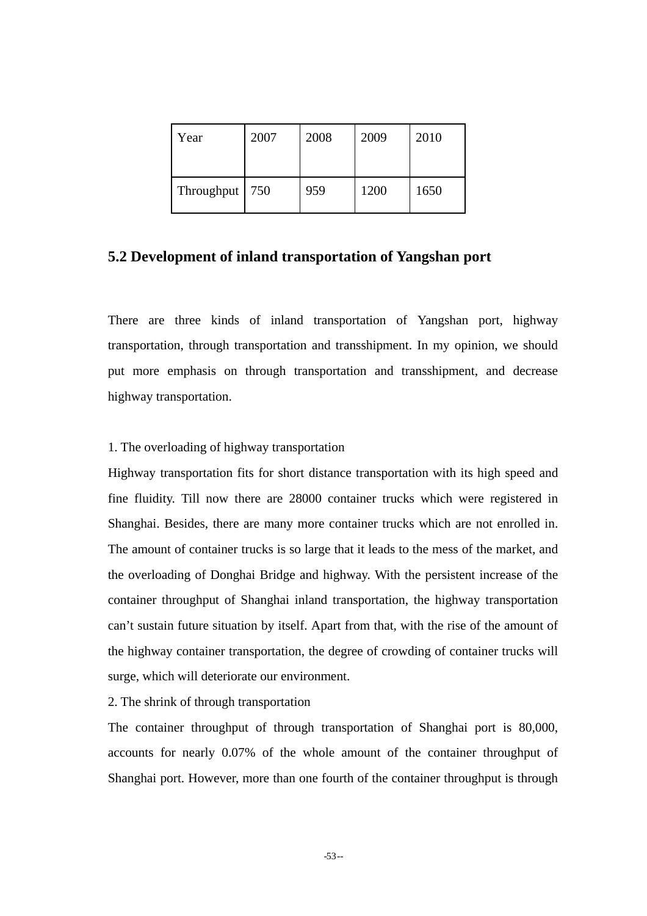| Year | 2007 | 2008 | 2009 | 2010 |
| --- | --- | --- | --- | --- |
| Throughput | 750 | 959 | 1200 | 1650 |

## 5.2 Development of inland transportation of Yangshan port

There are three kinds of inland transportation of Yangshan port, highway transportation, through transportation and transshipment. In my opinion, we should put more emphasis on through transportation and transshipment, and decrease highway transportation.

1. The overloading of highway transportation

Highway transportation fits for short distance transportation with its high speed and fine fluidity. Till now there are 28000 container trucks which were registered in Shanghai. Besides, there are many more container trucks which are not enrolled in. The amount of container trucks is so large that it leads to the mess of the market, and the overloading of Donghai Bridge and highway. With the persistent increase of the container throughput of Shanghai inland transportation, the highway transportation can't sustain future situation by itself. Apart from that, with the rise of the amount of the highway container transportation, the degree of crowding of container trucks will surge, which will deteriorate our environment.

2. The shrink of through transportation

The container throughput of through transportation of Shanghai port is 80,000, accounts for nearly 0.07% of the whole amount of the container throughput of Shanghai port. However, more than one fourth of the container throughput is through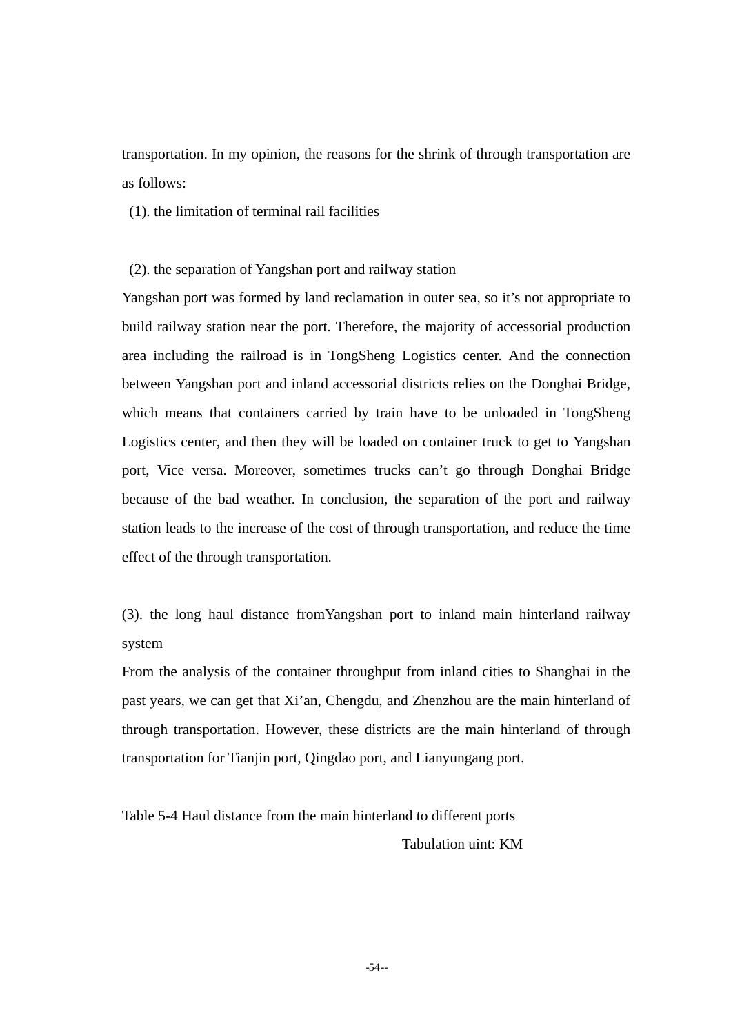transportation. In my opinion, the reasons for the shrink of through transportation are as follows:

(1). the limitation of terminal rail facilities

(2). the separation of Yangshan port and railway station

Yangshan port was formed by land reclamation in outer sea, so it's not appropriate to build railway station near the port. Therefore, the majority of accessorial production area including the railroad is in TongSheng Logistics center. And the connection between Yangshan port and inland accessorial districts relies on the Donghai Bridge, which means that containers carried by train have to be unloaded in TongSheng Logistics center, and then they will be loaded on container truck to get to Yangshan port, Vice versa. Moreover, sometimes trucks can't go through Donghai Bridge because of the bad weather. In conclusion, the separation of the port and railway station leads to the increase of the cost of through transportation, and reduce the time effect of the through transportation.

(3). the long haul distance fromYangshan port to inland main hinterland railway system

From the analysis of the container throughput from inland cities to Shanghai in the past years, we can get that Xi'an, Chengdu, and Zhenzhou are the main hinterland of through transportation. However, these districts are the main hinterland of through transportation for Tianjin port, Qingdao port, and Lianyungang port.

Table 5-4 Haul distance from the main hinterland to different ports

Tabulation uint: KM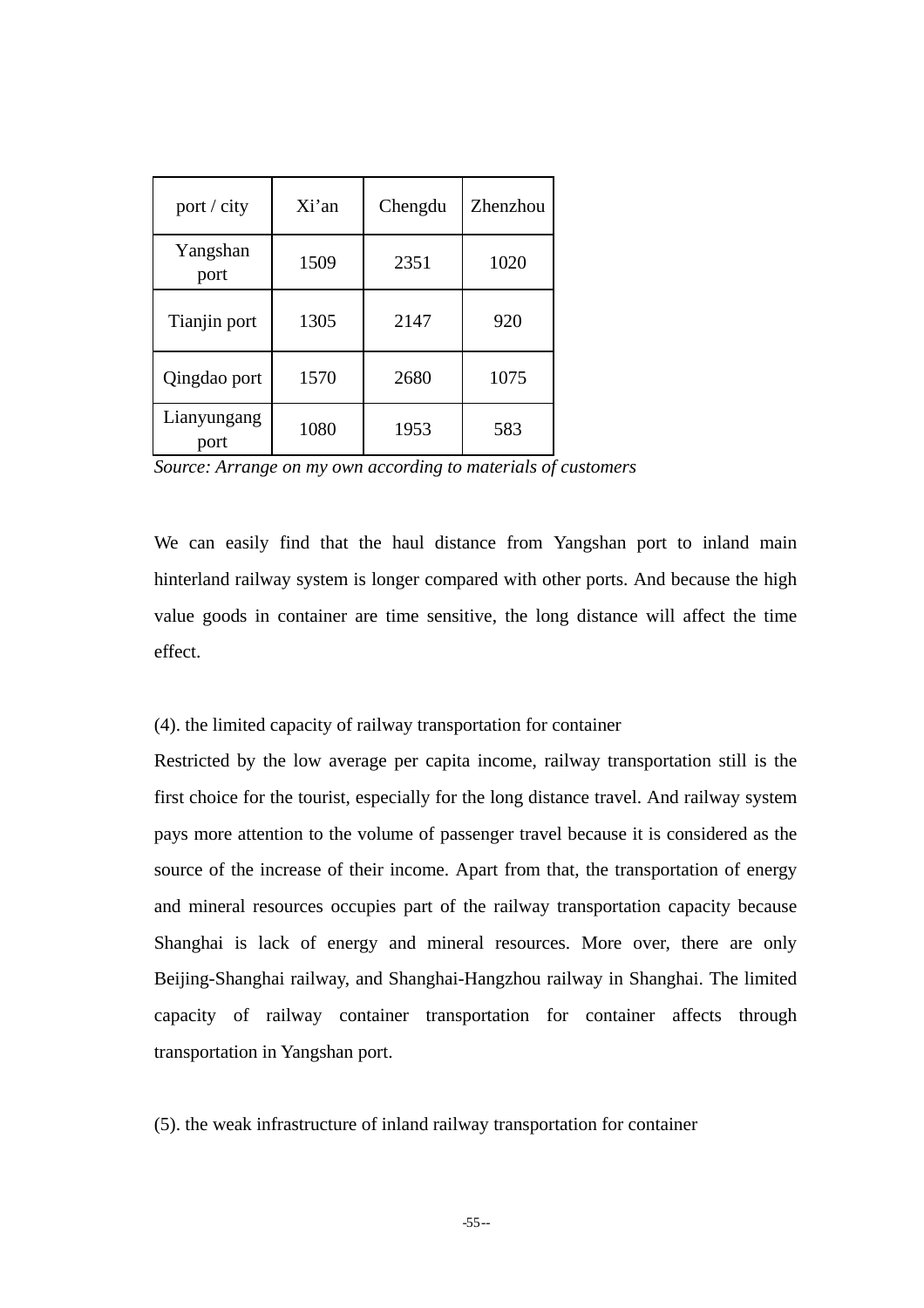| port / city | Xi'an | Chengdu | Zhenzhou |
|---|---|---|---|
| Yangshan port | 1509 | 2351 | 1020 |
| Tianjin port | 1305 | 2147 | 920 |
| Qingdao port | 1570 | 2680 | 1075 |
| Lianyungang port | 1080 | 1953 | 583 |

*Source: Arrange on my own according to materials of customers*

We can easily find that the haul distance from Yangshan port to inland main hinterland railway system is longer compared with other ports. And because the high value goods in container are time sensitive, the long distance will affect the time effect.

(4). the limited capacity of railway transportation for container

Restricted by the low average per capita income, railway transportation still is the first choice for the tourist, especially for the long distance travel. And railway system pays more attention to the volume of passenger travel because it is considered as the source of the increase of their income. Apart from that, the transportation of energy and mineral resources occupies part of the railway transportation capacity because Shanghai is lack of energy and mineral resources. More over, there are only Beijing-Shanghai railway, and Shanghai-Hangzhou railway in Shanghai. The limited capacity of railway container transportation for container affects through transportation in Yangshan port.

(5). the weak infrastructure of inland railway transportation for container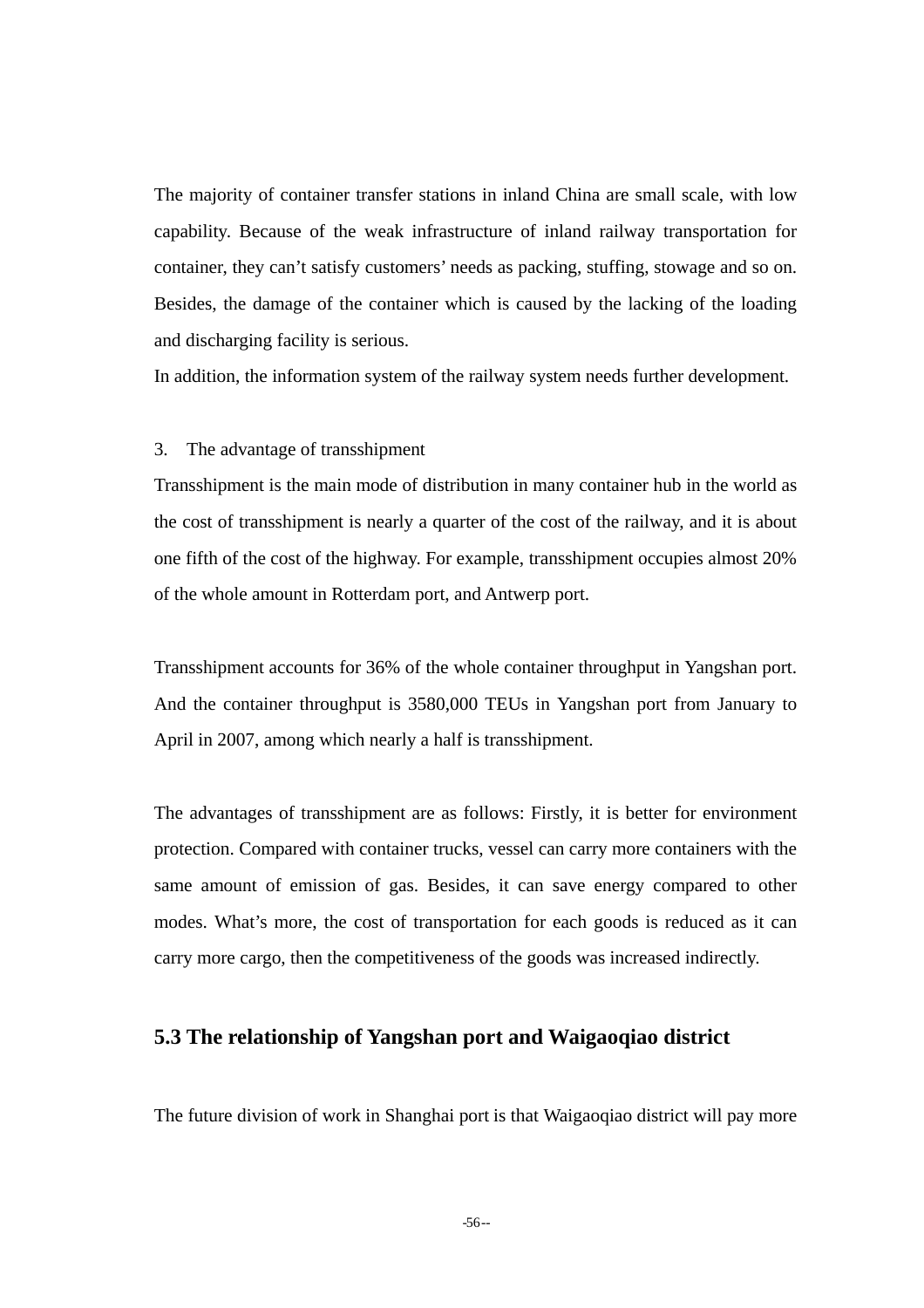The majority of container transfer stations in inland China are small scale, with low capability. Because of the weak infrastructure of inland railway transportation for container, they can't satisfy customers' needs as packing, stuffing, stowage and so on. Besides, the damage of the container which is caused by the lacking of the loading and discharging facility is serious.

In addition, the information system of the railway system needs further development.

3. The advantage of transshipment

Transshipment is the main mode of distribution in many container hub in the world as the cost of transshipment is nearly a quarter of the cost of the railway, and it is about one fifth of the cost of the highway. For example, transshipment occupies almost 20% of the whole amount in Rotterdam port, and Antwerp port.

Transshipment accounts for 36% of the whole container throughput in Yangshan port. And the container throughput is 3580,000 TEUs in Yangshan port from January to April in 2007, among which nearly a half is transshipment.

The advantages of transshipment are as follows: Firstly, it is better for environment protection. Compared with container trucks, vessel can carry more containers with the same amount of emission of gas. Besides, it can save energy compared to other modes. What's more, the cost of transportation for each goods is reduced as it can carry more cargo, then the competitiveness of the goods was increased indirectly.

## 5.3 The relationship of Yangshan port and Waigaoqiao district

The future division of work in Shanghai port is that Waigaoqiao district will pay more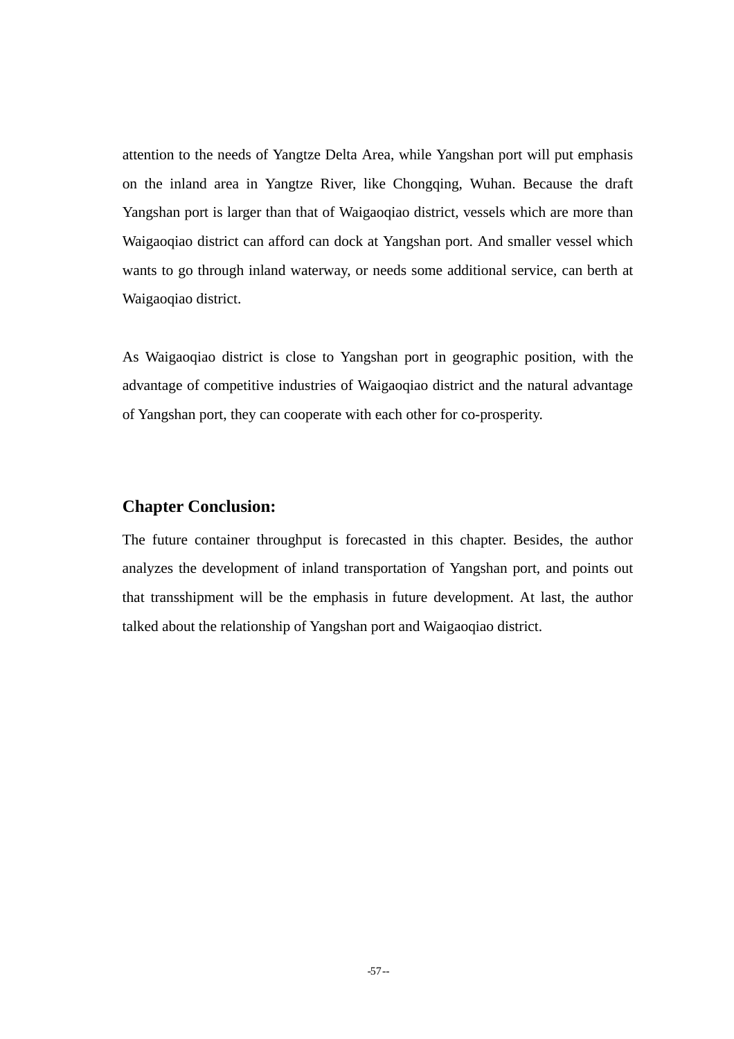attention to the needs of Yangtze Delta Area, while Yangshan port will put emphasis on the inland area in Yangtze River, like Chongqing, Wuhan. Because the draft Yangshan port is larger than that of Waigaoqiao district, vessels which are more than Waigaoqiao district can afford can dock at Yangshan port. And smaller vessel which wants to go through inland waterway, or needs some additional service, can berth at Waigaoqiao district.

As Waigaoqiao district is close to Yangshan port in geographic position, with the advantage of competitive industries of Waigaoqiao district and the natural advantage of Yangshan port, they can cooperate with each other for co-prosperity.

## Chapter Conclusion:

The future container throughput is forecasted in this chapter. Besides, the author analyzes the development of inland transportation of Yangshan port, and points out that transshipment will be the emphasis in future development. At last, the author talked about the relationship of Yangshan port and Waigaoqiao district.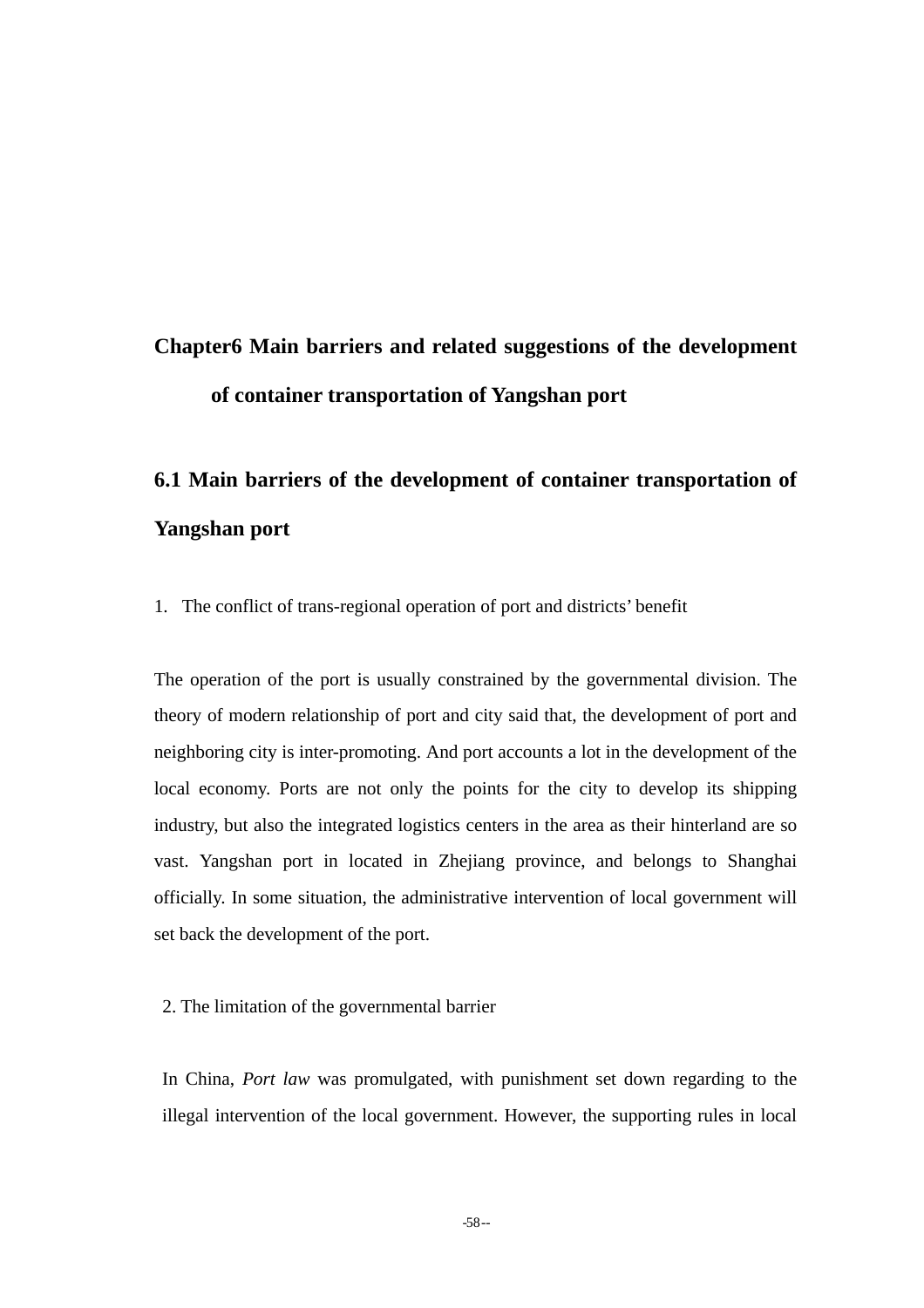# Chapter6 Main barriers and related suggestions of the development of container transportation of Yangshan port

## 6.1 Main barriers of the development of container transportation of Yangshan port

1. The conflict of trans-regional operation of port and districts' benefit

The operation of the port is usually constrained by the governmental division. The theory of modern relationship of port and city said that, the development of port and neighboring city is inter-promoting. And port accounts a lot in the development of the local economy. Ports are not only the points for the city to develop its shipping industry, but also the integrated logistics centers in the area as their hinterland are so vast. Yangshan port in located in Zhejiang province, and belongs to Shanghai officially. In some situation, the administrative intervention of local government will set back the development of the port.

2. The limitation of the governmental barrier

In China, *Port law* was promulgated, with punishment set down regarding to the illegal intervention of the local government. However, the supporting rules in local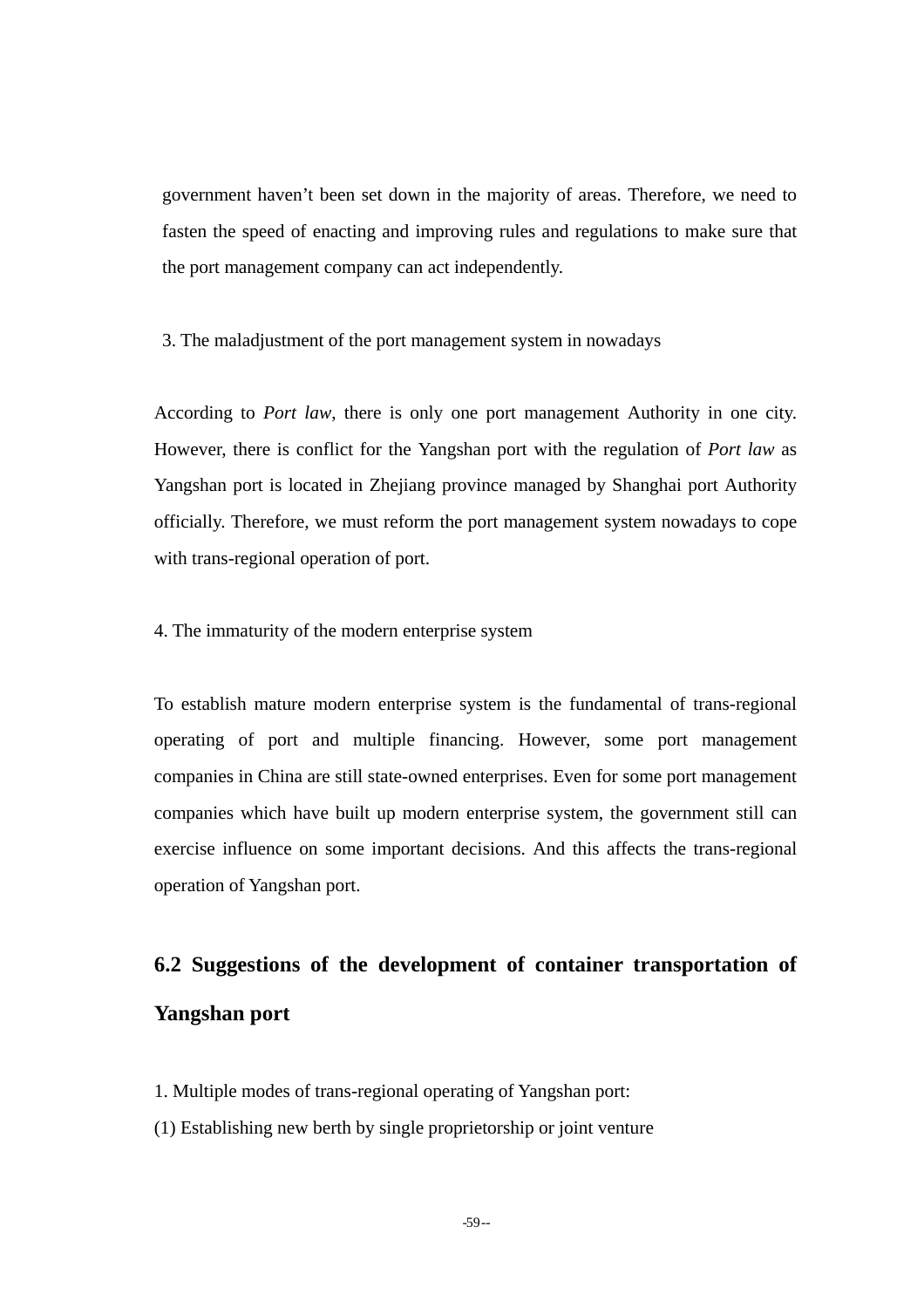government haven't been set down in the majority of areas. Therefore, we need to fasten the speed of enacting and improving rules and regulations to make sure that the port management company can act independently.

3. The maladjustment of the port management system in nowadays

According to *Port law*, there is only one port management Authority in one city. However, there is conflict for the Yangshan port with the regulation of *Port law* as Yangshan port is located in Zhejiang province managed by Shanghai port Authority officially. Therefore, we must reform the port management system nowadays to cope with trans-regional operation of port.

4. The immaturity of the modern enterprise system

To establish mature modern enterprise system is the fundamental of trans-regional operating of port and multiple financing. However, some port management companies in China are still state-owned enterprises. Even for some port management companies which have built up modern enterprise system, the government still can exercise influence on some important decisions. And this affects the trans-regional operation of Yangshan port.

## 6.2 Suggestions of the development of container transportation of Yangshan port

1. Multiple modes of trans-regional operating of Yangshan port:

(1) Establishing new berth by single proprietorship or joint venture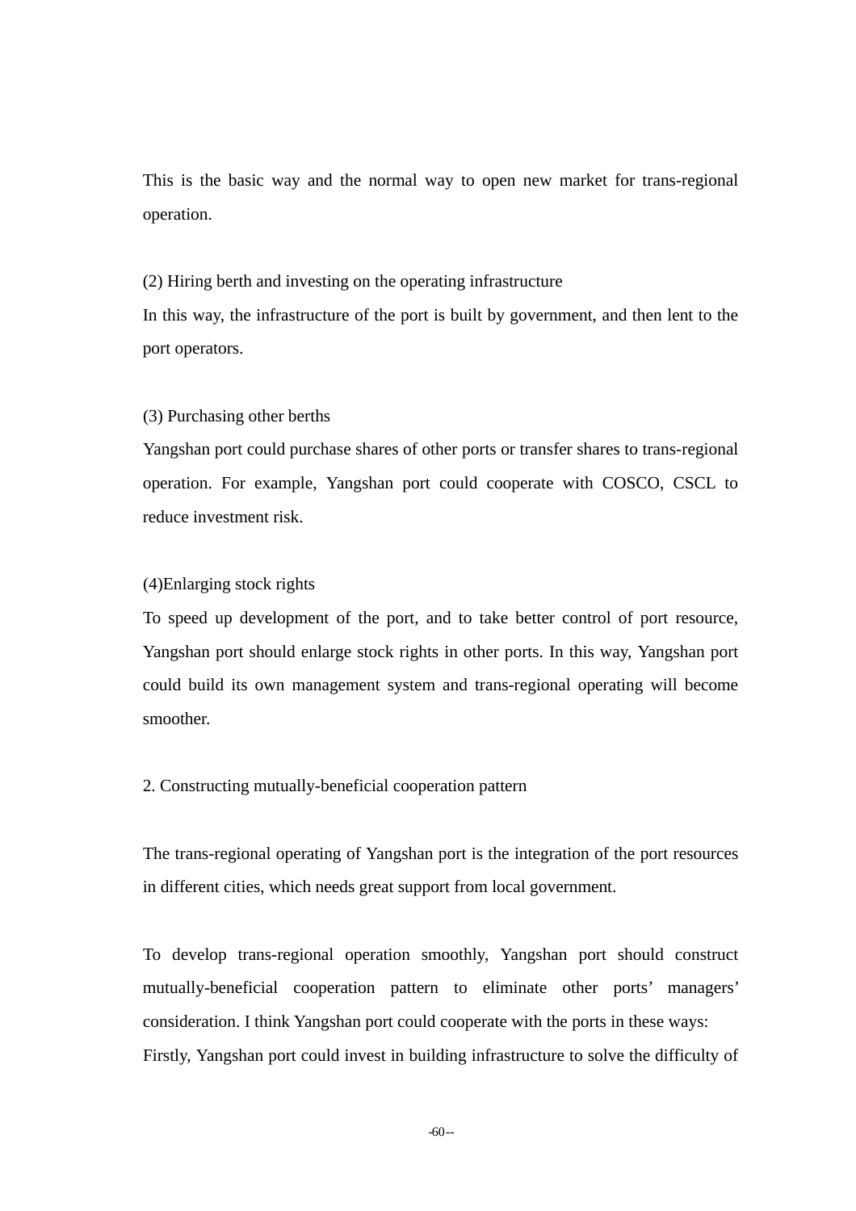This is the basic way and the normal way to open new market for trans-regional operation.

(2) Hiring berth and investing on the operating infrastructure

In this way, the infrastructure of the port is built by government, and then lent to the port operators.

(3) Purchasing other berths

Yangshan port could purchase shares of other ports or transfer shares to trans-regional operation. For example, Yangshan port could cooperate with COSCO, CSCL to reduce investment risk.

(4)Enlarging stock rights

To speed up development of the port, and to take better control of port resource, Yangshan port should enlarge stock rights in other ports. In this way, Yangshan port could build its own management system and trans-regional operating will become smoother.

2. Constructing mutually-beneficial cooperation pattern

The trans-regional operating of Yangshan port is the integration of the port resources in different cities, which needs great support from local government.

To develop trans-regional operation smoothly, Yangshan port should construct mutually-beneficial cooperation pattern to eliminate other ports' managers' consideration. I think Yangshan port could cooperate with the ports in these ways:

Firstly, Yangshan port could invest in building infrastructure to solve the difficulty of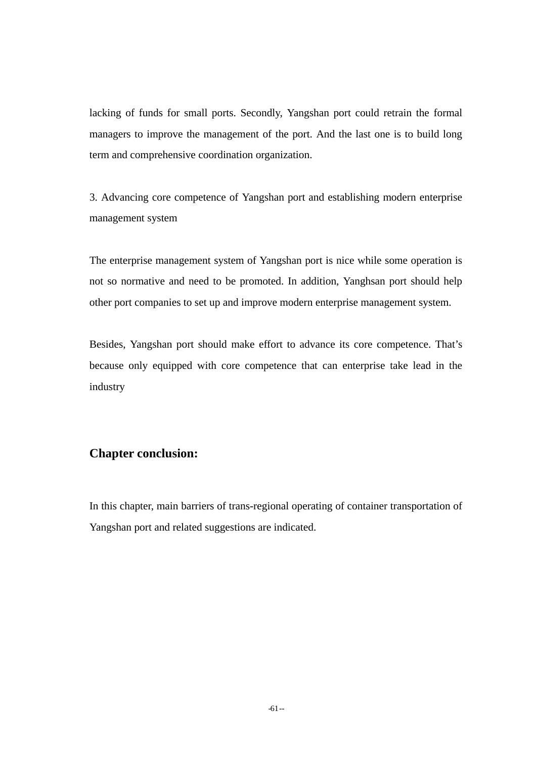lacking of funds for small ports. Secondly, Yangshan port could retrain the formal managers to improve the management of the port. And the last one is to build long term and comprehensive coordination organization.

3. Advancing core competence of Yangshan port and establishing modern enterprise management system

The enterprise management system of Yangshan port is nice while some operation is not so normative and need to be promoted. In addition, Yanghsan port should help other port companies to set up and improve modern enterprise management system.

Besides, Yangshan port should make effort to advance its core competence. That's because only equipped with core competence that can enterprise take lead in the industry

## Chapter conclusion:

In this chapter, main barriers of trans-regional operating of container transportation of Yangshan port and related suggestions are indicated.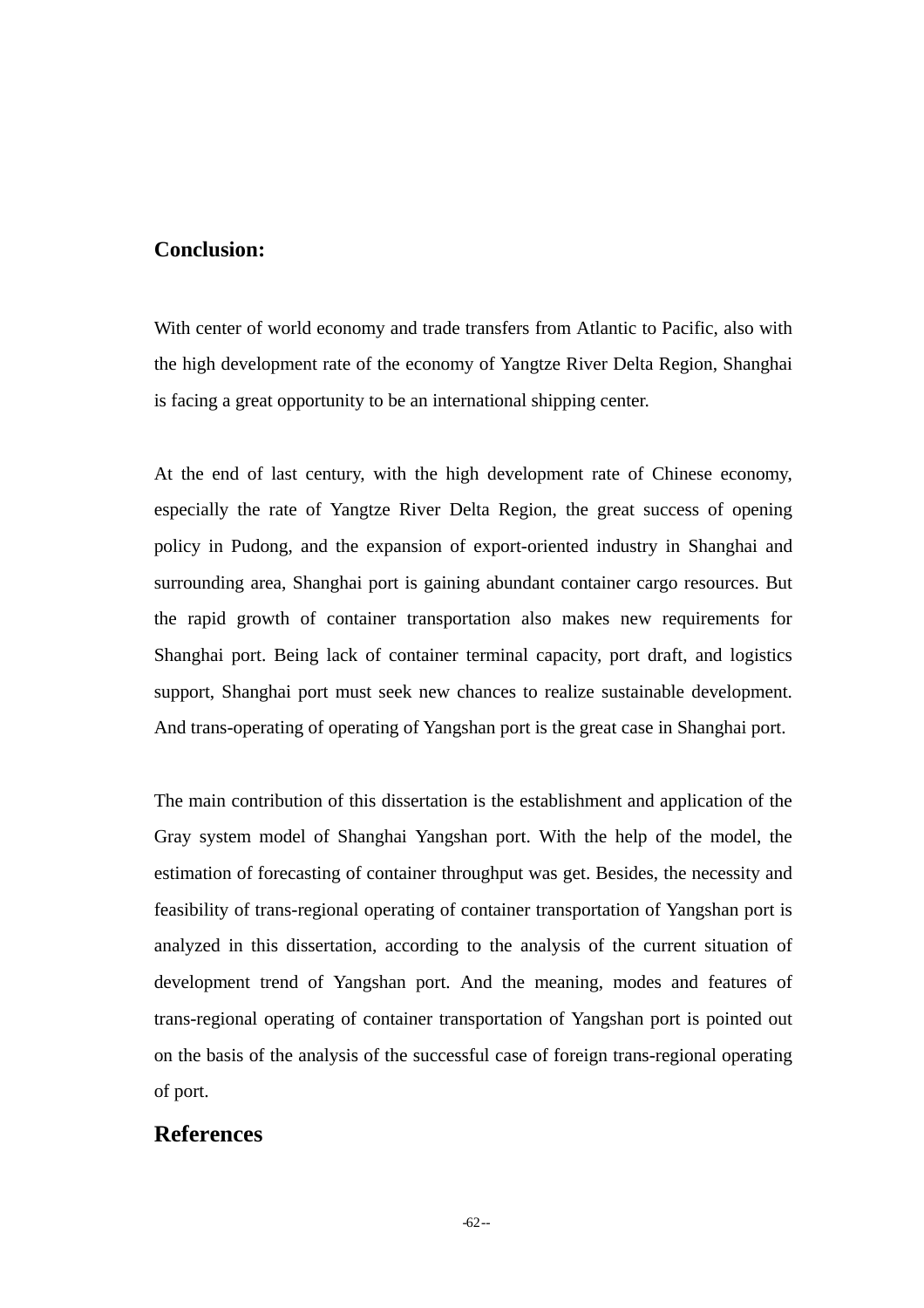## Conclusion:

With center of world economy and trade transfers from Atlantic to Pacific, also with the high development rate of the economy of Yangtze River Delta Region, Shanghai is facing a great opportunity to be an international shipping center.

At the end of last century, with the high development rate of Chinese economy, especially the rate of Yangtze River Delta Region, the great success of opening policy in Pudong, and the expansion of export-oriented industry in Shanghai and surrounding area, Shanghai port is gaining abundant container cargo resources. But the rapid growth of container transportation also makes new requirements for Shanghai port. Being lack of container terminal capacity, port draft, and logistics support, Shanghai port must seek new chances to realize sustainable development. And trans-operating of operating of Yangshan port is the great case in Shanghai port.

The main contribution of this dissertation is the establishment and application of the Gray system model of Shanghai Yangshan port. With the help of the model, the estimation of forecasting of container throughput was get. Besides, the necessity and feasibility of trans-regional operating of container transportation of Yangshan port is analyzed in this dissertation, according to the analysis of the current situation of development trend of Yangshan port. And the meaning, modes and features of trans-regional operating of container transportation of Yangshan port is pointed out on the basis of the analysis of the successful case of foreign trans-regional operating of port.

## References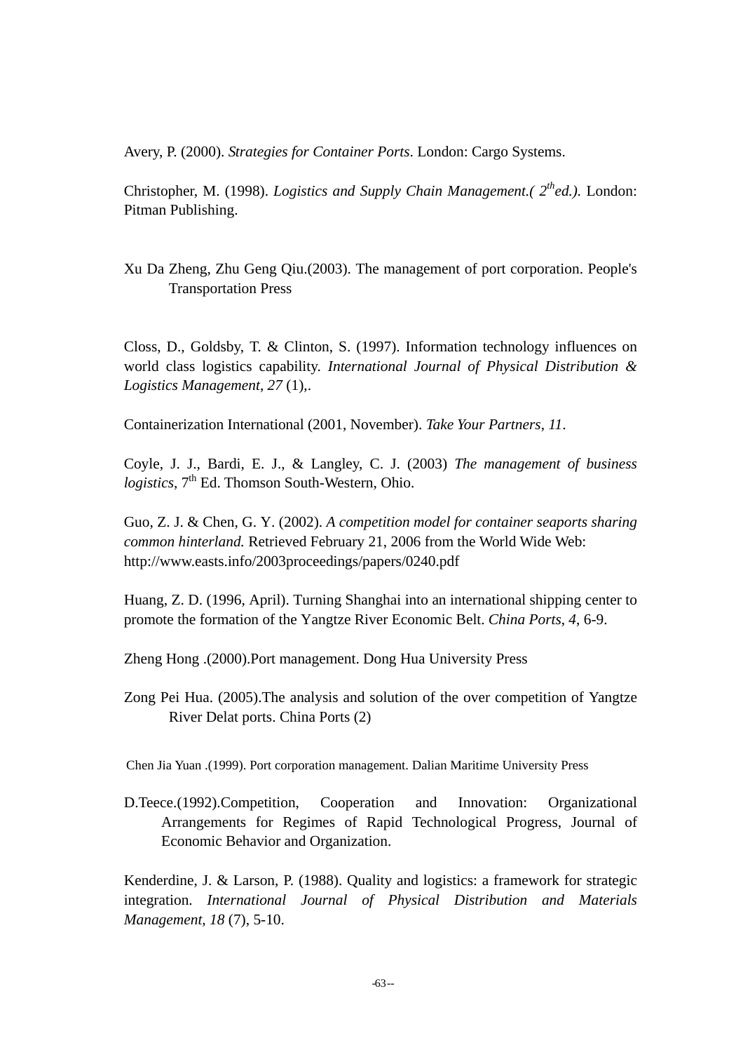Avery, P. (2000). *Strategies for Container Ports*. London: Cargo Systems.

Christopher, M. (1998). *Logistics and Supply Chain Management.( 2th ed.)*. London: Pitman Publishing.

Xu Da Zheng, Zhu Geng Qiu.(2003). The management of port corporation. People's Transportation Press

Closs, D., Goldsby, T. & Clinton, S. (1997). Information technology influences on world class logistics capability. *International Journal of Physical Distribution & Logistics Management*, *27* (1),.

Containerization International (2001, November). *Take Your Partners*, *11*.

Coyle, J. J., Bardi, E. J., & Langley, C. J. (2003) *The management of business logistics*, 7th Ed. Thomson South-Western, Ohio.

Guo, Z. J. & Chen, G. Y. (2002). *A competition model for container seaports sharing common hinterland.* Retrieved February 21, 2006 from the World Wide Web: http://www.easts.info/2003proceedings/papers/0240.pdf

Huang, Z. D. (1996, April). Turning Shanghai into an international shipping center to promote the formation of the Yangtze River Economic Belt. *China Ports*, *4*, 6-9.

Zheng Hong .(2000).Port management. Dong Hua University Press

Zong Pei Hua. (2005).The analysis and solution of the over competition of Yangtze River Delat ports. China Ports (2)

Chen Jia Yuan .(1999). Port corporation management. Dalian Maritime University Press

D.Teece.(1992).Competition, Cooperation and Innovation: Organizational Arrangements for Regimes of Rapid Technological Progress, Journal of Economic Behavior and Organization.

Kenderdine, J. & Larson, P. (1988). Quality and logistics: a framework for strategic integration. *International Journal of Physical Distribution and Materials Management*, *18* (7), 5-10.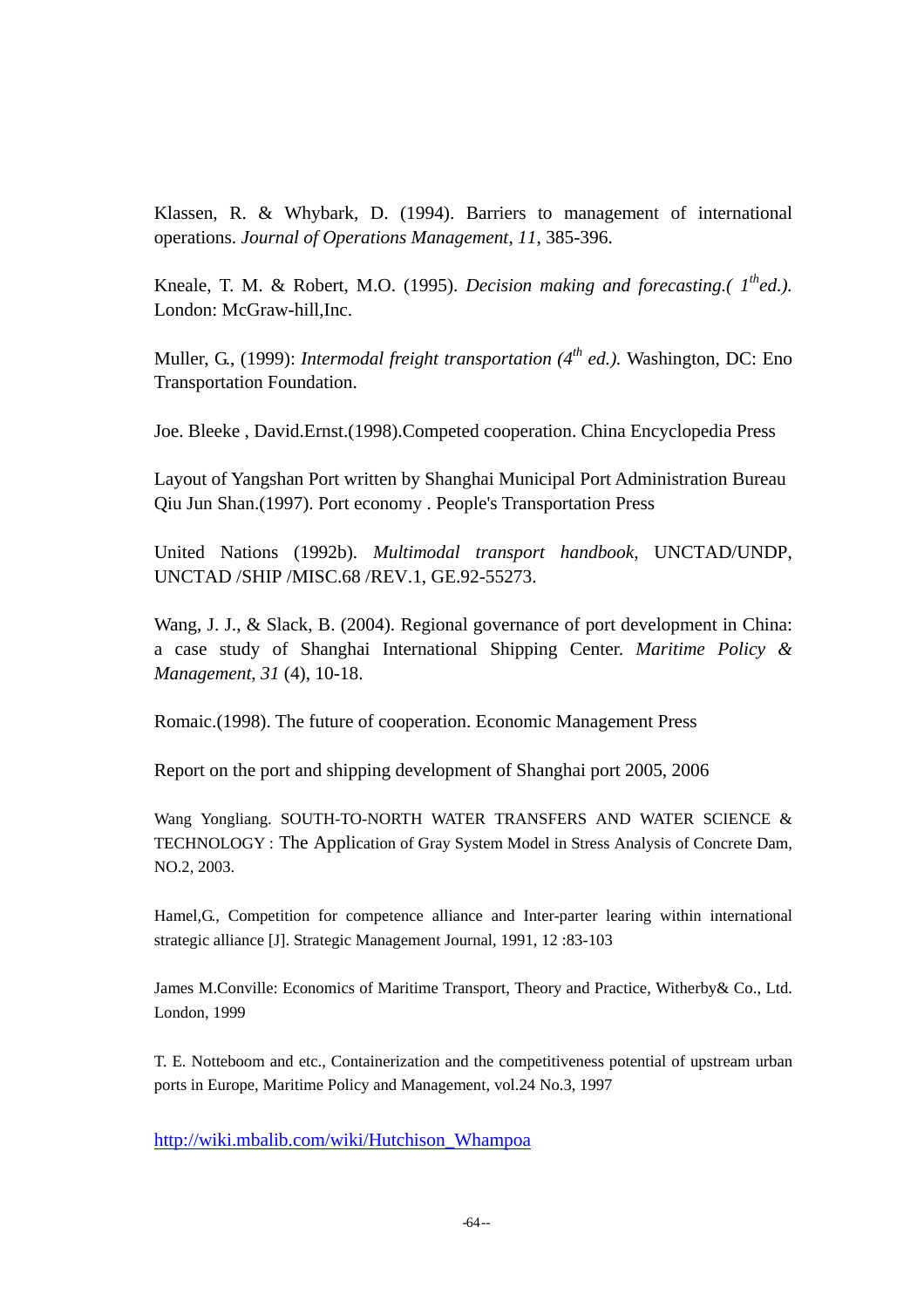Klassen, R. & Whybark, D. (1994). Barriers to management of international operations. *Journal of Operations Management*, *11*, 385-396.

Kneale, T. M. & Robert, M.O. (1995). *Decision making and forecasting.( 1thed.).* London: McGraw-hill,Inc.

Muller, G., (1999): *Intermodal freight transportation (4th ed.).* Washington, DC: Eno Transportation Foundation.

Joe. Bleeke , David.Ernst.(1998).Competed cooperation. China Encyclopedia Press

Layout of Yangshan Port written by Shanghai Municipal Port Administration Bureau
Qiu Jun Shan.(1997). Port economy . People's Transportation Press

United Nations (1992b). *Multimodal transport handbook*, UNCTAD/UNDP, UNCTAD /SHIP /MISC.68 /REV.1, GE.92-55273.

Wang, J. J., & Slack, B. (2004). Regional governance of port development in China: a case study of Shanghai International Shipping Center. *Maritime Policy & Management*, *31* (4), 10-18.

Romaic.(1998). The future of cooperation. Economic Management Press

Report on the port and shipping development of Shanghai port 2005, 2006

Wang Yongliang. SOUTH-TO-NORTH WATER TRANSFERS AND WATER SCIENCE & TECHNOLOGY : The Application of Gray System Model in Stress Analysis of Concrete Dam, NO.2, 2003.

Hamel,G., Competition for competence alliance and Inter-parter learing within international strategic alliance [J]. Strategic Management Journal, 1991, 12 :83-103

James M.Conville: Economics of Maritime Transport, Theory and Practice, Witherby& Co., Ltd. London, 1999

T. E. Notteboom and etc., Containerization and the competitiveness potential of upstream urban ports in Europe, Maritime Policy and Management, vol.24 No.3, 1997

http://wiki.mbalib.com/wiki/Hutchison_Whampoa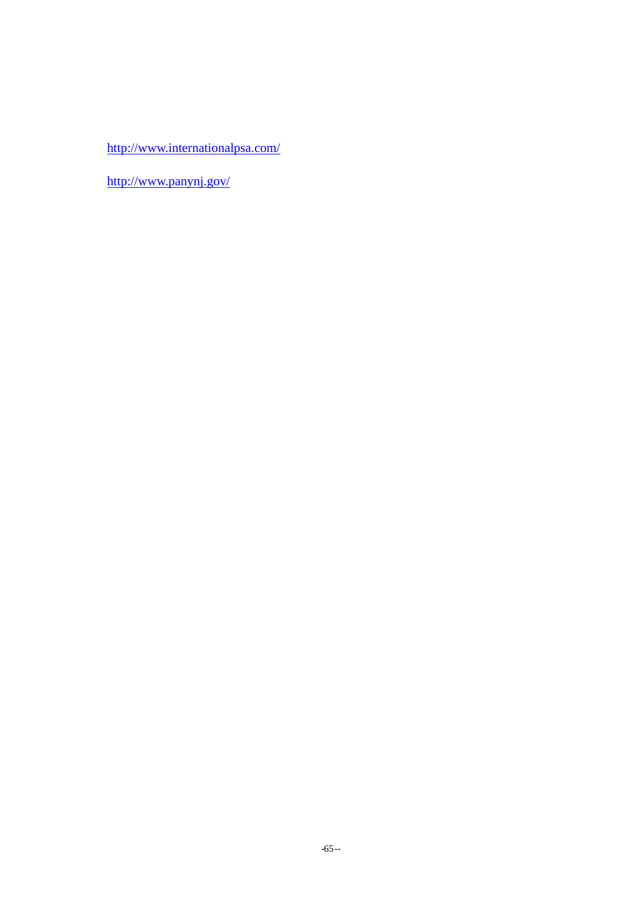http://www.internationalpsa.com/

http://www.panynj.gov/